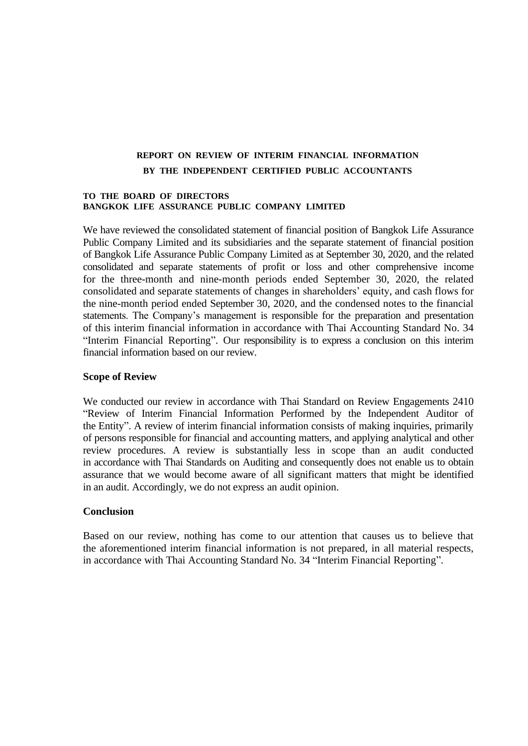# REPORT ON REVIEW OF INTERIM FINANCIAL INFORMATION
# BY THE INDEPENDENT CERTIFIED PUBLIC ACCOUNTANTS

**TO THE BOARD OF DIRECTORS**
**BANGKOK LIFE ASSURANCE PUBLIC COMPANY LIMITED**

We have reviewed the consolidated statement of financial position of Bangkok Life Assurance Public Company Limited and its subsidiaries and the separate statement of financial position of Bangkok Life Assurance Public Company Limited as at September 30, 2020, and the related consolidated and separate statements of profit or loss and other comprehensive income for the three-month and nine-month periods ended September 30, 2020, the related consolidated and separate statements of changes in shareholders' equity, and cash flows for the nine-month period ended September 30, 2020, and the condensed notes to the financial statements. The Company's management is responsible for the preparation and presentation of this interim financial information in accordance with Thai Accounting Standard No. 34 "Interim Financial Reporting". Our responsibility is to express a conclusion on this interim financial information based on our review.

## Scope of Review

We conducted our review in accordance with Thai Standard on Review Engagements 2410 "Review of Interim Financial Information Performed by the Independent Auditor of the Entity". A review of interim financial information consists of making inquiries, primarily of persons responsible for financial and accounting matters, and applying analytical and other review procedures. A review is substantially less in scope than an audit conducted in accordance with Thai Standards on Auditing and consequently does not enable us to obtain assurance that we would become aware of all significant matters that might be identified in an audit. Accordingly, we do not express an audit opinion.

## Conclusion

Based on our review, nothing has come to our attention that causes us to believe that the aforementioned interim financial information is not prepared, in all material respects, in accordance with Thai Accounting Standard No. 34 "Interim Financial Reporting".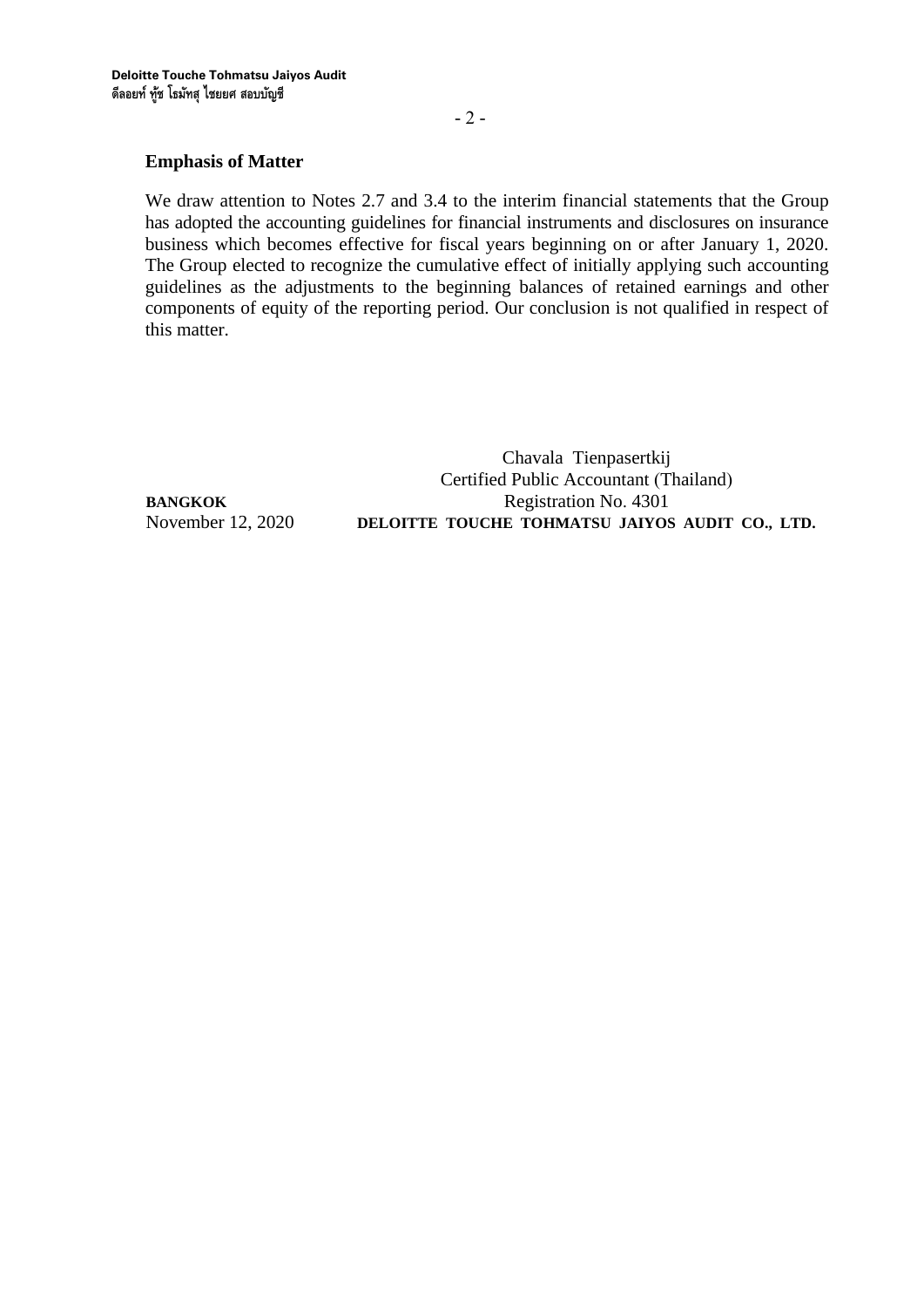**Emphasis of Matter**

We draw attention to Notes 2.7 and 3.4 to the interim financial statements that the Group has adopted the accounting guidelines for financial instruments and disclosures on insurance business which becomes effective for fiscal years beginning on or after January 1, 2020. The Group elected to recognize the cumulative effect of initially applying such accounting guidelines as the adjustments to the beginning balances of retained earnings and other components of equity of the reporting period. Our conclusion is not qualified in respect of this matter.

Chavala Tienpasertkij
Certified Public Accountant (Thailand)
Registration No. 4301
**DELOITTE TOUCHE TOHMATSU JAIYOS AUDIT CO., LTD.**

**BANGKOK**
November 12, 2020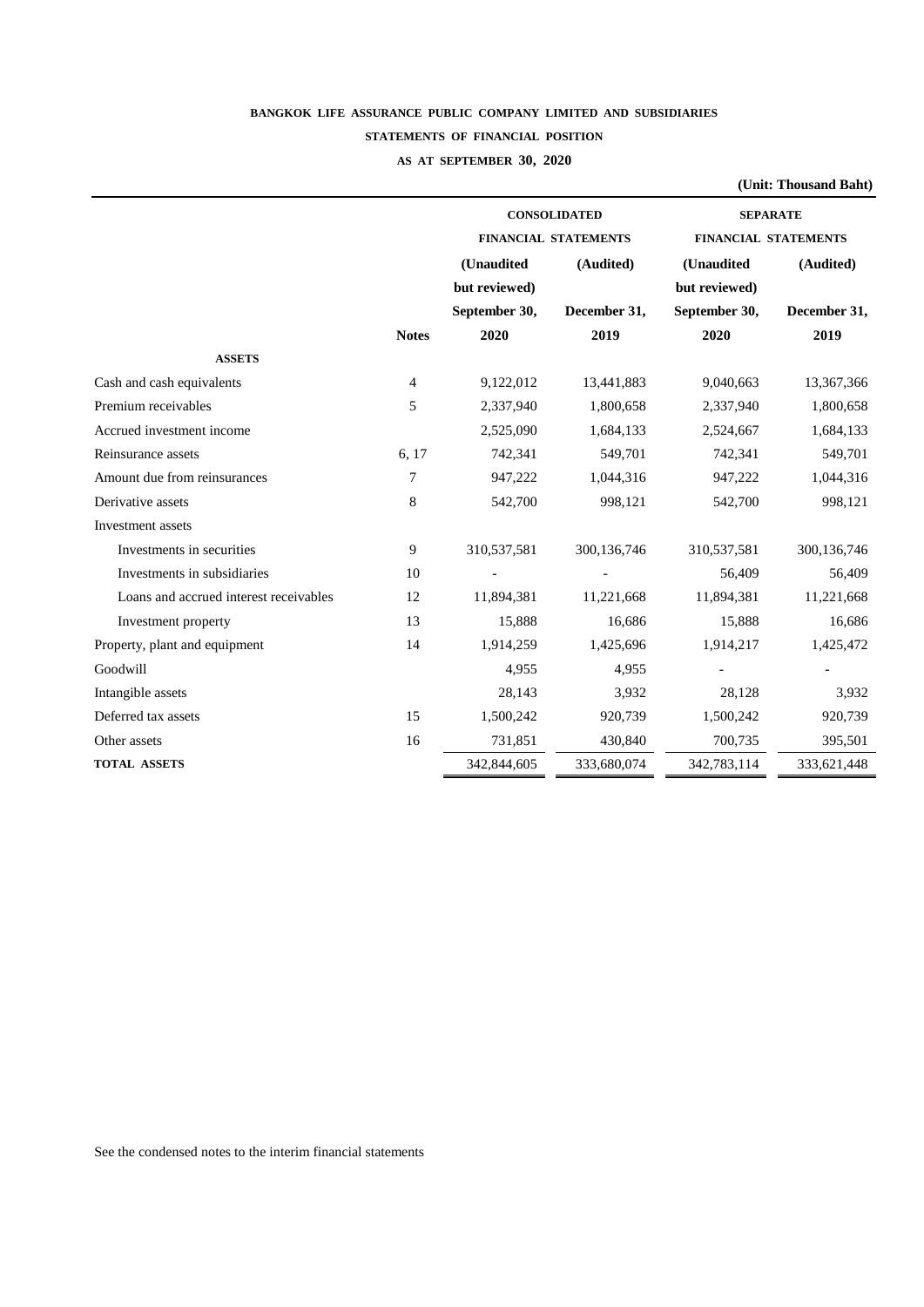**BANGKOK LIFE ASSURANCE PUBLIC COMPANY LIMITED AND SUBSIDIARIES**

**STATEMENTS OF FINANCIAL POSITION**

**AS AT SEPTEMBER 30, 2020**

**(Unit: Thousand Baht)**

| | | CONSOLIDATED FINANCIAL STATEMENTS | | SEPARATE FINANCIAL STATEMENTS | |
|---|---|---|---|---|---|
| | | (Unaudited but reviewed) | (Audited) | (Unaudited but reviewed) | (Audited) |
| | Notes | September 30, 2020 | December 31, 2019 | September 30, 2020 | December 31, 2019 |
| **ASSETS** | | | | | |
| Cash and cash equivalents | 4 | 9,122,012 | 13,441,883 | 9,040,663 | 13,367,366 |
| Premium receivables | 5 | 2,337,940 | 1,800,658 | 2,337,940 | 1,800,658 |
| Accrued investment income | | 2,525,090 | 1,684,133 | 2,524,667 | 1,684,133 |
| Reinsurance assets | 6, 17 | 742,341 | 549,701 | 742,341 | 549,701 |
| Amount due from reinsurances | 7 | 947,222 | 1,044,316 | 947,222 | 1,044,316 |
| Derivative assets | 8 | 542,700 | 998,121 | 542,700 | 998,121 |
| Investment assets | | | | | |
| Investments in securities | 9 | 310,537,581 | 300,136,746 | 310,537,581 | 300,136,746 |
| Investments in subsidiaries | 10 | - | - | 56,409 | 56,409 |
| Loans and accrued interest receivables | 12 | 11,894,381 | 11,221,668 | 11,894,381 | 11,221,668 |
| Investment property | 13 | 15,888 | 16,686 | 15,888 | 16,686 |
| Property, plant and equipment | 14 | 1,914,259 | 1,425,696 | 1,914,217 | 1,425,472 |
| Goodwill | | 4,955 | 4,955 | - | - |
| Intangible assets | | 28,143 | 3,932 | 28,128 | 3,932 |
| Deferred tax assets | 15 | 1,500,242 | 920,739 | 1,500,242 | 920,739 |
| Other assets | 16 | 731,851 | 430,840 | 700,735 | 395,501 |
| **TOTAL ASSETS** | | 342,844,605 | 333,680,074 | 342,783,114 | 333,621,448 |

See the condensed notes to the interim financial statements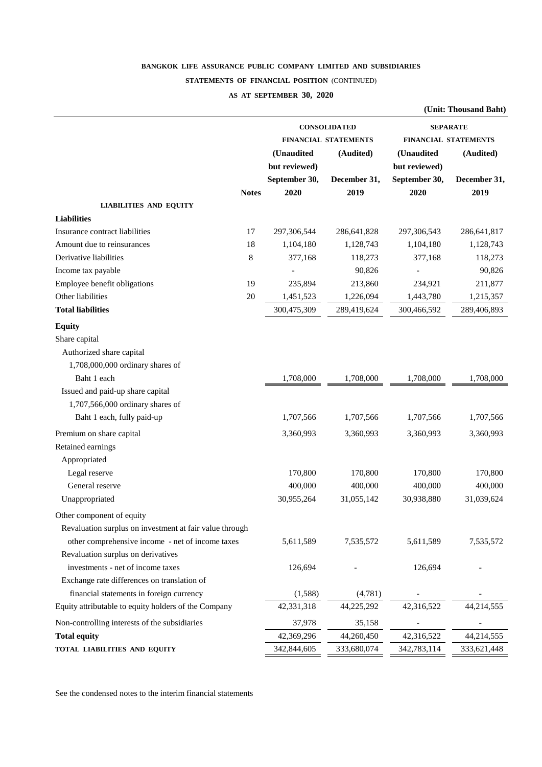**BANGKOK LIFE ASSURANCE PUBLIC COMPANY LIMITED AND SUBSIDIARIES**

**STATEMENTS OF FINANCIAL POSITION** (CONTINUED)

**AS AT SEPTEMBER 30, 2020**

**(Unit: Thousand Baht)**

| | | CONSOLIDATED FINANCIAL STATEMENTS | | SEPARATE FINANCIAL STATEMENTS | |
|---|---|---|---|---|---|
| | | (Unaudited but reviewed) | (Audited) | (Unaudited but reviewed) | (Audited) |
| | Notes | September 30, 2020 | December 31, 2019 | September 30, 2020 | December 31, 2019 |
| **LIABILITIES AND EQUITY** | | | | | |
| **Liabilities** | | | | | |
| Insurance contract liabilities | 17 | 297,306,544 | 286,641,828 | 297,306,543 | 286,641,817 |
| Amount due to reinsurances | 18 | 1,104,180 | 1,128,743 | 1,104,180 | 1,128,743 |
| Derivative liabilities | 8 | 377,168 | 118,273 | 377,168 | 118,273 |
| Income tax payable | | - | 90,826 | - | 90,826 |
| Employee benefit obligations | 19 | 235,894 | 213,860 | 234,921 | 211,877 |
| Other liabilities | 20 | 1,451,523 | 1,226,094 | 1,443,780 | 1,215,357 |
| **Total liabilities** | | 300,475,309 | 289,419,624 | 300,466,592 | 289,406,893 |
| **Equity** | | | | | |
| Share capital | | | | | |
| Authorized share capital | | | | | |
| 1,708,000,000 ordinary shares of Baht 1 each | | 1,708,000 | 1,708,000 | 1,708,000 | 1,708,000 |
| Issued and paid-up share capital | | | | | |
| 1,707,566,000 ordinary shares of Baht 1 each, fully paid-up | | 1,707,566 | 1,707,566 | 1,707,566 | 1,707,566 |
| Premium on share capital | | 3,360,993 | 3,360,993 | 3,360,993 | 3,360,993 |
| Retained earnings | | | | | |
| Appropriated | | | | | |
| Legal reserve | | 170,800 | 170,800 | 170,800 | 170,800 |
| General reserve | | 400,000 | 400,000 | 400,000 | 400,000 |
| Unappropriated | | 30,955,264 | 31,055,142 | 30,938,880 | 31,039,624 |
| Other component of equity | | | | | |
| Revaluation surplus on investment at fair value through other comprehensive income - net of income taxes | | 5,611,589 | 7,535,572 | 5,611,589 | 7,535,572 |
| Revaluation surplus on derivatives investments - net of income taxes | | 126,694 | - | 126,694 | - |
| Exchange rate differences on translation of financial statements in foreign currency | | (1,588) | (4,781) | - | - |
| Equity attributable to equity holders of the Company | | 42,331,318 | 44,225,292 | 42,316,522 | 44,214,555 |
| Non-controlling interests of the subsidiaries | | 37,978 | 35,158 | - | - |
| **Total equity** | | 42,369,296 | 44,260,450 | 42,316,522 | 44,214,555 |
| **TOTAL LIABILITIES AND EQUITY** | | 342,844,605 | 333,680,074 | 342,783,114 | 333,621,448 |

See the condensed notes to the interim financial statements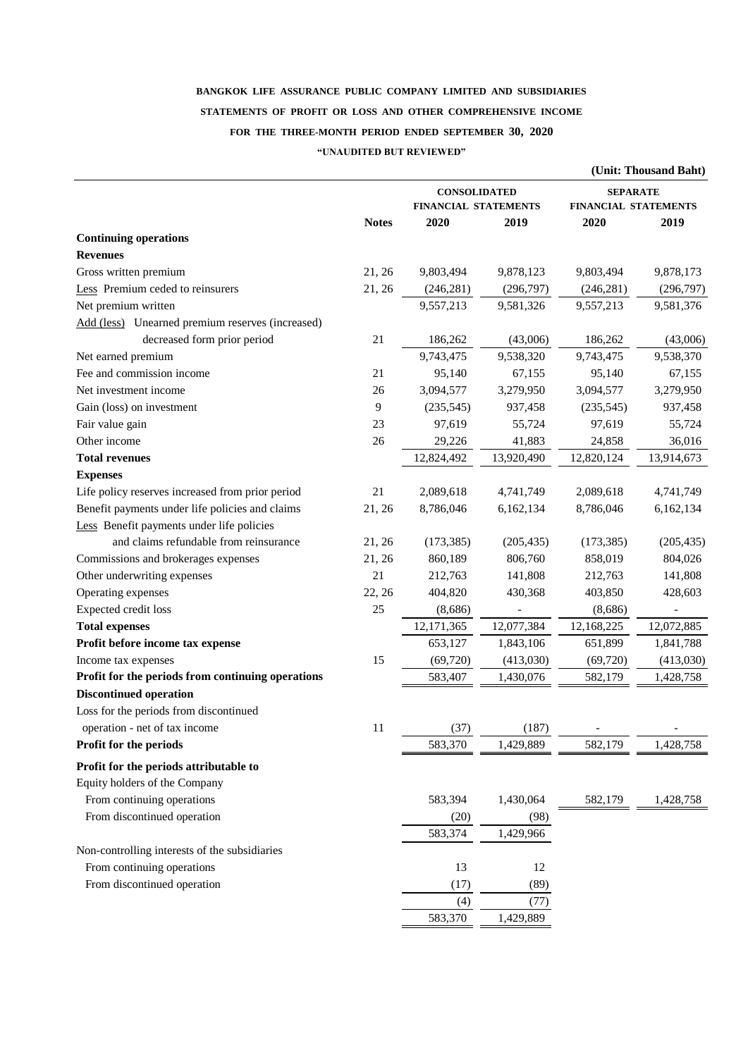**BANGKOK LIFE ASSURANCE PUBLIC COMPANY LIMITED AND SUBSIDIARIES**

**STATEMENTS OF PROFIT OR LOSS AND OTHER COMPREHENSIVE INCOME**

**FOR THE THREE-MONTH PERIOD ENDED SEPTEMBER 30, 2020**

**"UNAUDITED BUT REVIEWED"**

**(Unit: Thousand Baht)**

| | | CONSOLIDATED FINANCIAL STATEMENTS | | SEPARATE FINANCIAL STATEMENTS | |
|---|---|---|---|---|---|
| | **Notes** | **2020** | **2019** | **2020** | **2019** |
| **Continuing operations** | | | | | |
| **Revenues** | | | | | |
| Gross written premium | 21, 26 | 9,803,494 | 9,878,123 | 9,803,494 | 9,878,173 |
| Less Premium ceded to reinsurers | 21, 26 | (246,281) | (296,797) | (246,281) | (296,797) |
| Net premium written | | 9,557,213 | 9,581,326 | 9,557,213 | 9,581,376 |
| Add (less) Unearned premium reserves (increased) decreased form prior period | 21 | 186,262 | (43,006) | 186,262 | (43,006) |
| Net earned premium | | 9,743,475 | 9,538,320 | 9,743,475 | 9,538,370 |
| Fee and commission income | 21 | 95,140 | 67,155 | 95,140 | 67,155 |
| Net investment income | 26 | 3,094,577 | 3,279,950 | 3,094,577 | 3,279,950 |
| Gain (loss) on investment | 9 | (235,545) | 937,458 | (235,545) | 937,458 |
| Fair value gain | 23 | 97,619 | 55,724 | 97,619 | 55,724 |
| Other income | 26 | 29,226 | 41,883 | 24,858 | 36,016 |
| **Total revenues** | | 12,824,492 | 13,920,490 | 12,820,124 | 13,914,673 |
| **Expenses** | | | | | |
| Life policy reserves increased from prior period | 21 | 2,089,618 | 4,741,749 | 2,089,618 | 4,741,749 |
| Benefit payments under life policies and claims | 21, 26 | 8,786,046 | 6,162,134 | 8,786,046 | 6,162,134 |
| Less Benefit payments under life policies and claims refundable from reinsurance | 21, 26 | (173,385) | (205,435) | (173,385) | (205,435) |
| Commissions and brokerages expenses | 21, 26 | 860,189 | 806,760 | 858,019 | 804,026 |
| Other underwriting expenses | 21 | 212,763 | 141,808 | 212,763 | 141,808 |
| Operating expenses | 22, 26 | 404,820 | 430,368 | 403,850 | 428,603 |
| Expected credit loss | 25 | (8,686) | - | (8,686) | - |
| **Total expenses** | | 12,171,365 | 12,077,384 | 12,168,225 | 12,072,885 |
| **Profit before income tax expense** | | 653,127 | 1,843,106 | 651,899 | 1,841,788 |
| Income tax expenses | 15 | (69,720) | (413,030) | (69,720) | (413,030) |
| **Profit for the periods from continuing operations** | | 583,407 | 1,430,076 | 582,179 | 1,428,758 |
| **Discontinued operation** | | | | | |
| Loss for the periods from discontinued operation - net of tax income | 11 | (37) | (187) | - | - |
| **Profit for the periods** | | 583,370 | 1,429,889 | 582,179 | 1,428,758 |
| **Profit for the periods attributable to** | | | | | |
| Equity holders of the Company | | | | | |
| From continuing operations | | 583,394 | 1,430,064 | 582,179 | 1,428,758 |
| From discontinued operation | | (20) | (98) | | |
| | | 583,374 | 1,429,966 | | |
| Non-controlling interests of the subsidiaries | | | | | |
| From continuing operations | | 13 | 12 | | |
| From discontinued operation | | (17) | (89) | | |
| | | (4) | (77) | | |
| | | 583,370 | 1,429,889 | | |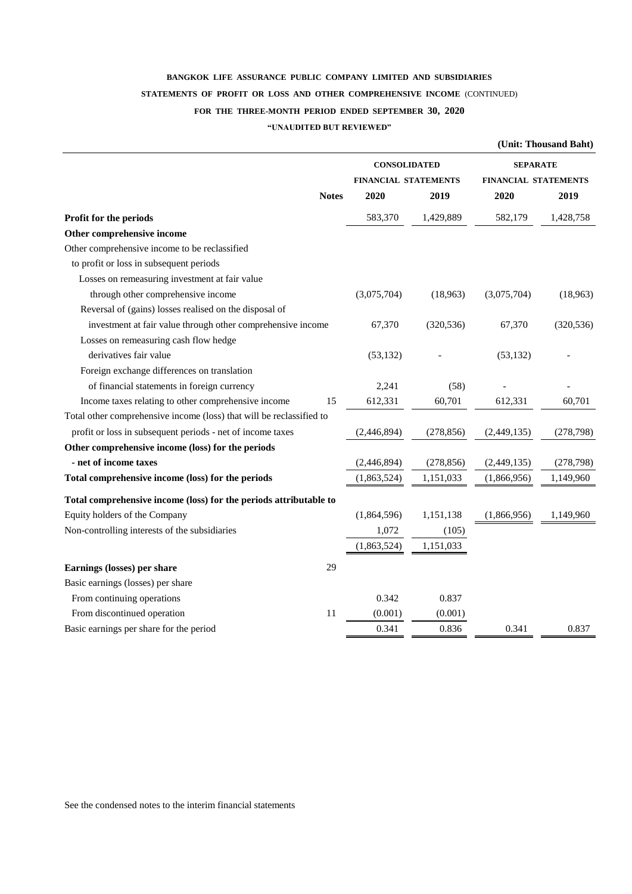**BANGKOK LIFE ASSURANCE PUBLIC COMPANY LIMITED AND SUBSIDIARIES**

**STATEMENTS OF PROFIT OR LOSS AND OTHER COMPREHENSIVE INCOME** (CONTINUED)

**FOR THE THREE-MONTH PERIOD ENDED SEPTEMBER 30, 2020**

**"UNAUDITED BUT REVIEWED"**

**(Unit: Thousand Baht)**

| | Notes | CONSOLIDATED FINANCIAL STATEMENTS | | SEPARATE FINANCIAL STATEMENTS | |
|---|---|---|---|---|---|
| | | 2020 | 2019 | 2020 | 2019 |
| **Profit for the periods** | | 583,370 | 1,429,889 | 582,179 | 1,428,758 |
| **Other comprehensive income** | | | | | |
| Other comprehensive income to be reclassified | | | | | |
| to profit or loss in subsequent periods | | | | | |
| Losses on remeasuring investment at fair value | | | | | |
| through other comprehensive income | | (3,075,704) | (18,963) | (3,075,704) | (18,963) |
| Reversal of (gains) losses realised on the disposal of | | | | | |
| investment at fair value through other comprehensive income | | 67,370 | (320,536) | 67,370 | (320,536) |
| Losses on remeasuring cash flow hedge | | | | | |
| derivatives fair value | | (53,132) | - | (53,132) | - |
| Foreign exchange differences on translation | | | | | |
| of financial statements in foreign currency | | 2,241 | (58) | - | - |
| Income taxes relating to other comprehensive income | 15 | 612,331 | 60,701 | 612,331 | 60,701 |
| Total other comprehensive income (loss) that will be reclassified to | | | | | |
| profit or loss in subsequent periods - net of income taxes | | (2,446,894) | (278,856) | (2,449,135) | (278,798) |
| **Other comprehensive income (loss) for the periods** | | | | | |
| **- net of income taxes** | | (2,446,894) | (278,856) | (2,449,135) | (278,798) |
| **Total comprehensive income (loss) for the periods** | | (1,863,524) | 1,151,033 | (1,866,956) | 1,149,960 |
| **Total comprehensive income (loss) for the periods attributable to** | | | | | |
| Equity holders of the Company | | (1,864,596) | 1,151,138 | (1,866,956) | 1,149,960 |
| Non-controlling interests of the subsidiaries | | 1,072 | (105) | | |
| | | (1,863,524) | 1,151,033 | | |
| **Earnings (losses) per share** | 29 | | | | |
| Basic earnings (losses) per share | | | | | |
| From continuing operations | | 0.342 | 0.837 | | |
| From discontinued operation | 11 | (0.001) | (0.001) | | |
| Basic earnings per share for the period | | 0.341 | 0.836 | 0.341 | 0.837 |

See the condensed notes to the interim financial statements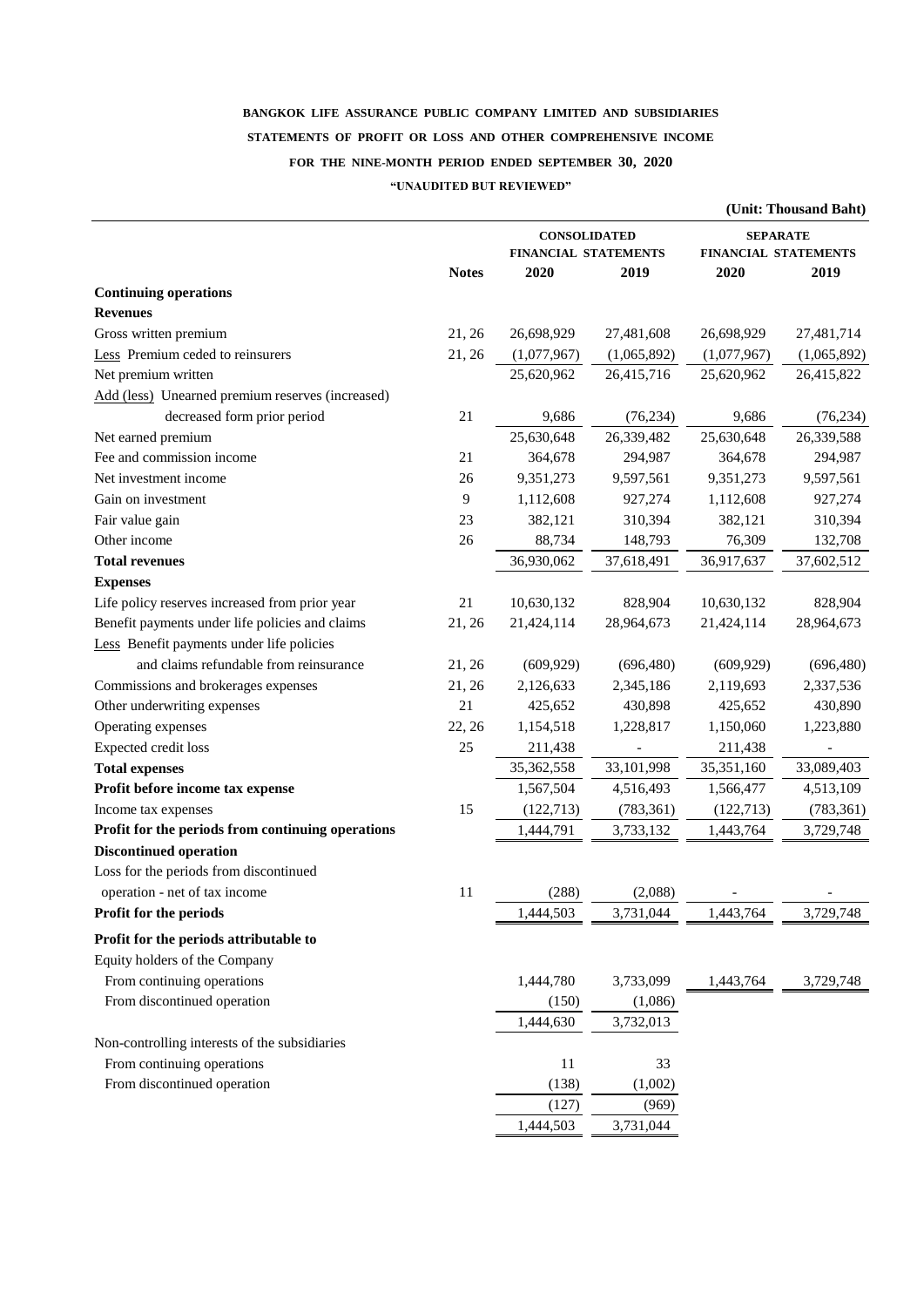**BANGKOK LIFE ASSURANCE PUBLIC COMPANY LIMITED AND SUBSIDIARIES**

**STATEMENTS OF PROFIT OR LOSS AND OTHER COMPREHENSIVE INCOME**

**FOR THE NINE-MONTH PERIOD ENDED SEPTEMBER 30, 2020**

**"UNAUDITED BUT REVIEWED"**

**(Unit: Thousand Baht)**

| | | CONSOLIDATED FINANCIAL STATEMENTS | | SEPARATE FINANCIAL STATEMENTS | |
|---|---|---|---|---|---|
| | **Notes** | **2020** | **2019** | **2020** | **2019** |
| **Continuing operations** | | | | | |
| **Revenues** | | | | | |
| Gross written premium | 21, 26 | 26,698,929 | 27,481,608 | 26,698,929 | 27,481,714 |
| Less Premium ceded to reinsurers | 21, 26 | (1,077,967) | (1,065,892) | (1,077,967) | (1,065,892) |
| Net premium written | | 25,620,962 | 26,415,716 | 25,620,962 | 26,415,822 |
| Add (less) Unearned premium reserves (increased) | | | | | |
| decreased form prior period | 21 | 9,686 | (76,234) | 9,686 | (76,234) |
| Net earned premium | | 25,630,648 | 26,339,482 | 25,630,648 | 26,339,588 |
| Fee and commission income | 21 | 364,678 | 294,987 | 364,678 | 294,987 |
| Net investment income | 26 | 9,351,273 | 9,597,561 | 9,351,273 | 9,597,561 |
| Gain on investment | 9 | 1,112,608 | 927,274 | 1,112,608 | 927,274 |
| Fair value gain | 23 | 382,121 | 310,394 | 382,121 | 310,394 |
| Other income | 26 | 88,734 | 148,793 | 76,309 | 132,708 |
| **Total revenues** | | 36,930,062 | 37,618,491 | 36,917,637 | 37,602,512 |
| **Expenses** | | | | | |
| Life policy reserves increased from prior year | 21 | 10,630,132 | 828,904 | 10,630,132 | 828,904 |
| Benefit payments under life policies and claims | 21, 26 | 21,424,114 | 28,964,673 | 21,424,114 | 28,964,673 |
| Less Benefit payments under life policies | | | | | |
| and claims refundable from reinsurance | 21, 26 | (609,929) | (696,480) | (609,929) | (696,480) |
| Commissions and brokerages expenses | 21, 26 | 2,126,633 | 2,345,186 | 2,119,693 | 2,337,536 |
| Other underwriting expenses | 21 | 425,652 | 430,898 | 425,652 | 430,890 |
| Operating expenses | 22, 26 | 1,154,518 | 1,228,817 | 1,150,060 | 1,223,880 |
| Expected credit loss | 25 | 211,438 | - | 211,438 | - |
| **Total expenses** | | 35,362,558 | 33,101,998 | 35,351,160 | 33,089,403 |
| **Profit before income tax expense** | | 1,567,504 | 4,516,493 | 1,566,477 | 4,513,109 |
| Income tax expenses | 15 | (122,713) | (783,361) | (122,713) | (783,361) |
| **Profit for the periods from continuing operations** | | 1,444,791 | 3,733,132 | 1,443,764 | 3,729,748 |
| **Discontinued operation** | | | | | |
| Loss for the periods from discontinued | | | | | |
| operation - net of tax income | 11 | (288) | (2,088) | - | - |
| **Profit for the periods** | | 1,444,503 | 3,731,044 | 1,443,764 | 3,729,748 |
| **Profit for the periods attributable to** | | | | | |
| Equity holders of the Company | | | | | |
| From continuing operations | | 1,444,780 | 3,733,099 | 1,443,764 | 3,729,748 |
| From discontinued operation | | (150) | (1,086) | | |
| | | 1,444,630 | 3,732,013 | | |
| Non-controlling interests of the subsidiaries | | | | | |
| From continuing operations | | 11 | 33 | | |
| From discontinued operation | | (138) | (1,002) | | |
| | | (127) | (969) | | |
| | | 1,444,503 | 3,731,044 | | |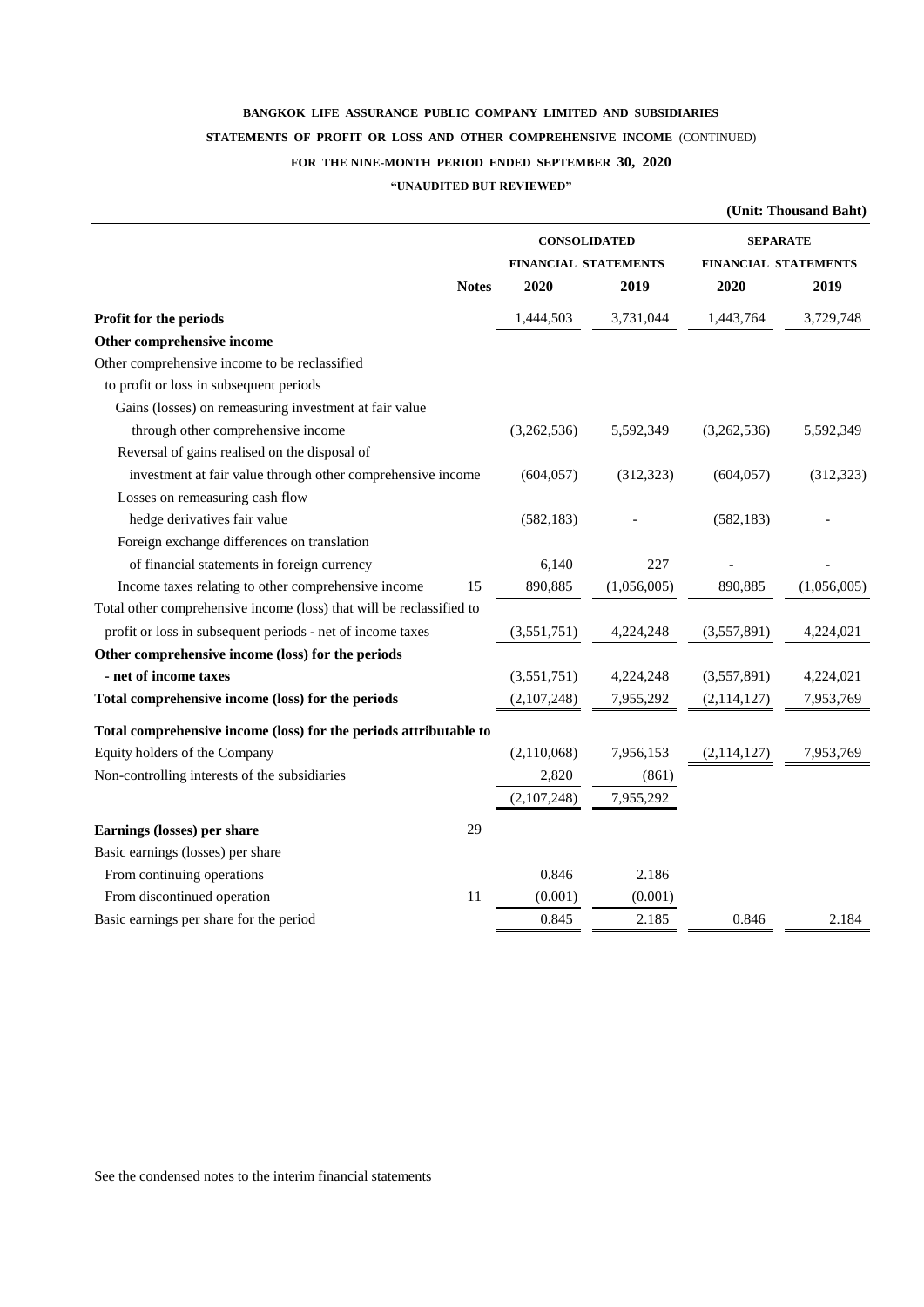**BANGKOK LIFE ASSURANCE PUBLIC COMPANY LIMITED AND SUBSIDIARIES**

**STATEMENTS OF PROFIT OR LOSS AND OTHER COMPREHENSIVE INCOME** (CONTINUED)

**FOR THE NINE-MONTH PERIOD ENDED SEPTEMBER 30, 2020**

**"UNAUDITED BUT REVIEWED"**

**(Unit: Thousand Baht)**

| | | CONSOLIDATED FINANCIAL STATEMENTS | | SEPARATE FINANCIAL STATEMENTS | |
|---|---|---|---|---|---|
| | **Notes** | **2020** | **2019** | **2020** | **2019** |
| **Profit for the periods** | | 1,444,503 | 3,731,044 | 1,443,764 | 3,729,748 |
| **Other comprehensive income** | | | | | |
| Other comprehensive income to be reclassified | | | | | |
| to profit or loss in subsequent periods | | | | | |
| Gains (losses) on remeasuring investment at fair value | | | | | |
| through other comprehensive income | | (3,262,536) | 5,592,349 | (3,262,536) | 5,592,349 |
| Reversal of gains realised on the disposal of | | | | | |
| investment at fair value through other comprehensive income | | (604,057) | (312,323) | (604,057) | (312,323) |
| Losses on remeasuring cash flow | | | | | |
| hedge derivatives fair value | | (582,183) | - | (582,183) | - |
| Foreign exchange differences on translation | | | | | |
| of financial statements in foreign currency | | 6,140 | 227 | - | - |
| Income taxes relating to other comprehensive income | 15 | 890,885 | (1,056,005) | 890,885 | (1,056,005) |
| Total other comprehensive income (loss) that will be reclassified to | | | | | |
| profit or loss in subsequent periods - net of income taxes | | (3,551,751) | 4,224,248 | (3,557,891) | 4,224,021 |
| **Other comprehensive income (loss) for the periods** | | | | | |
| **- net of income taxes** | | (3,551,751) | 4,224,248 | (3,557,891) | 4,224,021 |
| **Total comprehensive income (loss) for the periods** | | (2,107,248) | 7,955,292 | (2,114,127) | 7,953,769 |
| **Total comprehensive income (loss) for the periods attributable to** | | | | | |
| Equity holders of the Company | | (2,110,068) | 7,956,153 | (2,114,127) | 7,953,769 |
| Non-controlling interests of the subsidiaries | | 2,820 | (861) | | |
| | | (2,107,248) | 7,955,292 | | |
| **Earnings (losses) per share** | 29 | | | | |
| Basic earnings (losses) per share | | | | | |
| From continuing operations | | 0.846 | 2.186 | | |
| From discontinued operation | 11 | (0.001) | (0.001) | | |
| Basic earnings per share for the period | | 0.845 | 2.185 | 0.846 | 2.184 |

See the condensed notes to the interim financial statements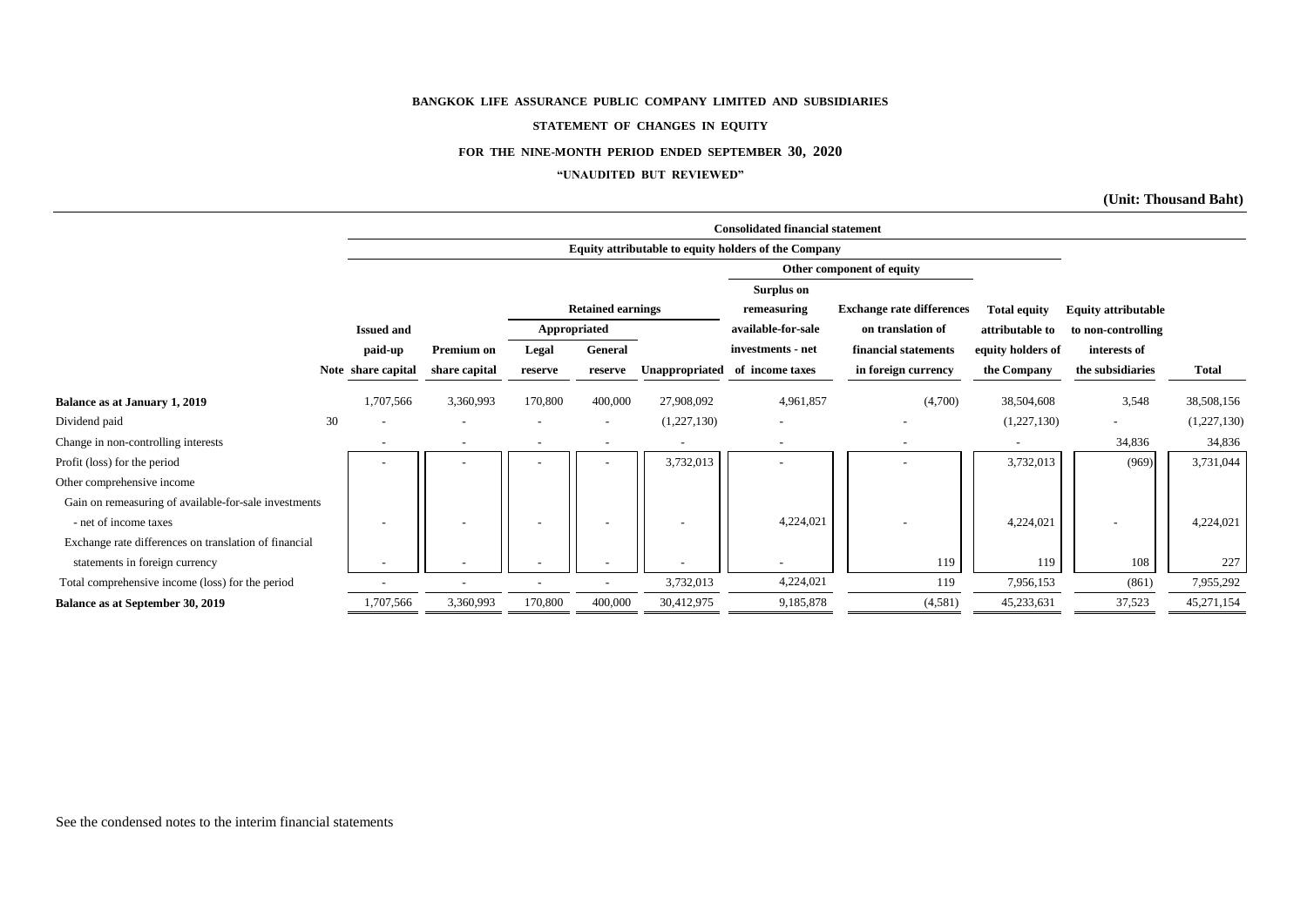**BANGKOK LIFE ASSURANCE PUBLIC COMPANY LIMITED AND SUBSIDIARIES**

**STATEMENT OF CHANGES IN EQUITY**

**FOR THE NINE-MONTH PERIOD ENDED SEPTEMBER 30, 2020**

**"UNAUDITED BUT REVIEWED"**

**(Unit: Thousand Baht)**

| | | Consolidated financial statement | | | | | | | | | |
|---|---|---|---|---|---|---|---|---|---|---|---|
| | | Equity attributable to equity holders of the Company | | | | | | | | | |
| | | | | Retained earnings | | | Other component of equity | | | | |
| | | | | Appropriated | | | Surplus on remeasuring available-for-sale investments - net | Exchange rate differences on translation of | Total equity attributable to | Equity attributable to non-controlling | |
| | Note | Issued and paid-up share capital | Premium on share capital | Legal reserve | General reserve | Unappropriated | of income taxes | financial statements in foreign currency | equity holders of the Company | interests of the subsidiaries | Total |
| **Balance as at January 1, 2019** | | 1,707,566 | 3,360,993 | 170,800 | 400,000 | 27,908,092 | 4,961,857 | (4,700) | 38,504,608 | 3,548 | 38,508,156 |
| Dividend paid | 30 | - | - | - | - | (1,227,130) | - | - | (1,227,130) | - | (1,227,130) |
| Change in non-controlling interests | | - | - | - | - | - | - | - | - | 34,836 | 34,836 |
| Profit (loss) for the period | | - | - | - | - | 3,732,013 | - | - | 3,732,013 | (969) | 3,731,044 |
| Other comprehensive income | | | | | | | | | | | |
| Gain on remeasuring of available-for-sale investments - net of income taxes | | - | - | - | - | - | 4,224,021 | - | 4,224,021 | - | 4,224,021 |
| Exchange rate differences on translation of financial statements in foreign currency | | - | - | - | - | - | - | 119 | 119 | 108 | 227 |
| Total comprehensive income (loss) for the period | | - | - | - | - | 3,732,013 | 4,224,021 | 119 | 7,956,153 | (861) | 7,955,292 |
| **Balance as at September 30, 2019** | | 1,707,566 | 3,360,993 | 170,800 | 400,000 | 30,412,975 | 9,185,878 | (4,581) | 45,233,631 | 37,523 | 45,271,154 |

See the condensed notes to the interim financial statements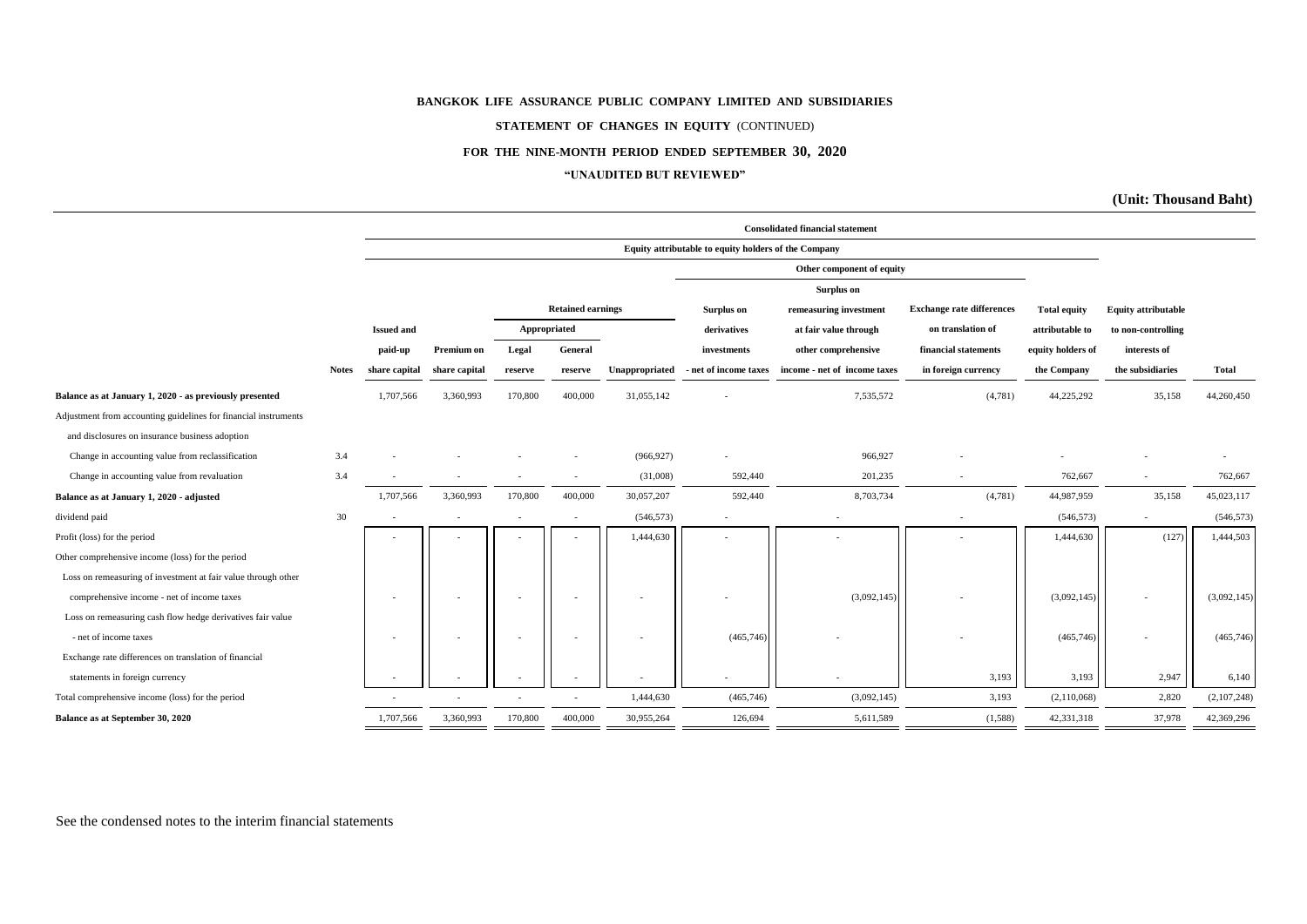**BANGKOK LIFE ASSURANCE PUBLIC COMPANY LIMITED AND SUBSIDIARIES**

**STATEMENT OF CHANGES IN EQUITY** (CONTINUED)

**FOR THE NINE-MONTH PERIOD ENDED SEPTEMBER 30, 2020**

**"UNAUDITED BUT REVIEWED"**

**(Unit: Thousand Baht)**

| | | Consolidated financial statement | | | | | | | | | | |
|---|---|---|---|---|---|---|---|---|---|---|---|---|
| | | Equity attributable to equity holders of the Company | | | | | | | | | | |
| | | | | Retained earnings | | | Other component of equity | | | | | |
| | | | | Appropriated | | | | | | | | |
| | Notes | Issued and paid-up share capital | Premium on share capital | Legal reserve | General reserve | Unappropriated | Surplus on derivatives investments - net of income taxes | Surplus on remeasuring investment at fair value through other comprehensive income - net of income taxes | Exchange rate differences on translation of financial statements in foreign currency | Total equity attributable to equity holders of the Company | Equity attributable to non-controlling interests of the subsidiaries | Total |
| **Balance as at January 1, 2020 - as previously presented** | | 1,707,566 | 3,360,993 | 170,800 | 400,000 | 31,055,142 | - | 7,535,572 | (4,781) | 44,225,292 | 35,158 | 44,260,450 |
| Adjustment from accounting guidelines for financial instruments and disclosures on insurance business adoption | | | | | | | | | | | | |
| Change in accounting value from reclassification | 3.4 | - | - | - | - | (966,927) | - | 966,927 | - | - | - | - |
| Change in accounting value from revaluation | 3.4 | - | - | - | - | (31,008) | 592,440 | 201,235 | - | 762,667 | - | 762,667 |
| **Balance as at January 1, 2020 - adjusted** | | 1,707,566 | 3,360,993 | 170,800 | 400,000 | 30,057,207 | 592,440 | 8,703,734 | (4,781) | 44,987,959 | 35,158 | 45,023,117 |
| dividend paid | 30 | - | - | - | - | (546,573) | - | - | - | (546,573) | - | (546,573) |
| Profit (loss) for the period | | - | - | - | - | 1,444,630 | - | - | - | 1,444,630 | (127) | 1,444,503 |
| Other comprehensive income (loss) for the period | | | | | | | | | | | | |
| Loss on remeasuring of investment at fair value through other comprehensive income - net of income taxes | | - | - | - | - | - | - | (3,092,145) | - | (3,092,145) | - | (3,092,145) |
| Loss on remeasuring cash flow hedge derivatives fair value - net of income taxes | | - | - | - | - | - | (465,746) | - | - | (465,746) | - | (465,746) |
| Exchange rate differences on translation of financial statements in foreign currency | | - | - | - | - | - | - | - | 3,193 | 3,193 | 2,947 | 6,140 |
| Total comprehensive income (loss) for the period | | - | - | - | - | 1,444,630 | (465,746) | (3,092,145) | 3,193 | (2,110,068) | 2,820 | (2,107,248) |
| **Balance as at September 30, 2020** | | 1,707,566 | 3,360,993 | 170,800 | 400,000 | 30,955,264 | 126,694 | 5,611,589 | (1,588) | 42,331,318 | 37,978 | 42,369,296 |

See the condensed notes to the interim financial statements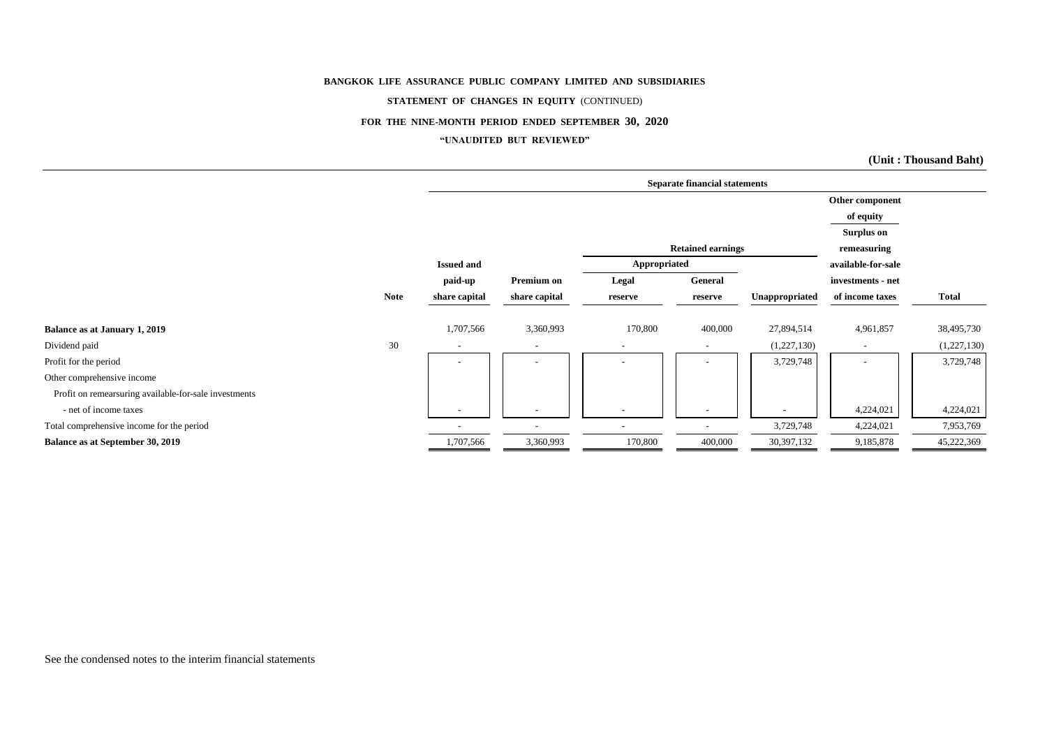**BANGKOK LIFE ASSURANCE PUBLIC COMPANY LIMITED AND SUBSIDIARIES**

**STATEMENT OF CHANGES IN EQUITY** (CONTINUED)

**FOR THE NINE-MONTH PERIOD ENDED SEPTEMBER 30, 2020**

**"UNAUDITED BUT REVIEWED"**

**(Unit : Thousand Baht)**

| | | Separate financial statements | | | | | | |
|---|---|---|---|---|---|---|---|---|
| | | | | Retained earnings | | | Other component of equity | |
| | | | | Appropriated | | | Surplus on remeasuring available-for-sale investments - net of income taxes | |
| | Note | Issued and paid-up share capital | Premium on share capital | Legal reserve | General reserve | Unappropriated | | Total |
| **Balance as at January 1, 2019** | | 1,707,566 | 3,360,993 | 170,800 | 400,000 | 27,894,514 | 4,961,857 | 38,495,730 |
| Dividend paid | 30 | - | - | - | - | (1,227,130) | - | (1,227,130) |
| Profit for the period | | - | - | - | - | 3,729,748 | - | 3,729,748 |
| Other comprehensive income | | | | | | | | |
| Profit on remearsuring available-for-sale investments | | | | | | | | |
| - net of income taxes | | - | - | - | - | - | 4,224,021 | 4,224,021 |
| Total comprehensive income for the period | | - | - | - | - | 3,729,748 | 4,224,021 | 7,953,769 |
| **Balance as at September 30, 2019** | | 1,707,566 | 3,360,993 | 170,800 | 400,000 | 30,397,132 | 9,185,878 | 45,222,369 |

See the condensed notes to the interim financial statements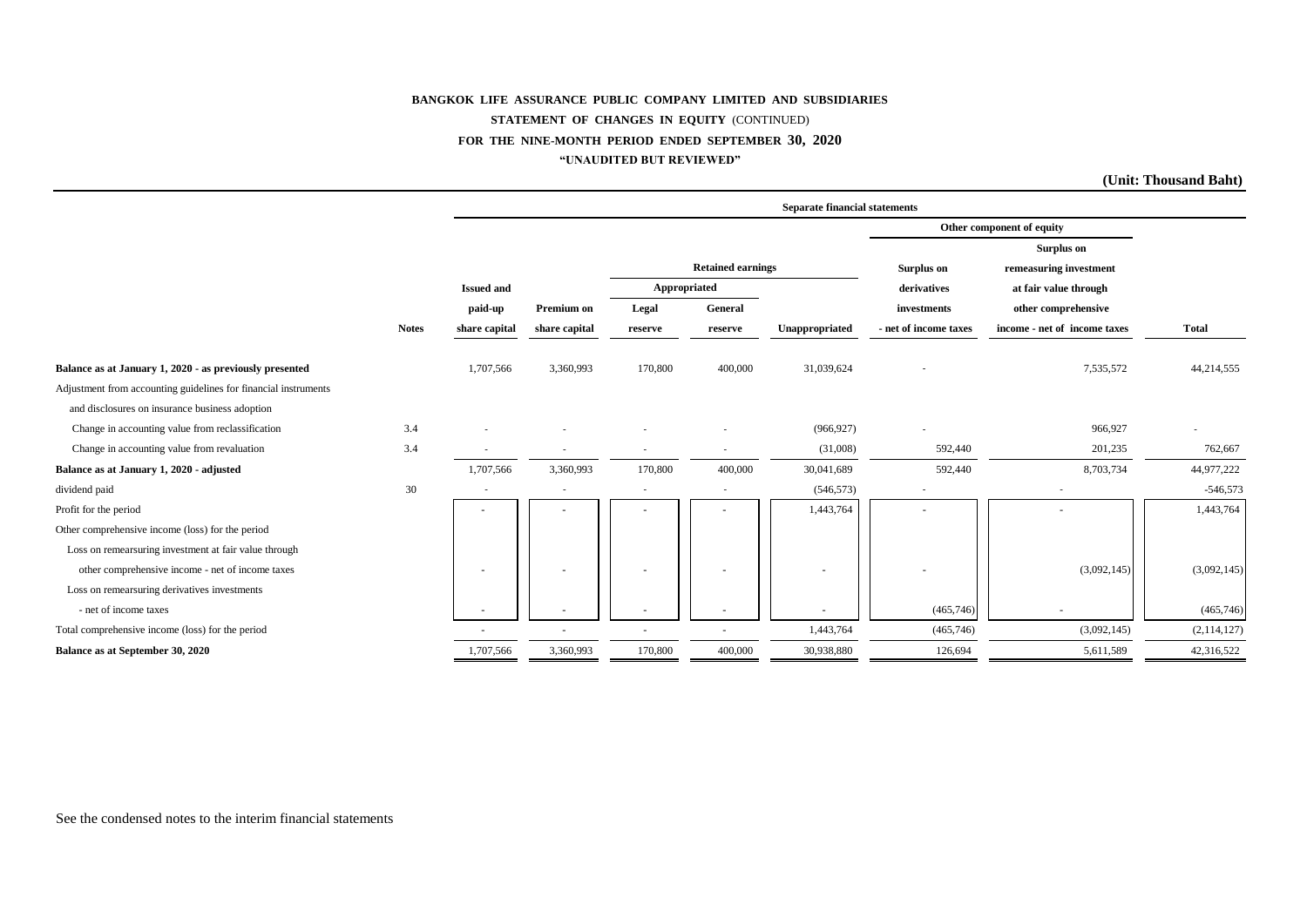**BANGKOK LIFE ASSURANCE PUBLIC COMPANY LIMITED AND SUBSIDIARIES**

**STATEMENT OF CHANGES IN EQUITY** (CONTINUED)

**FOR THE NINE-MONTH PERIOD ENDED SEPTEMBER 30, 2020**

**"UNAUDITED BUT REVIEWED"**

**(Unit: Thousand Baht)**

| | | Separate financial statements | | | | | | | |
|---|---|---|---|---|---|---|---|---|---|
| | | | | Retained earnings | | | Other component of equity | | |
| | | | | Appropriated | | | Surplus on derivatives investments - net of income taxes | Surplus on remeasuring investment at fair value through other comprehensive income - net of income taxes | |
| | **Notes** | **Issued and paid-up share capital** | **Premium on share capital** | **Legal reserve** | **General reserve** | **Unappropriated** | | | **Total** |
| **Balance as at January 1, 2020 - as previously presented** | | 1,707,566 | 3,360,993 | 170,800 | 400,000 | 31,039,624 | - | 7,535,572 | 44,214,555 |
| Adjustment from accounting guidelines for financial instruments and disclosures on insurance business adoption | | | | | | | | | |
| Change in accounting value from reclassification | 3.4 | - | - | - | - | (966,927) | - | 966,927 | - |
| Change in accounting value from revaluation | 3.4 | - | - | - | - | (31,008) | 592,440 | 201,235 | 762,667 |
| **Balance as at January 1, 2020 - adjusted** | | 1,707,566 | 3,360,993 | 170,800 | 400,000 | 30,041,689 | 592,440 | 8,703,734 | 44,977,222 |
| dividend paid | 30 | - | - | - | - | (546,573) | - | - | -546,573 |
| Profit for the period | | - | - | - | - | 1,443,764 | - | - | 1,443,764 |
| Other comprehensive income (loss) for the period | | | | | | | | | |
| Loss on remearsuring investment at fair value through other comprehensive income - net of income taxes | | - | - | - | - | - | - | (3,092,145) | (3,092,145) |
| Loss on remearsuring derivatives investments - net of income taxes | | - | - | - | - | - | (465,746) | - | (465,746) |
| Total comprehensive income (loss) for the period | | - | - | - | - | 1,443,764 | (465,746) | (3,092,145) | (2,114,127) |
| **Balance as at September 30, 2020** | | 1,707,566 | 3,360,993 | 170,800 | 400,000 | 30,938,880 | 126,694 | 5,611,589 | 42,316,522 |

See the condensed notes to the interim financial statements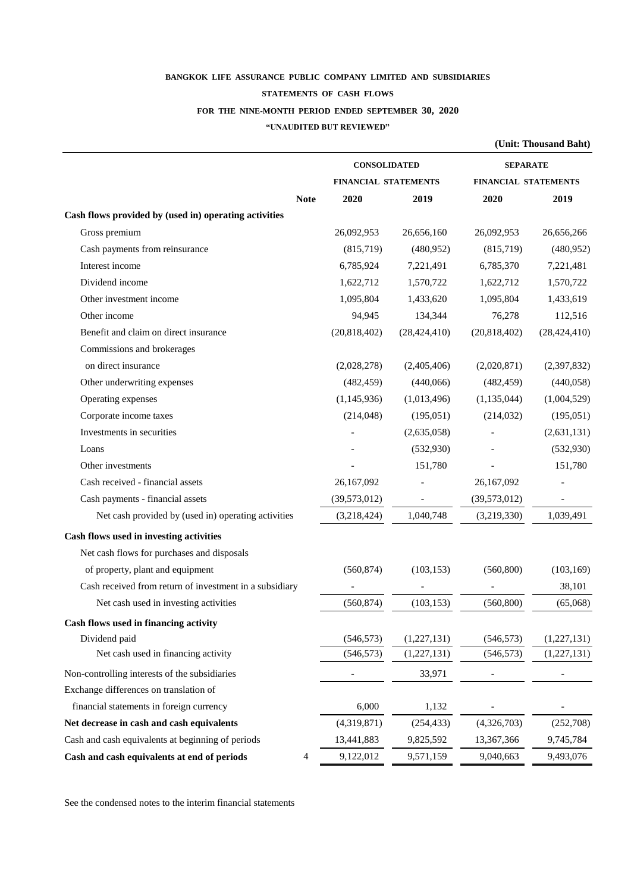**BANGKOK LIFE ASSURANCE PUBLIC COMPANY LIMITED AND SUBSIDIARIES**

**STATEMENTS OF CASH FLOWS**

**FOR THE NINE-MONTH PERIOD ENDED SEPTEMBER 30, 2020**

**"UNAUDITED BUT REVIEWED"**

**(Unit: Thousand Baht)**

| | | CONSOLIDATED FINANCIAL STATEMENTS | | SEPARATE FINANCIAL STATEMENTS | |
|---|---|---|---|---|---|
| | Note | 2020 | 2019 | 2020 | 2019 |
| **Cash flows provided by (used in) operating activities** | | | | | |
| Gross premium | | 26,092,953 | 26,656,160 | 26,092,953 | 26,656,266 |
| Cash payments from reinsurance | | (815,719) | (480,952) | (815,719) | (480,952) |
| Interest income | | 6,785,924 | 7,221,491 | 6,785,370 | 7,221,481 |
| Dividend income | | 1,622,712 | 1,570,722 | 1,622,712 | 1,570,722 |
| Other investment income | | 1,095,804 | 1,433,620 | 1,095,804 | 1,433,619 |
| Other income | | 94,945 | 134,344 | 76,278 | 112,516 |
| Benefit and claim on direct insurance | | (20,818,402) | (28,424,410) | (20,818,402) | (28,424,410) |
| Commissions and brokerages on direct insurance | | (2,028,278) | (2,405,406) | (2,020,871) | (2,397,832) |
| Other underwriting expenses | | (482,459) | (440,066) | (482,459) | (440,058) |
| Operating expenses | | (1,145,936) | (1,013,496) | (1,135,044) | (1,004,529) |
| Corporate income taxes | | (214,048) | (195,051) | (214,032) | (195,051) |
| Investments in securities | | - | (2,635,058) | - | (2,631,131) |
| Loans | | - | (532,930) | - | (532,930) |
| Other investments | | - | 151,780 | - | 151,780 |
| Cash received - financial assets | | 26,167,092 | - | 26,167,092 | - |
| Cash payments - financial assets | | (39,573,012) | - | (39,573,012) | - |
| Net cash provided by (used in) operating activities | | (3,218,424) | 1,040,748 | (3,219,330) | 1,039,491 |
| **Cash flows used in investing activities** | | | | | |
| Net cash flows for purchases and disposals of property, plant and equipment | | (560,874) | (103,153) | (560,800) | (103,169) |
| Cash received from return of investment in a subsidiary | | - | - | - | 38,101 |
| Net cash used in investing activities | | (560,874) | (103,153) | (560,800) | (65,068) |
| **Cash flows used in financing activity** | | | | | |
| Dividend paid | | (546,573) | (1,227,131) | (546,573) | (1,227,131) |
| Net cash used in financing activity | | (546,573) | (1,227,131) | (546,573) | (1,227,131) |
| Non-controlling interests of the subsidiaries | | - | 33,971 | - | - |
| Exchange differences on translation of financial statements in foreign currency | | 6,000 | 1,132 | - | - |
| **Net decrease in cash and cash equivalents** | | (4,319,871) | (254,433) | (4,326,703) | (252,708) |
| Cash and cash equivalents at beginning of periods | | 13,441,883 | 9,825,592 | 13,367,366 | 9,745,784 |
| **Cash and cash equivalents at end of periods** | 4 | 9,122,012 | 9,571,159 | 9,040,663 | 9,493,076 |

See the condensed notes to the interim financial statements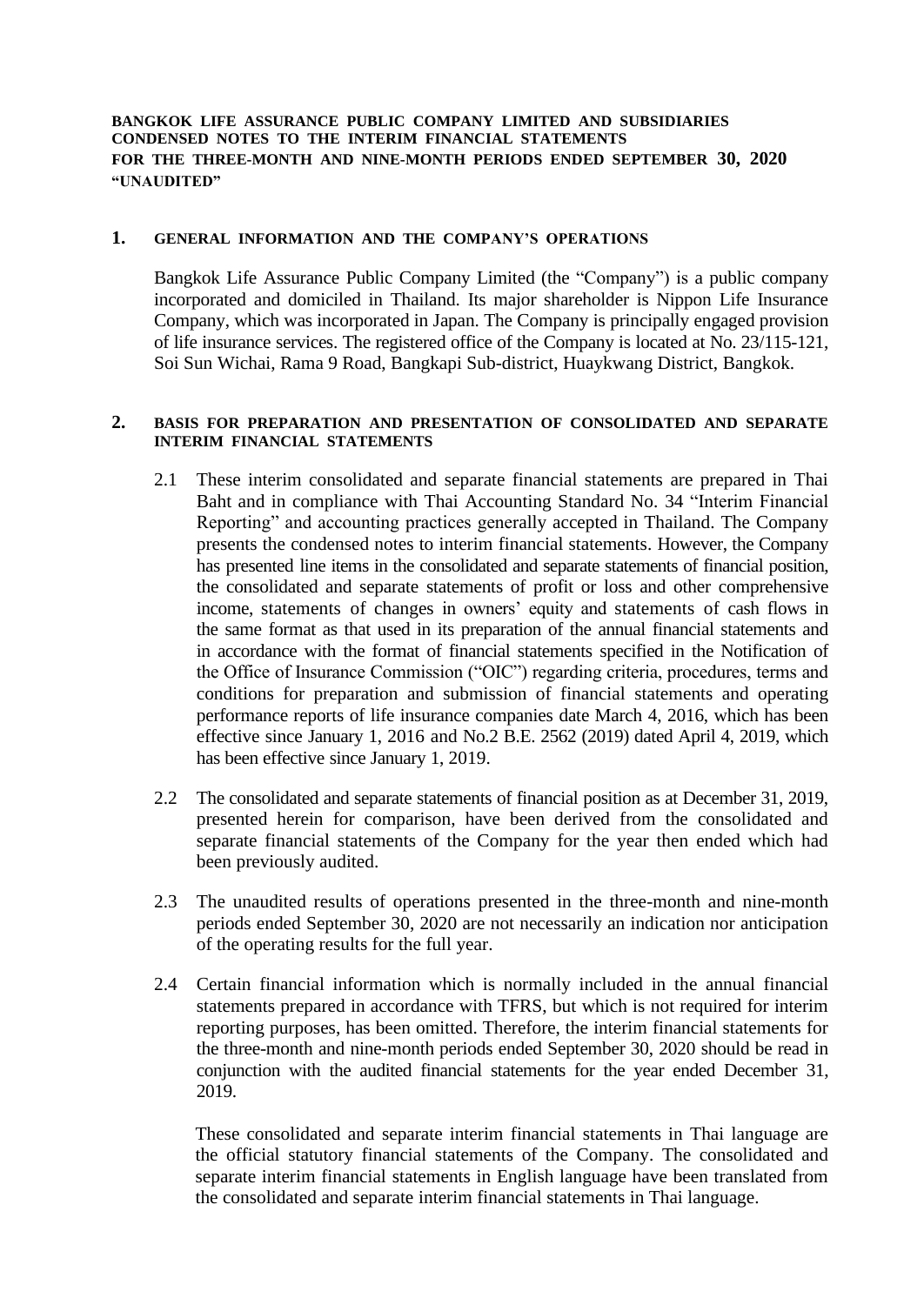**BANGKOK LIFE ASSURANCE PUBLIC COMPANY LIMITED AND SUBSIDIARIES**
**CONDENSED NOTES TO THE INTERIM FINANCIAL STATEMENTS**
**FOR THE THREE-MONTH AND NINE-MONTH PERIODS ENDED SEPTEMBER 30, 2020**
**"UNAUDITED"**

## 1. GENERAL INFORMATION AND THE COMPANY'S OPERATIONS

Bangkok Life Assurance Public Company Limited (the "Company") is a public company incorporated and domiciled in Thailand. Its major shareholder is Nippon Life Insurance Company, which was incorporated in Japan. The Company is principally engaged provision of life insurance services. The registered office of the Company is located at No. 23/115-121, Soi Sun Wichai, Rama 9 Road, Bangkapi Sub-district, Huaykwang District, Bangkok.

## 2. BASIS FOR PREPARATION AND PRESENTATION OF CONSOLIDATED AND SEPARATE INTERIM FINANCIAL STATEMENTS

2.1 These interim consolidated and separate financial statements are prepared in Thai Baht and in compliance with Thai Accounting Standard No. 34 "Interim Financial Reporting" and accounting practices generally accepted in Thailand. The Company presents the condensed notes to interim financial statements. However, the Company has presented line items in the consolidated and separate statements of financial position, the consolidated and separate statements of profit or loss and other comprehensive income, statements of changes in owners' equity and statements of cash flows in the same format as that used in its preparation of the annual financial statements and in accordance with the format of financial statements specified in the Notification of the Office of Insurance Commission ("OIC") regarding criteria, procedures, terms and conditions for preparation and submission of financial statements and operating performance reports of life insurance companies date March 4, 2016, which has been effective since January 1, 2016 and No.2 B.E. 2562 (2019) dated April 4, 2019, which has been effective since January 1, 2019.

2.2 The consolidated and separate statements of financial position as at December 31, 2019, presented herein for comparison, have been derived from the consolidated and separate financial statements of the Company for the year then ended which had been previously audited.

2.3 The unaudited results of operations presented in the three-month and nine-month periods ended September 30, 2020 are not necessarily an indication nor anticipation of the operating results for the full year.

2.4 Certain financial information which is normally included in the annual financial statements prepared in accordance with TFRS, but which is not required for interim reporting purposes, has been omitted. Therefore, the interim financial statements for the three-month and nine-month periods ended September 30, 2020 should be read in conjunction with the audited financial statements for the year ended December 31, 2019.

These consolidated and separate interim financial statements in Thai language are the official statutory financial statements of the Company. The consolidated and separate interim financial statements in English language have been translated from the consolidated and separate interim financial statements in Thai language.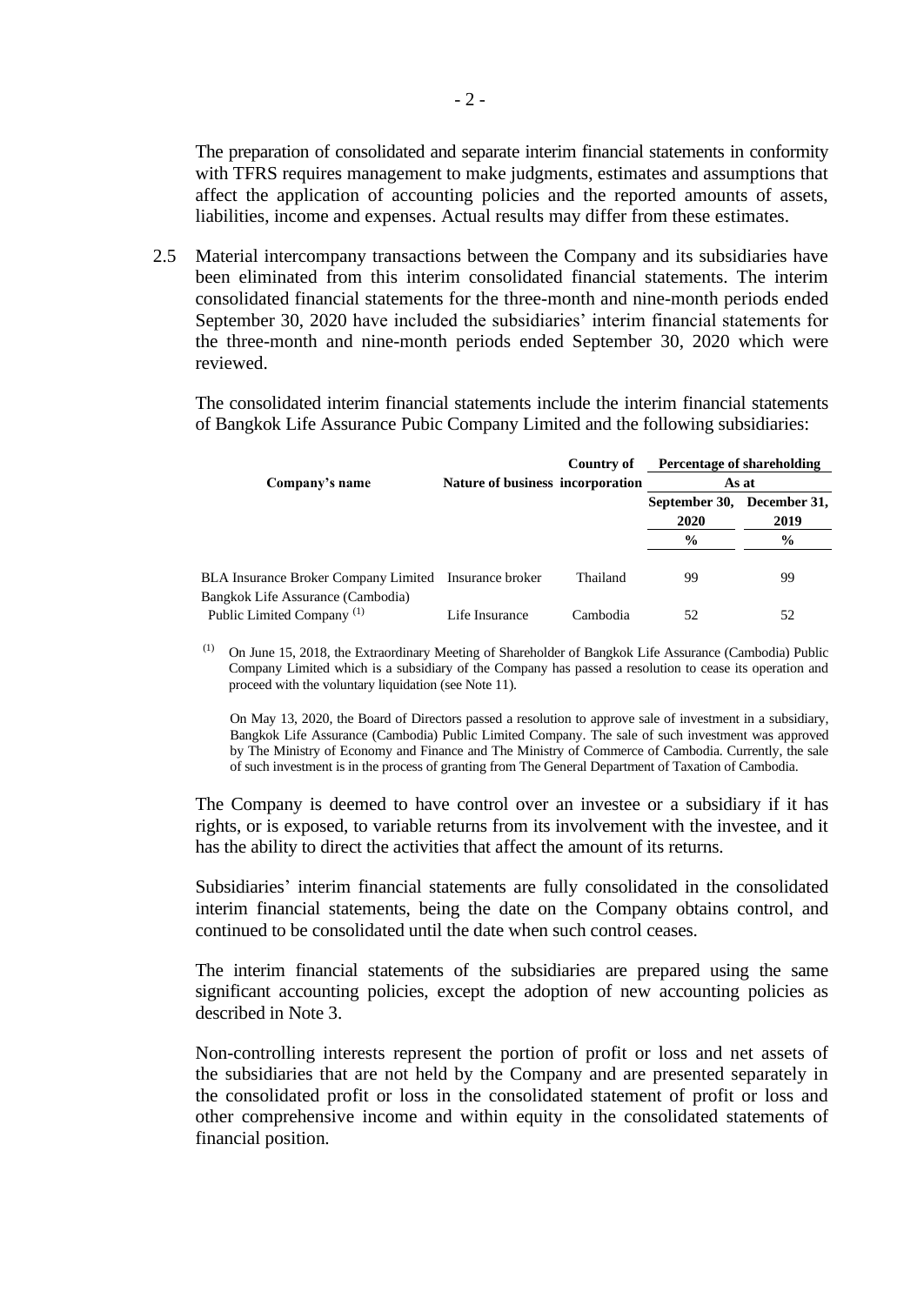The preparation of consolidated and separate interim financial statements in conformity with TFRS requires management to make judgments, estimates and assumptions that affect the application of accounting policies and the reported amounts of assets, liabilities, income and expenses. Actual results may differ from these estimates.

2.5 Material intercompany transactions between the Company and its subsidiaries have been eliminated from this interim consolidated financial statements. The interim consolidated financial statements for the three-month and nine-month periods ended September 30, 2020 have included the subsidiaries' interim financial statements for the three-month and nine-month periods ended September 30, 2020 which were reviewed.

The consolidated interim financial statements include the interim financial statements of Bangkok Life Assurance Pubic Company Limited and the following subsidiaries:

| Company's name | Nature of business | Country of incorporation | Percentage of shareholding As at | |
|---|---|---|---|---|
| | | | September 30, 2020 | December 31, 2019 |
| | | | % | % |
| BLA Insurance Broker Company Limited | Insurance broker | Thailand | 99 | 99 |
| Bangkok Life Assurance (Cambodia) Public Limited Company [(1)] | Life Insurance | Cambodia | 52 | 52 |

[(1)] On June 15, 2018, the Extraordinary Meeting of Shareholder of Bangkok Life Assurance (Cambodia) Public Company Limited which is a subsidiary of the Company has passed a resolution to cease its operation and proceed with the voluntary liquidation (see Note 11).

On May 13, 2020, the Board of Directors passed a resolution to approve sale of investment in a subsidiary, Bangkok Life Assurance (Cambodia) Public Limited Company. The sale of such investment was approved by The Ministry of Economy and Finance and The Ministry of Commerce of Cambodia. Currently, the sale of such investment is in the process of granting from The General Department of Taxation of Cambodia.

The Company is deemed to have control over an investee or a subsidiary if it has rights, or is exposed, to variable returns from its involvement with the investee, and it has the ability to direct the activities that affect the amount of its returns.

Subsidiaries' interim financial statements are fully consolidated in the consolidated interim financial statements, being the date on the Company obtains control, and continued to be consolidated until the date when such control ceases.

The interim financial statements of the subsidiaries are prepared using the same significant accounting policies, except the adoption of new accounting policies as described in Note 3.

Non-controlling interests represent the portion of profit or loss and net assets of the subsidiaries that are not held by the Company and are presented separately in the consolidated profit or loss in the consolidated statement of profit or loss and other comprehensive income and within equity in the consolidated statements of financial position.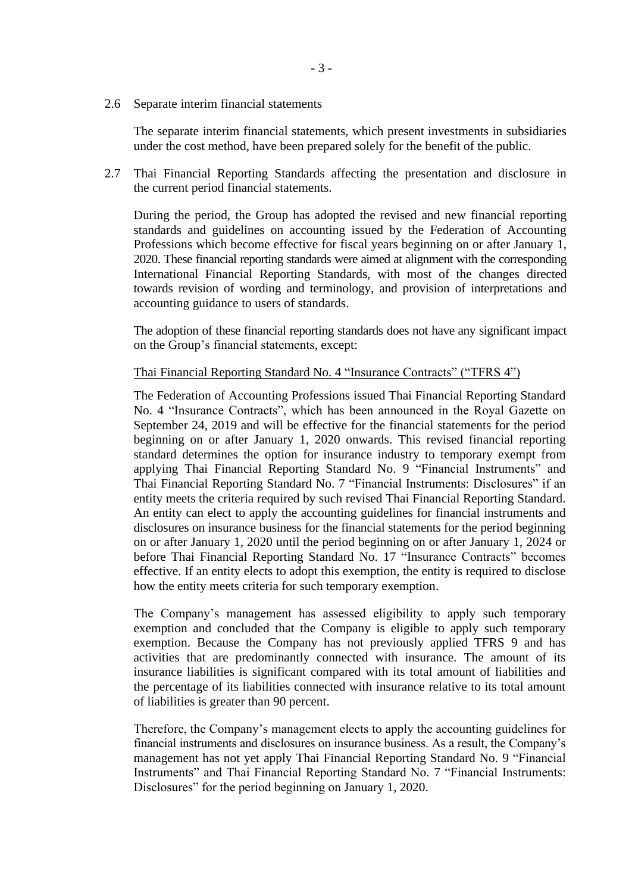2.6 Separate interim financial statements

The separate interim financial statements, which present investments in subsidiaries under the cost method, have been prepared solely for the benefit of the public.

2.7 Thai Financial Reporting Standards affecting the presentation and disclosure in the current period financial statements.

During the period, the Group has adopted the revised and new financial reporting standards and guidelines on accounting issued by the Federation of Accounting Professions which become effective for fiscal years beginning on or after January 1, 2020. These financial reporting standards were aimed at alignment with the corresponding International Financial Reporting Standards, with most of the changes directed towards revision of wording and terminology, and provision of interpretations and accounting guidance to users of standards.

The adoption of these financial reporting standards does not have any significant impact on the Group's financial statements, except:

Thai Financial Reporting Standard No. 4 "Insurance Contracts" ("TFRS 4")

The Federation of Accounting Professions issued Thai Financial Reporting Standard No. 4 "Insurance Contracts", which has been announced in the Royal Gazette on September 24, 2019 and will be effective for the financial statements for the period beginning on or after January 1, 2020 onwards. This revised financial reporting standard determines the option for insurance industry to temporary exempt from applying Thai Financial Reporting Standard No. 9 "Financial Instruments" and Thai Financial Reporting Standard No. 7 "Financial Instruments: Disclosures" if an entity meets the criteria required by such revised Thai Financial Reporting Standard. An entity can elect to apply the accounting guidelines for financial instruments and disclosures on insurance business for the financial statements for the period beginning on or after January 1, 2020 until the period beginning on or after January 1, 2024 or before Thai Financial Reporting Standard No. 17 "Insurance Contracts" becomes effective. If an entity elects to adopt this exemption, the entity is required to disclose how the entity meets criteria for such temporary exemption.

The Company's management has assessed eligibility to apply such temporary exemption and concluded that the Company is eligible to apply such temporary exemption. Because the Company has not previously applied TFRS 9 and has activities that are predominantly connected with insurance. The amount of its insurance liabilities is significant compared with its total amount of liabilities and the percentage of its liabilities connected with insurance relative to its total amount of liabilities is greater than 90 percent.

Therefore, the Company's management elects to apply the accounting guidelines for financial instruments and disclosures on insurance business. As a result, the Company's management has not yet apply Thai Financial Reporting Standard No. 9 "Financial Instruments" and Thai Financial Reporting Standard No. 7 "Financial Instruments: Disclosures" for the period beginning on January 1, 2020.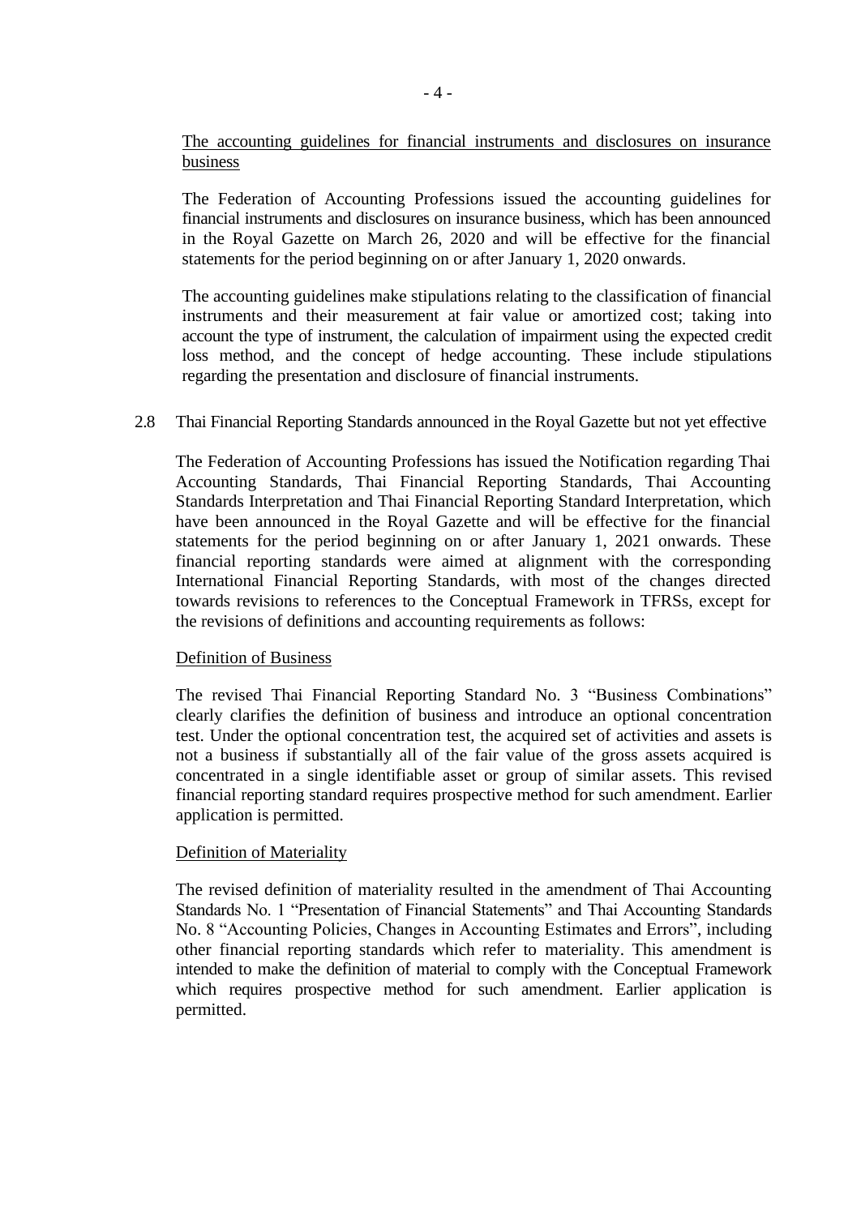<u>The accounting guidelines for financial instruments and disclosures on insurance business</u>

The Federation of Accounting Professions issued the accounting guidelines for financial instruments and disclosures on insurance business, which has been announced in the Royal Gazette on March 26, 2020 and will be effective for the financial statements for the period beginning on or after January 1, 2020 onwards.

The accounting guidelines make stipulations relating to the classification of financial instruments and their measurement at fair value or amortized cost; taking into account the type of instrument, the calculation of impairment using the expected credit loss method, and the concept of hedge accounting. These include stipulations regarding the presentation and disclosure of financial instruments.

2.8 Thai Financial Reporting Standards announced in the Royal Gazette but not yet effective

The Federation of Accounting Professions has issued the Notification regarding Thai Accounting Standards, Thai Financial Reporting Standards, Thai Accounting Standards Interpretation and Thai Financial Reporting Standard Interpretation, which have been announced in the Royal Gazette and will be effective for the financial statements for the period beginning on or after January 1, 2021 onwards. These financial reporting standards were aimed at alignment with the corresponding International Financial Reporting Standards, with most of the changes directed towards revisions to references to the Conceptual Framework in TFRSs, except for the revisions of definitions and accounting requirements as follows:

<u>Definition of Business</u>

The revised Thai Financial Reporting Standard No. 3 "Business Combinations" clearly clarifies the definition of business and introduce an optional concentration test. Under the optional concentration test, the acquired set of activities and assets is not a business if substantially all of the fair value of the gross assets acquired is concentrated in a single identifiable asset or group of similar assets. This revised financial reporting standard requires prospective method for such amendment. Earlier application is permitted.

<u>Definition of Materiality</u>

The revised definition of materiality resulted in the amendment of Thai Accounting Standards No. 1 "Presentation of Financial Statements" and Thai Accounting Standards No. 8 "Accounting Policies, Changes in Accounting Estimates and Errors", including other financial reporting standards which refer to materiality. This amendment is intended to make the definition of material to comply with the Conceptual Framework which requires prospective method for such amendment. Earlier application is permitted.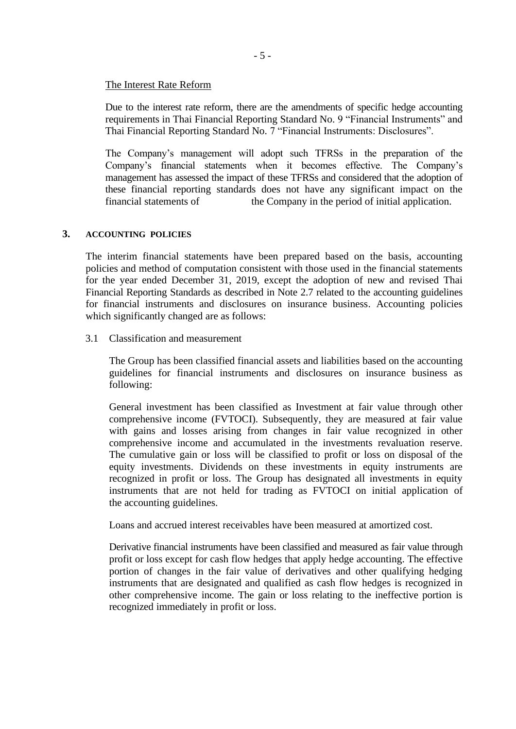The Interest Rate Reform

Due to the interest rate reform, there are the amendments of specific hedge accounting requirements in Thai Financial Reporting Standard No. 9 "Financial Instruments" and Thai Financial Reporting Standard No. 7 "Financial Instruments: Disclosures".

The Company's management will adopt such TFRSs in the preparation of the Company's financial statements when it becomes effective. The Company's management has assessed the impact of these TFRSs and considered that the adoption of these financial reporting standards does not have any significant impact on the financial statements of the Company in the period of initial application.

## 3. ACCOUNTING POLICIES

The interim financial statements have been prepared based on the basis, accounting policies and method of computation consistent with those used in the financial statements for the year ended December 31, 2019, except the adoption of new and revised Thai Financial Reporting Standards as described in Note 2.7 related to the accounting guidelines for financial instruments and disclosures on insurance business. Accounting policies which significantly changed are as follows:

3.1 Classification and measurement

The Group has been classified financial assets and liabilities based on the accounting guidelines for financial instruments and disclosures on insurance business as following:

General investment has been classified as Investment at fair value through other comprehensive income (FVTOCI). Subsequently, they are measured at fair value with gains and losses arising from changes in fair value recognized in other comprehensive income and accumulated in the investments revaluation reserve. The cumulative gain or loss will be classified to profit or loss on disposal of the equity investments. Dividends on these investments in equity instruments are recognized in profit or loss. The Group has designated all investments in equity instruments that are not held for trading as FVTOCI on initial application of the accounting guidelines.

Loans and accrued interest receivables have been measured at amortized cost.

Derivative financial instruments have been classified and measured as fair value through profit or loss except for cash flow hedges that apply hedge accounting. The effective portion of changes in the fair value of derivatives and other qualifying hedging instruments that are designated and qualified as cash flow hedges is recognized in other comprehensive income. The gain or loss relating to the ineffective portion is recognized immediately in profit or loss.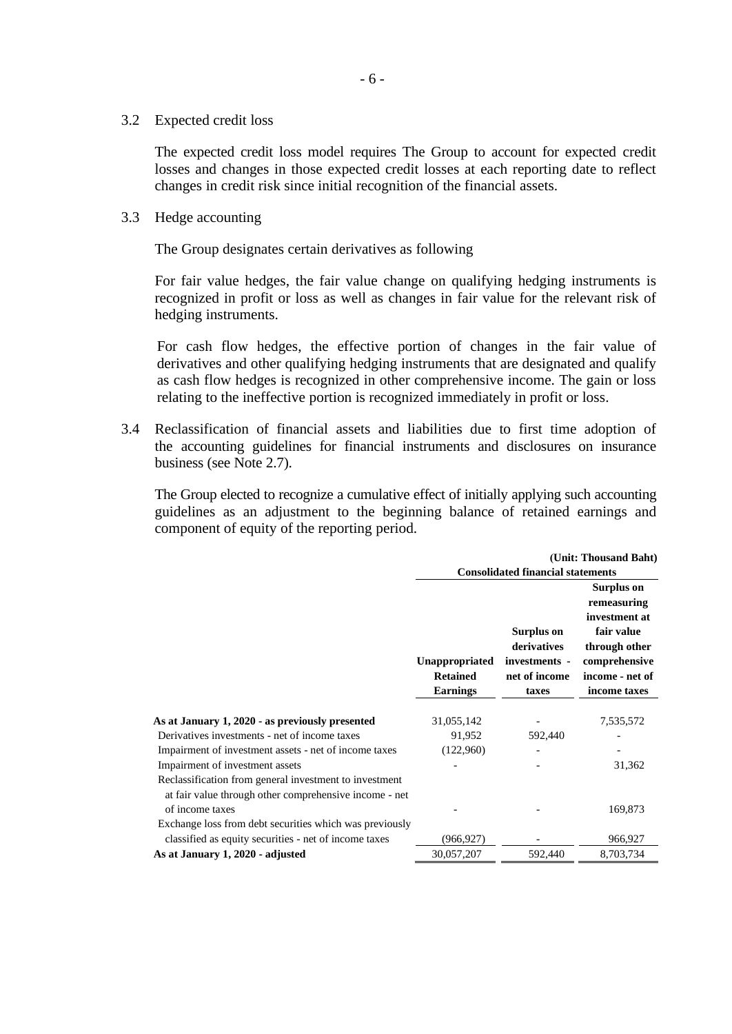3.2 Expected credit loss

The expected credit loss model requires The Group to account for expected credit losses and changes in those expected credit losses at each reporting date to reflect changes in credit risk since initial recognition of the financial assets.

3.3 Hedge accounting

The Group designates certain derivatives as following

For fair value hedges, the fair value change on qualifying hedging instruments is recognized in profit or loss as well as changes in fair value for the relevant risk of hedging instruments.

For cash flow hedges, the effective portion of changes in the fair value of derivatives and other qualifying hedging instruments that are designated and qualify as cash flow hedges is recognized in other comprehensive income. The gain or loss relating to the ineffective portion is recognized immediately in profit or loss.

3.4 Reclassification of financial assets and liabilities due to first time adoption of the accounting guidelines for financial instruments and disclosures on insurance business (see Note 2.7).

The Group elected to recognize a cumulative effect of initially applying such accounting guidelines as an adjustment to the beginning balance of retained earnings and component of equity of the reporting period.

(Unit: Thousand Baht)

| | Consolidated financial statements | | |
|---|---|---|---|
| | **Unappropriated Retained Earnings** | **Surplus on derivatives investments - net of income taxes** | **Surplus on remeasuring investment at fair value through other comprehensive income - net of income taxes** |
| **As at January 1, 2020 - as previously presented** | 31,055,142 | - | 7,535,572 |
| Derivatives investments - net of income taxes | 91,952 | 592,440 | - |
| Impairment of investment assets - net of income taxes | (122,960) | - | - |
| Impairment of investment assets | - | - | 31,362 |
| Reclassification from general investment to investment at fair value through other comprehensive income - net of income taxes | - | - | 169,873 |
| Exchange loss from debt securities which was previously classified as equity securities - net of income taxes | (966,927) | - | 966,927 |
| **As at January 1, 2020 - adjusted** | 30,057,207 | 592,440 | 8,703,734 |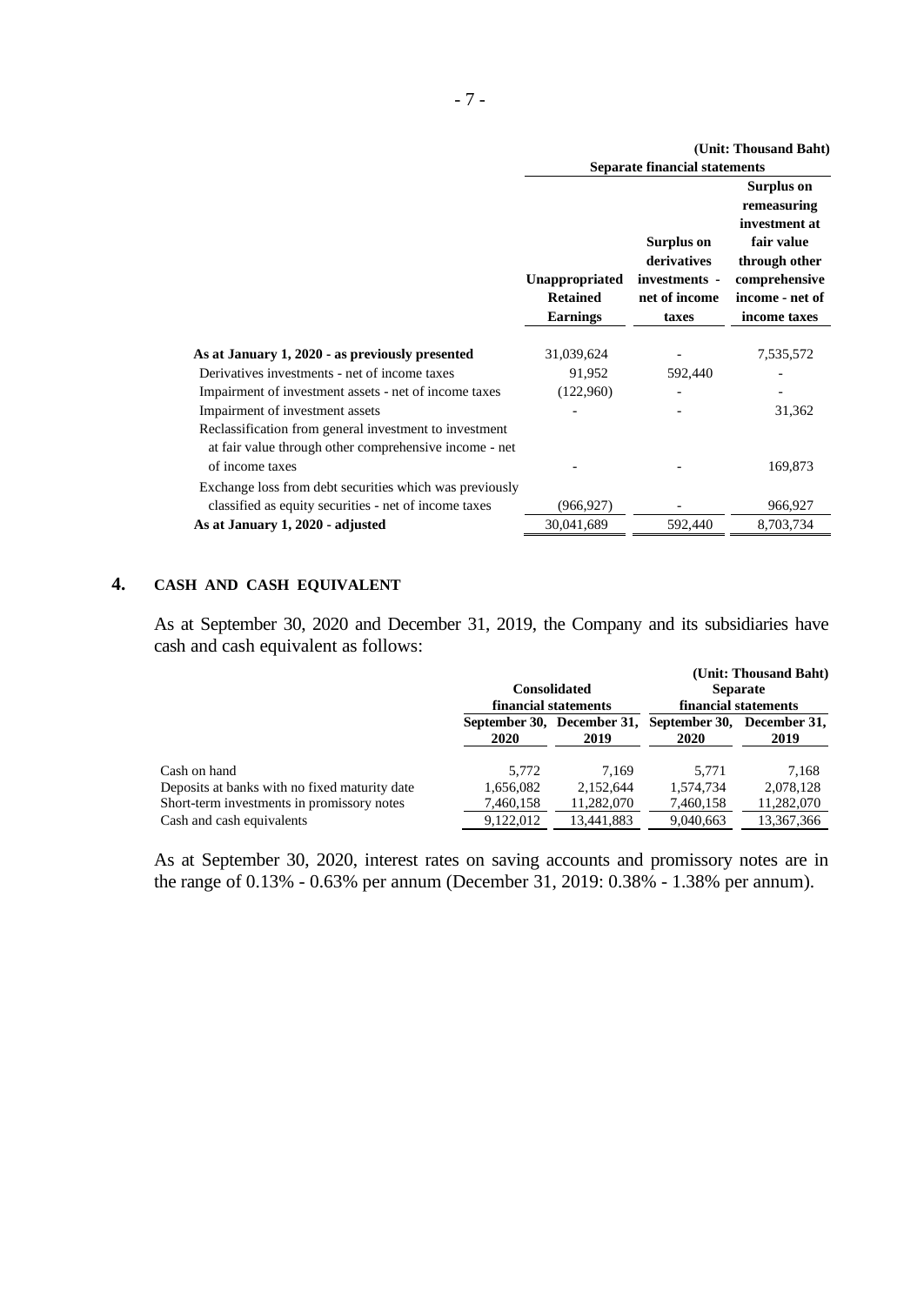(Unit: Thousand Baht)

| | Separate financial statements | | |
|---|---|---|---|
| | Unappropriated Retained Earnings | Surplus on derivatives investments - net of income taxes | Surplus on remeasuring investment at fair value through other comprehensive income - net of income taxes |
| **As at January 1, 2020 - as previously presented** | 31,039,624 | - | 7,535,572 |
| Derivatives investments - net of income taxes | 91,952 | 592,440 | - |
| Impairment of investment assets - net of income taxes | (122,960) | - | - |
| Impairment of investment assets | - | - | 31,362 |
| Reclassification from general investment to investment at fair value through other comprehensive income - net of income taxes | - | - | 169,873 |
| Exchange loss from debt securities which was previously classified as equity securities - net of income taxes | (966,927) | - | 966,927 |
| **As at January 1, 2020 - adjusted** | 30,041,689 | 592,440 | 8,703,734 |

## 4. CASH AND CASH EQUIVALENT

As at September 30, 2020 and December 31, 2019, the Company and its subsidiaries have cash and cash equivalent as follows:

(Unit: Thousand Baht)

| | Consolidated financial statements | | Separate financial statements | |
|---|---|---|---|---|
| | September 30, 2020 | December 31, 2019 | September 30, 2020 | December 31, 2019 |
| Cash on hand | 5,772 | 7,169 | 5,771 | 7,168 |
| Deposits at banks with no fixed maturity date | 1,656,082 | 2,152,644 | 1,574,734 | 2,078,128 |
| Short-term investments in promissory notes | 7,460,158 | 11,282,070 | 7,460,158 | 11,282,070 |
| Cash and cash equivalents | 9,122,012 | 13,441,883 | 9,040,663 | 13,367,366 |

As at September 30, 2020, interest rates on saving accounts and promissory notes are in the range of 0.13% - 0.63% per annum (December 31, 2019: 0.38% - 1.38% per annum).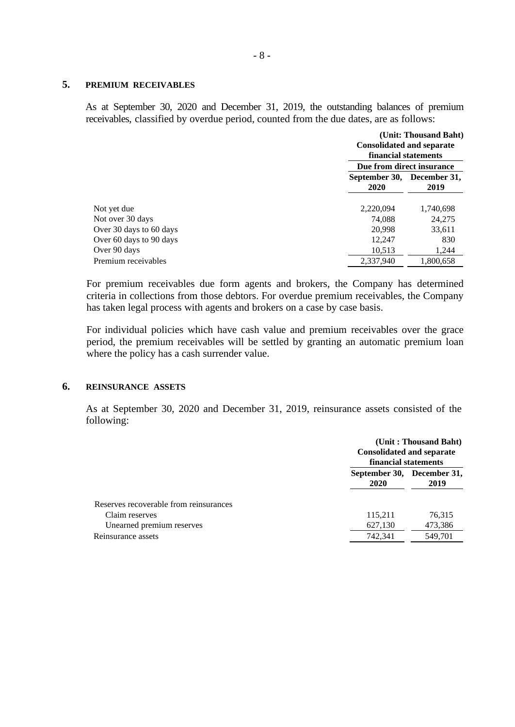## 5. PREMIUM RECEIVABLES

As at September 30, 2020 and December 31, 2019, the outstanding balances of premium receivables, classified by overdue period, counted from the due dates, are as follows:

| | (Unit: Thousand Baht) | |
|---|---|---|
| | Consolidated and separate financial statements | |
| | Due from direct insurance | |
| | September 30, 2020 | December 31, 2019 |
| Not yet due | 2,220,094 | 1,740,698 |
| Not over 30 days | 74,088 | 24,275 |
| Over 30 days to 60 days | 20,998 | 33,611 |
| Over 60 days to 90 days | 12,247 | 830 |
| Over 90 days | 10,513 | 1,244 |
| Premium receivables | 2,337,940 | 1,800,658 |

For premium receivables due form agents and brokers, the Company has determined criteria in collections from those debtors. For overdue premium receivables, the Company has taken legal process with agents and brokers on a case by case basis.

For individual policies which have cash value and premium receivables over the grace period, the premium receivables will be settled by granting an automatic premium loan where the policy has a cash surrender value.

## 6. REINSURANCE ASSETS

As at September 30, 2020 and December 31, 2019, reinsurance assets consisted of the following:

| | (Unit : Thousand Baht) | |
|---|---|---|
| | Consolidated and separate financial statements | |
| | September 30, 2020 | December 31, 2019 |
| Reserves recoverable from reinsurances | | |
| Claim reserves | 115,211 | 76,315 |
| Unearned premium reserves | 627,130 | 473,386 |
| Reinsurance assets | 742,341 | 549,701 |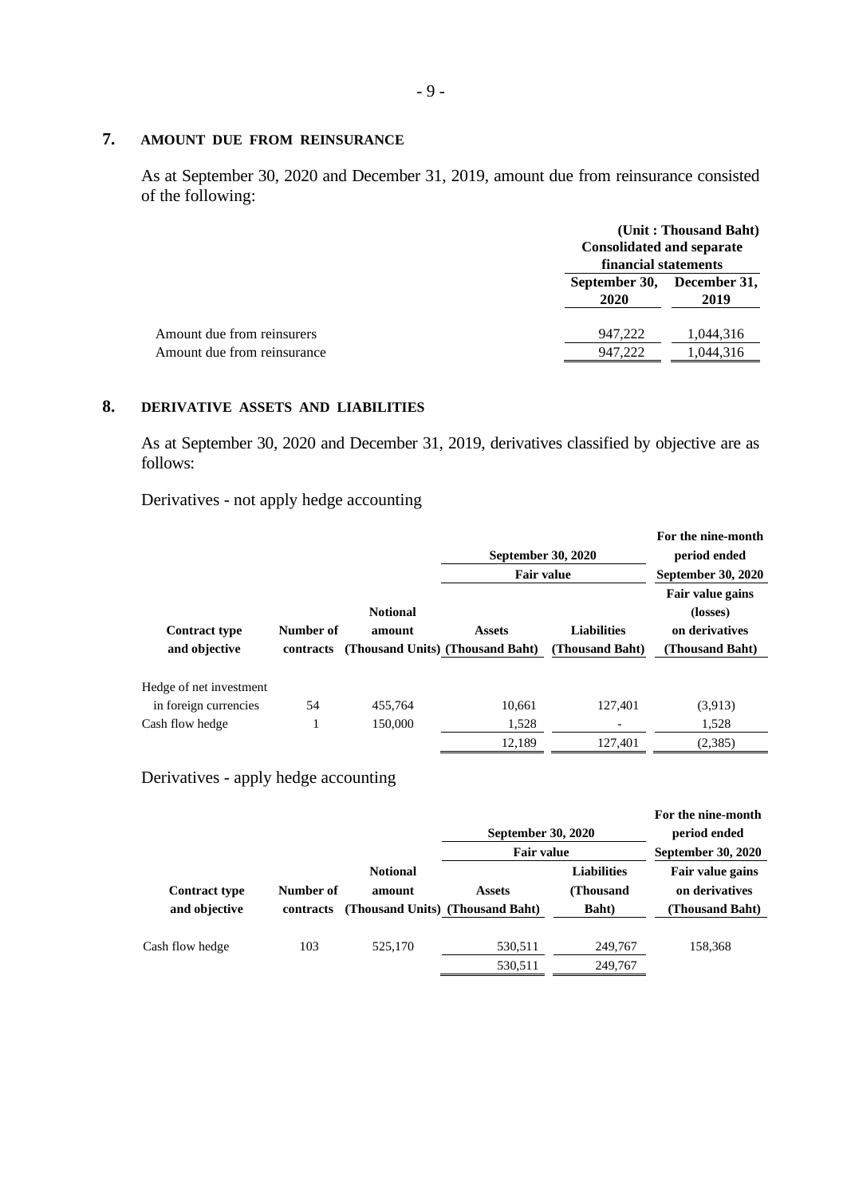## 7. AMOUNT DUE FROM REINSURANCE

As at September 30, 2020 and December 31, 2019, amount due from reinsurance consisted of the following:

| | (Unit : Thousand Baht) | |
|---|---|---|
| | Consolidated and separate financial statements | |
| | September 30, 2020 | December 31, 2019 |
| Amount due from reinsurers | 947,222 | 1,044,316 |
| Amount due from reinsurance | 947,222 | 1,044,316 |

## 8. DERIVATIVE ASSETS AND LIABILITIES

As at September 30, 2020 and December 31, 2019, derivatives classified by objective are as follows:

Derivatives - not apply hedge accounting

| | | | September 30, 2020 | | For the nine-month period ended September 30, 2020 |
|---|---|---|---|---|---|
| | | | Fair value | | |
| Contract type and objective | Number of contracts | Notional amount (Thousand Units) | Assets (Thousand Baht) | Liabilities (Thousand Baht) | Fair value gains (losses) on derivatives (Thousand Baht) |
| Hedge of net investment in foreign currencies | 54 | 455,764 | 10,661 | 127,401 | (3,913) |
| Cash flow hedge | 1 | 150,000 | 1,528 | - | 1,528 |
| | | | 12,189 | 127,401 | (2,385) |

Derivatives - apply hedge accounting

| | | | September 30, 2020 | | For the nine-month period ended September 30, 2020 |
|---|---|---|---|---|---|
| | | | Fair value | | |
| Contract type and objective | Number of contracts | Notional amount (Thousand Units) | Assets (Thousand Baht) | Liabilities (Thousand Baht) | Fair value gains on derivatives (Thousand Baht) |
| Cash flow hedge | 103 | 525,170 | 530,511 | 249,767 | 158,368 |
| | | | 530,511 | 249,767 | |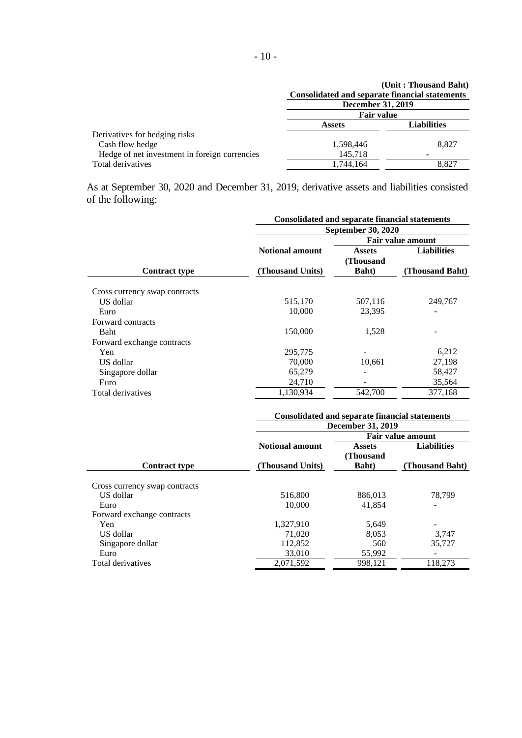| | (Unit : Thousand Baht) | |
|---|---|---|
| | Consolidated and separate financial statements | |
| | December 31, 2019 | |
| | Fair value | |
| | Assets | Liabilities |
| Derivatives for hedging risks | | |
| Cash flow hedge | 1,598,446 | 8,827 |
| Hedge of net investment in foreign currencies | 145,718 | - |
| Total derivatives | 1,744,164 | 8,827 |

As at September 30, 2020 and December 31, 2019, derivative assets and liabilities consisted of the following:

| | Consolidated and separate financial statements | | |
|---|---|---|---|
| | September 30, 2020 | | |
| | | Fair value amount | |
| Contract type | Notional amount (Thousand Units) | Assets (Thousand Baht) | Liabilities (Thousand Baht) |
| Cross currency swap contracts | | | |
| US dollar | 515,170 | 507,116 | 249,767 |
| Euro | 10,000 | 23,395 | - |
| Forward contracts | | | |
| Baht | 150,000 | 1,528 | - |
| Forward exchange contracts | | | |
| Yen | 295,775 | - | 6,212 |
| US dollar | 70,000 | 10,661 | 27,198 |
| Singapore dollar | 65,279 | - | 58,427 |
| Euro | 24,710 | - | 35,564 |
| Total derivatives | 1,130,934 | 542,700 | 377,168 |

| | Consolidated and separate financial statements | | |
|---|---|---|---|
| | December 31, 2019 | | |
| | | Fair value amount | |
| Contract type | Notional amount (Thousand Units) | Assets (Thousand Baht) | Liabilities (Thousand Baht) |
| Cross currency swap contracts | | | |
| US dollar | 516,800 | 886,013 | 78,799 |
| Euro | 10,000 | 41,854 | - |
| Forward exchange contracts | | | |
| Yen | 1,327,910 | 5,649 | - |
| US dollar | 71,020 | 8,053 | 3,747 |
| Singapore dollar | 112,852 | 560 | 35,727 |
| Euro | 33,010 | 55,992 | - |
| Total derivatives | 2,071,592 | 998,121 | 118,273 |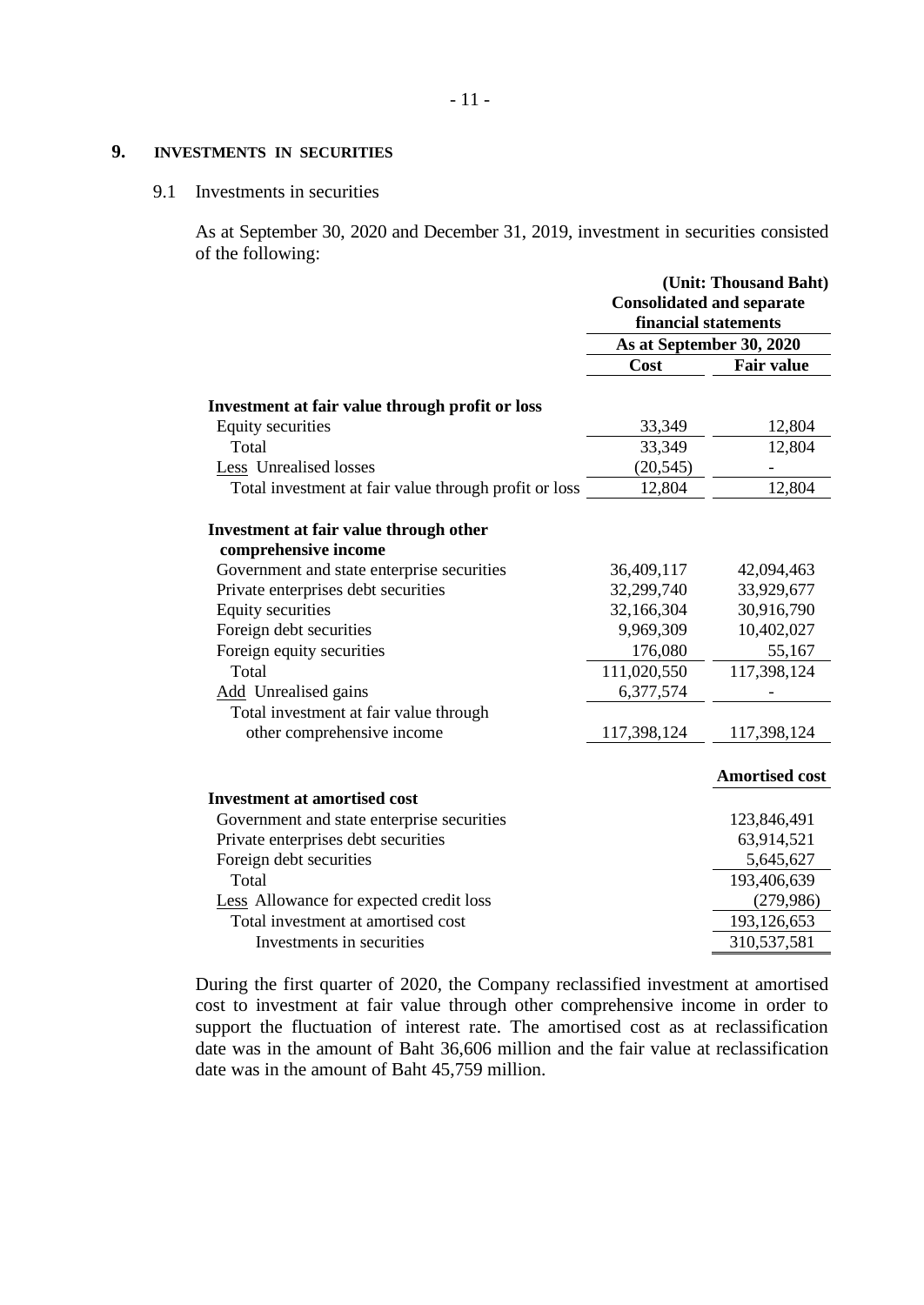## 9. INVESTMENTS IN SECURITIES

### 9.1 Investments in securities

As at September 30, 2020 and December 31, 2019, investment in securities consisted of the following:

| | (Unit: Thousand Baht) | |
|---|---|---|
| | Consolidated and separate financial statements | |
| | As at September 30, 2020 | |
| | Cost | Fair value |
| **Investment at fair value through profit or loss** | | |
| Equity securities | 33,349 | 12,804 |
| Total | 33,349 | 12,804 |
| Less Unrealised losses | (20,545) | - |
| Total investment at fair value through profit or loss | 12,804 | 12,804 |
| **Investment at fair value through other comprehensive income** | | |
| Government and state enterprise securities | 36,409,117 | 42,094,463 |
| Private enterprises debt securities | 32,299,740 | 33,929,677 |
| Equity securities | 32,166,304 | 30,916,790 |
| Foreign debt securities | 9,969,309 | 10,402,027 |
| Foreign equity securities | 176,080 | 55,167 |
| Total | 111,020,550 | 117,398,124 |
| Add Unrealised gains | 6,377,574 | - |
| Total investment at fair value through other comprehensive income | 117,398,124 | 117,398,124 |
| | | **Amortised cost** |
| **Investment at amortised cost** | | |
| Government and state enterprise securities | | 123,846,491 |
| Private enterprises debt securities | | 63,914,521 |
| Foreign debt securities | | 5,645,627 |
| Total | | 193,406,639 |
| Less Allowance for expected credit loss | | (279,986) |
| Total investment at amortised cost | | 193,126,653 |
| Investments in securities | | 310,537,581 |

During the first quarter of 2020, the Company reclassified investment at amortised cost to investment at fair value through other comprehensive income in order to support the fluctuation of interest rate. The amortised cost as at reclassification date was in the amount of Baht 36,606 million and the fair value at reclassification date was in the amount of Baht 45,759 million.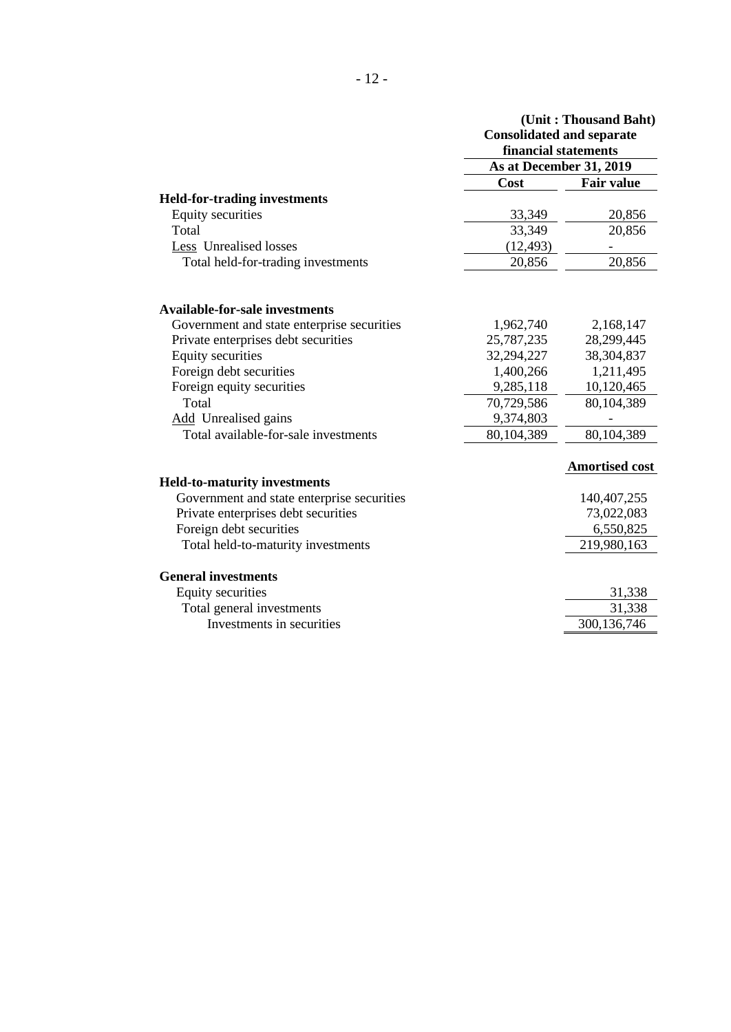(Unit : Thousand Baht)

| | Consolidated and separate financial statements | |
|---|---|---|
| | As at December 31, 2019 | |
| | Cost | Fair value |
| **Held-for-trading investments** | | |
| Equity securities | 33,349 | 20,856 |
| Total | 33,349 | 20,856 |
| Less Unrealised losses | (12,493) | - |
| Total held-for-trading investments | 20,856 | 20,856 |
| | | |
| **Available-for-sale investments** | | |
| Government and state enterprise securities | 1,962,740 | 2,168,147 |
| Private enterprises debt securities | 25,787,235 | 28,299,445 |
| Equity securities | 32,294,227 | 38,304,837 |
| Foreign debt securities | 1,400,266 | 1,211,495 |
| Foreign equity securities | 9,285,118 | 10,120,465 |
| Total | 70,729,586 | 80,104,389 |
| Add Unrealised gains | 9,374,803 | - |
| Total available-for-sale investments | 80,104,389 | 80,104,389 |
| | | **Amortised cost** |
| **Held-to-maturity investments** | | |
| Government and state enterprise securities | | 140,407,255 |
| Private enterprises debt securities | | 73,022,083 |
| Foreign debt securities | | 6,550,825 |
| Total held-to-maturity investments | | 219,980,163 |
| | | |
| **General investments** | | |
| Equity securities | | 31,338 |
| Total general investments | | 31,338 |
| Investments in securities | | 300,136,746 |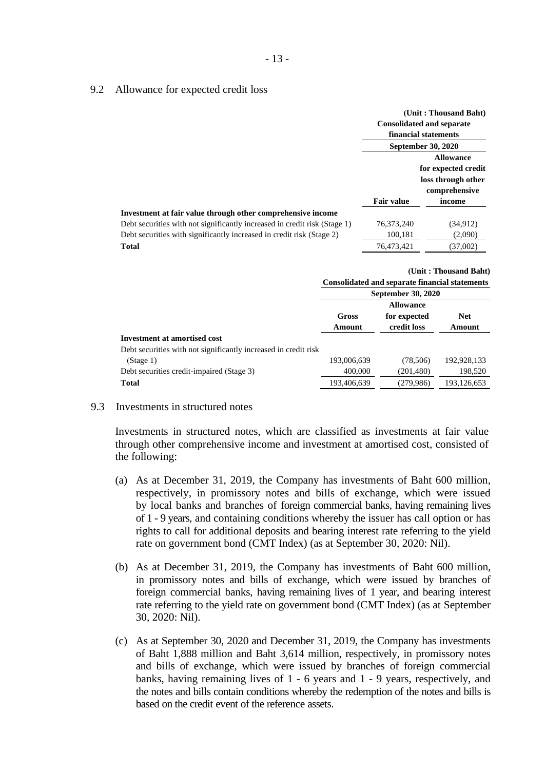### 9.2 Allowance for expected credit loss

(Unit : Thousand Baht)

| | Consolidated and separate financial statements | |
|---|---|---|
| | September 30, 2020 | |
| | Fair value | Allowance for expected credit loss through other comprehensive income |
| **Investment at fair value through other comprehensive income** | | |
| Debt securities with not significantly increased in credit risk (Stage 1) | 76,373,240 | (34,912) |
| Debt securities with significantly increased in credit risk (Stage 2) | 100,181 | (2,090) |
| **Total** | 76,473,421 | (37,002) |

(Unit : Thousand Baht)

| | Consolidated and separate financial statements | | |
|---|---|---|---|
| | September 30, 2020 | | |
| | Gross Amount | Allowance for expected credit loss | Net Amount |
| **Investment at amortised cost** | | | |
| Debt securities with not significantly increased in credit risk (Stage 1) | 193,006,639 | (78,506) | 192,928,133 |
| Debt securities credit-impaired (Stage 3) | 400,000 | (201,480) | 198,520 |
| **Total** | 193,406,639 | (279,986) | 193,126,653 |

### 9.3 Investments in structured notes

Investments in structured notes, which are classified as investments at fair value through other comprehensive income and investment at amortised cost, consisted of the following:

(a) As at December 31, 2019, the Company has investments of Baht 600 million, respectively, in promissory notes and bills of exchange, which were issued by local banks and branches of foreign commercial banks, having remaining lives of 1 - 9 years, and containing conditions whereby the issuer has call option or has rights to call for additional deposits and bearing interest rate referring to the yield rate on government bond (CMT Index) (as at September 30, 2020: Nil).

(b) As at December 31, 2019, the Company has investments of Baht 600 million, in promissory notes and bills of exchange, which were issued by branches of foreign commercial banks, having remaining lives of 1 year, and bearing interest rate referring to the yield rate on government bond (CMT Index) (as at September 30, 2020: Nil).

(c) As at September 30, 2020 and December 31, 2019, the Company has investments of Baht 1,888 million and Baht 3,614 million, respectively, in promissory notes and bills of exchange, which were issued by branches of foreign commercial banks, having remaining lives of 1 - 6 years and 1 - 9 years, respectively, and the notes and bills contain conditions whereby the redemption of the notes and bills is based on the credit event of the reference assets.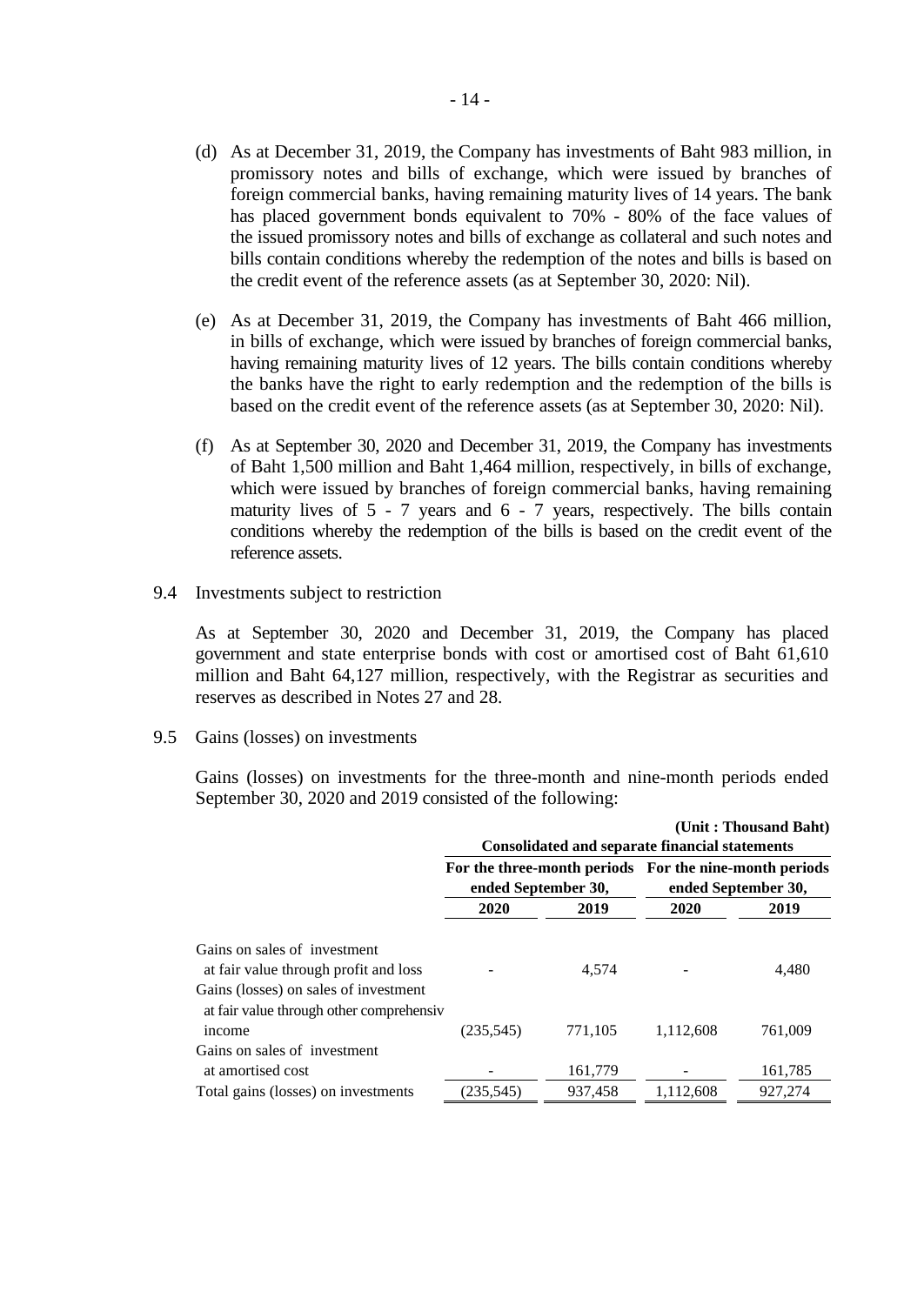(d) As at December 31, 2019, the Company has investments of Baht 983 million, in promissory notes and bills of exchange, which were issued by branches of foreign commercial banks, having remaining maturity lives of 14 years. The bank has placed government bonds equivalent to 70% - 80% of the face values of the issued promissory notes and bills of exchange as collateral and such notes and bills contain conditions whereby the redemption of the notes and bills is based on the credit event of the reference assets (as at September 30, 2020: Nil).

(e) As at December 31, 2019, the Company has investments of Baht 466 million, in bills of exchange, which were issued by branches of foreign commercial banks, having remaining maturity lives of 12 years. The bills contain conditions whereby the banks have the right to early redemption and the redemption of the bills is based on the credit event of the reference assets (as at September 30, 2020: Nil).

(f) As at September 30, 2020 and December 31, 2019, the Company has investments of Baht 1,500 million and Baht 1,464 million, respectively, in bills of exchange, which were issued by branches of foreign commercial banks, having remaining maturity lives of 5 - 7 years and 6 - 7 years, respectively. The bills contain conditions whereby the redemption of the bills is based on the credit event of the reference assets.

9.4 Investments subject to restriction

As at September 30, 2020 and December 31, 2019, the Company has placed government and state enterprise bonds with cost or amortised cost of Baht 61,610 million and Baht 64,127 million, respectively, with the Registrar as securities and reserves as described in Notes 27 and 28.

9.5 Gains (losses) on investments

Gains (losses) on investments for the three-month and nine-month periods ended September 30, 2020 and 2019 consisted of the following:

(Unit : Thousand Baht)

| | Consolidated and separate financial statements | | | |
|---|---|---|---|---|
| | For the three-month periods ended September 30, | | For the nine-month periods ended September 30, | |
| | 2020 | 2019 | 2020 | 2019 |
| Gains on sales of investment at fair value through profit and loss | - | 4,574 | - | 4,480 |
| Gains (losses) on sales of investment at fair value through other comprehensiv income | (235,545) | 771,105 | 1,112,608 | 761,009 |
| Gains on sales of investment at amortised cost | - | 161,779 | - | 161,785 |
| Total gains (losses) on investments | (235,545) | 937,458 | 1,112,608 | 927,274 |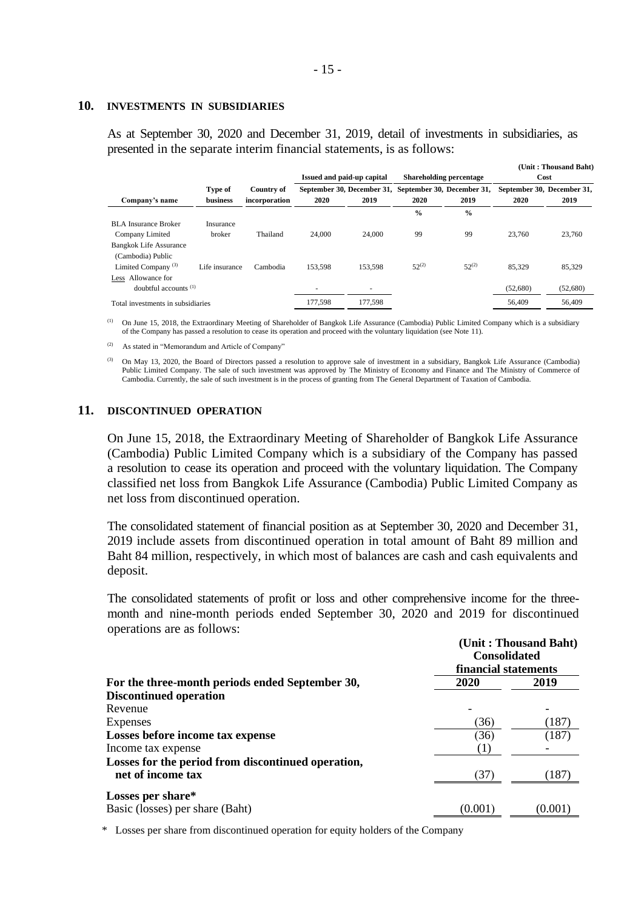## 10. INVESTMENTS IN SUBSIDIARIES

As at September 30, 2020 and December 31, 2019, detail of investments in subsidiaries, as presented in the separate interim financial statements, is as follows:

(Unit : Thousand Baht)

| Company's name | Type of business | Country of incorporation | Issued and paid-up capital | | Shareholding percentage | | Cost | |
|---|---|---|---|---|---|---|---|---|
| | | | September 30, 2020 | December 31, 2019 | September 30, 2020 | December 31, 2019 | September 30, 2020 | December 31, 2019 |
| | | | | | % | % | | |
| BLA Insurance Broker Company Limited | Insurance broker | Thailand | 24,000 | 24,000 | 99 | 99 | 23,760 | 23,760 |
| Bangkok Life Assurance (Cambodia) Public Limited Company [3] | Life insurance | Cambodia | 153,598 | 153,598 | 52[2] | 52[2] | 85,329 | 85,329 |
| Less Allowance for doubtful accounts [1] | | | - | - | | | (52,680) | (52,680) |
| Total investments in subsidiaries | | | 177,598 | 177,598 | | | 56,409 | 56,409 |

[1] On June 15, 2018, the Extraordinary Meeting of Shareholder of Bangkok Life Assurance (Cambodia) Public Limited Company which is a subsidiary of the Company has passed a resolution to cease its operation and proceed with the voluntary liquidation (see Note 11).

[2] As stated in "Memorandum and Article of Company"

[3] On May 13, 2020, the Board of Directors passed a resolution to approve sale of investment in a subsidiary, Bangkok Life Assurance (Cambodia) Public Limited Company. The sale of such investment was approved by The Ministry of Economy and Finance and The Ministry of Commerce of Cambodia. Currently, the sale of such investment is in the process of granting from The General Department of Taxation of Cambodia.

## 11. DISCONTINUED OPERATION

On June 15, 2018, the Extraordinary Meeting of Shareholder of Bangkok Life Assurance (Cambodia) Public Limited Company which is a subsidiary of the Company has passed a resolution to cease its operation and proceed with the voluntary liquidation. The Company classified net loss from Bangkok Life Assurance (Cambodia) Public Limited Company as net loss from discontinued operation.

The consolidated statement of financial position as at September 30, 2020 and December 31, 2019 include assets from discontinued operation in total amount of Baht 89 million and Baht 84 million, respectively, in which most of balances are cash and cash equivalents and deposit.

The consolidated statements of profit or loss and other comprehensive income for the three-month and nine-month periods ended September 30, 2020 and 2019 for discontinued operations are as follows:

(Unit : Thousand Baht)

| | Consolidated financial statements | |
|---|---|---|
| **For the three-month periods ended September 30,** | **2020** | **2019** |
| **Discontinued operation** | | |
| Revenue | - | - |
| Expenses | (36) | (187) |
| **Losses before income tax expense** | (36) | (187) |
| Income tax expense | (1) | - |
| **Losses for the period from discontinued operation, net of income tax** | (37) | (187) |
| **Losses per share*** | | |
| Basic (losses) per share (Baht) | (0.001) | (0.001) |

\* Losses per share from discontinued operation for equity holders of the Company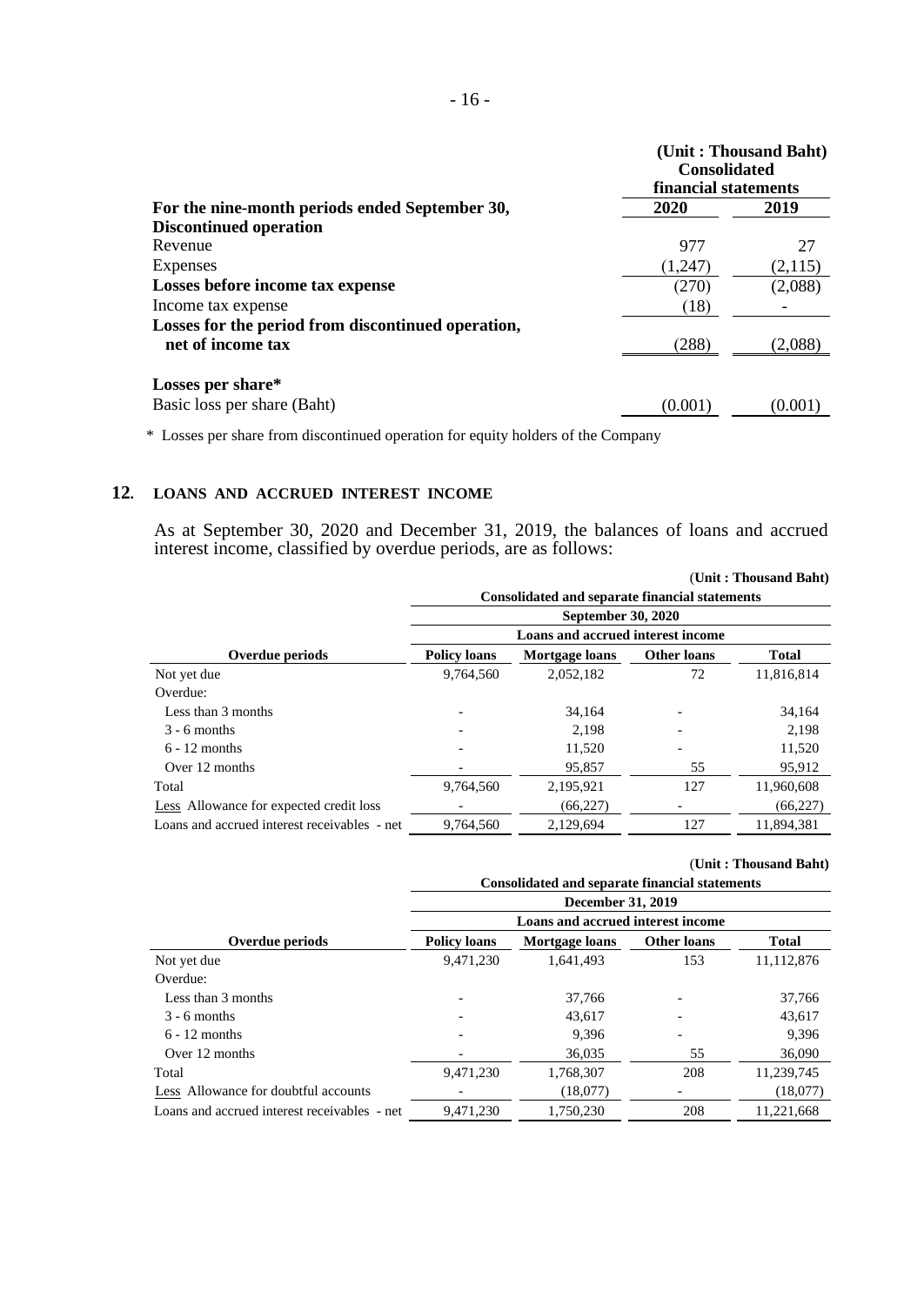| For the nine-month periods ended September 30, | (Unit : Thousand Baht) Consolidated financial statements | |
|---|---|---|
| | 2020 | 2019 |
| **Discontinued operation** | | |
| Revenue | 977 | 27 |
| Expenses | (1,247) | (2,115) |
| **Losses before income tax expense** | (270) | (2,088) |
| Income tax expense | (18) | - |
| **Losses for the period from discontinued operation, net of income tax** | (288) | (2,088) |
| **Losses per share*** | | |
| Basic loss per share (Baht) | (0.001) | (0.001) |

\* Losses per share from discontinued operation for equity holders of the Company

## 12. LOANS AND ACCRUED INTEREST INCOME

As at September 30, 2020 and December 31, 2019, the balances of loans and accrued interest income, classified by overdue periods, are as follows:

(Unit : Thousand Baht)

| | Consolidated and separate financial statements | | | |
|---|---|---|---|---|
| | September 30, 2020 | | | |
| | Loans and accrued interest income | | | |
| **Overdue periods** | **Policy loans** | **Mortgage loans** | **Other loans** | **Total** |
| Not yet due | 9,764,560 | 2,052,182 | 72 | 11,816,814 |
| Overdue: | | | | |
| Less than 3 months | - | 34,164 | - | 34,164 |
| 3 - 6 months | - | 2,198 | - | 2,198 |
| 6 - 12 months | - | 11,520 | - | 11,520 |
| Over 12 months | - | 95,857 | 55 | 95,912 |
| Total | 9,764,560 | 2,195,921 | 127 | 11,960,608 |
| Less Allowance for expected credit loss | - | (66,227) | - | (66,227) |
| Loans and accrued interest receivables - net | 9,764,560 | 2,129,694 | 127 | 11,894,381 |

(Unit : Thousand Baht)

| | Consolidated and separate financial statements | | | |
|---|---|---|---|---|
| | December 31, 2019 | | | |
| | Loans and accrued interest income | | | |
| **Overdue periods** | **Policy loans** | **Mortgage loans** | **Other loans** | **Total** |
| Not yet due | 9,471,230 | 1,641,493 | 153 | 11,112,876 |
| Overdue: | | | | |
| Less than 3 months | - | 37,766 | - | 37,766 |
| 3 - 6 months | - | 43,617 | - | 43,617 |
| 6 - 12 months | - | 9,396 | - | 9,396 |
| Over 12 months | - | 36,035 | 55 | 36,090 |
| Total | 9,471,230 | 1,768,307 | 208 | 11,239,745 |
| Less Allowance for doubtful accounts | - | (18,077) | - | (18,077) |
| Loans and accrued interest receivables - net | 9,471,230 | 1,750,230 | 208 | 11,221,668 |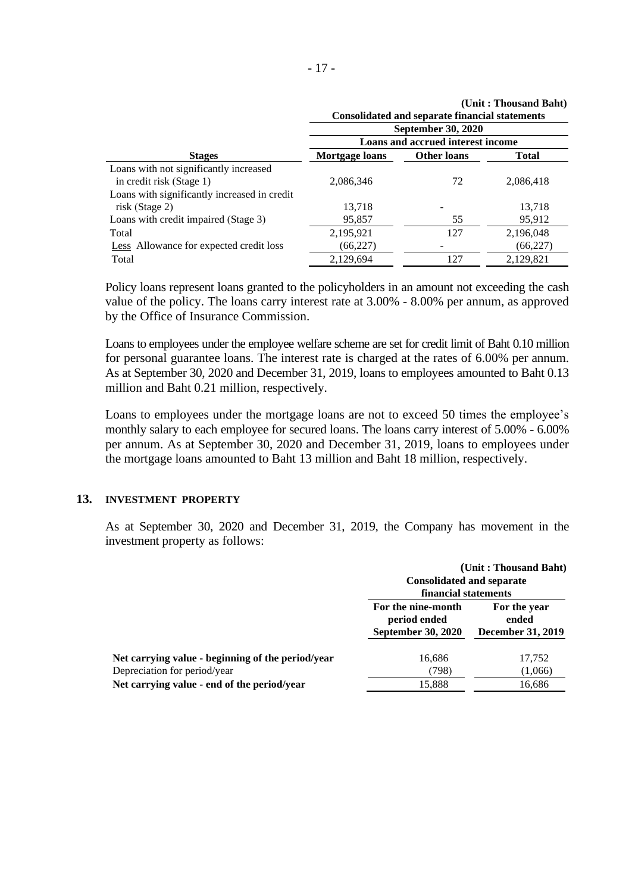(Unit : Thousand Baht)

| Stages | Consolidated and separate financial statements | | |
|---|---|---|---|
| | September 30, 2020 | | |
| | Loans and accrued interest income | | |
| | Mortgage loans | Other loans | Total |
| Loans with not significantly increased in credit risk (Stage 1) | 2,086,346 | 72 | 2,086,418 |
| Loans with significantly increased in credit risk (Stage 2) | 13,718 | - | 13,718 |
| Loans with credit impaired (Stage 3) | 95,857 | 55 | 95,912 |
| Total | 2,195,921 | 127 | 2,196,048 |
| Less Allowance for expected credit loss | (66,227) | - | (66,227) |
| Total | 2,129,694 | 127 | 2,129,821 |

Policy loans represent loans granted to the policyholders in an amount not exceeding the cash value of the policy. The loans carry interest rate at 3.00% - 8.00% per annum, as approved by the Office of Insurance Commission.

Loans to employees under the employee welfare scheme are set for credit limit of Baht 0.10 million for personal guarantee loans. The interest rate is charged at the rates of 6.00% per annum. As at September 30, 2020 and December 31, 2019, loans to employees amounted to Baht 0.13 million and Baht 0.21 million, respectively.

Loans to employees under the mortgage loans are not to exceed 50 times the employee's monthly salary to each employee for secured loans. The loans carry interest of 5.00% - 6.00% per annum. As at September 30, 2020 and December 31, 2019, loans to employees under the mortgage loans amounted to Baht 13 million and Baht 18 million, respectively.

## 13. INVESTMENT PROPERTY

As at September 30, 2020 and December 31, 2019, the Company has movement in the investment property as follows:

(Unit : Thousand Baht)

| | Consolidated and separate financial statements | |
|---|---|---|
| | For the nine-month period ended September 30, 2020 | For the year ended December 31, 2019 |
| **Net carrying value - beginning of the period/year** | 16,686 | 17,752 |
| Depreciation for period/year | (798) | (1,066) |
| **Net carrying value - end of the period/year** | 15,888 | 16,686 |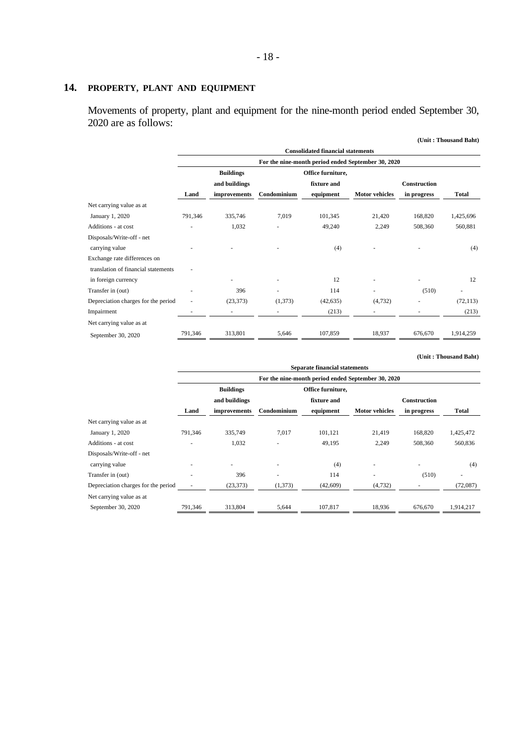## 14. PROPERTY, PLANT AND EQUIPMENT

Movements of property, plant and equipment for the nine-month period ended September 30, 2020 are as follows:

(Unit : Thousand Baht)

| | Consolidated financial statements | | | | | | |
|---|---|---|---|---|---|---|---|
| | For the nine-month period ended September 30, 2020 | | | | | | |
| | Land | Buildings and buildings improvements | Condominium | Office furniture, fixture and equipment | Motor vehicles | Construction in progress | Total |
| Net carrying value as at January 1, 2020 | 791,346 | 335,746 | 7,019 | 101,345 | 21,420 | 168,820 | 1,425,696 |
| Additions - at cost | - | 1,032 | - | 49,240 | 2,249 | 508,360 | 560,881 |
| Disposals/Write-off - net carrying value | - | - | - | (4) | - | - | (4) |
| Exchange rate differences on translation of financial statements in foreign currency | - | - | - | 12 | - | - | 12 |
| Transfer in (out) | - | 396 | - | 114 | - | (510) | - |
| Depreciation charges for the period | - | (23,373) | (1,373) | (42,635) | (4,732) | - | (72,113) |
| Impairment | - | - | - | (213) | - | - | (213) |
| Net carrying value as at September 30, 2020 | 791,346 | 313,801 | 5,646 | 107,859 | 18,937 | 676,670 | 1,914,259 |

(Unit : Thousand Baht)

| | Separate financial statements | | | | | | |
|---|---|---|---|---|---|---|---|
| | For the nine-month period ended September 30, 2020 | | | | | | |
| | Land | Buildings and buildings improvements | Condominium | Office furniture, fixture and equipment | Motor vehicles | Construction in progress | Total |
| Net carrying value as at January 1, 2020 | 791,346 | 335,749 | 7,017 | 101,121 | 21,419 | 168,820 | 1,425,472 |
| Additions - at cost | - | 1,032 | - | 49,195 | 2,249 | 508,360 | 560,836 |
| Disposals/Write-off - net carrying value | - | - | - | (4) | - | - | (4) |
| Transfer in (out) | - | 396 | - | 114 | - | (510) | - |
| Depreciation charges for the period | - | (23,373) | (1,373) | (42,609) | (4,732) | - | (72,087) |
| Net carrying value as at September 30, 2020 | 791,346 | 313,804 | 5,644 | 107,817 | 18,936 | 676,670 | 1,914,217 |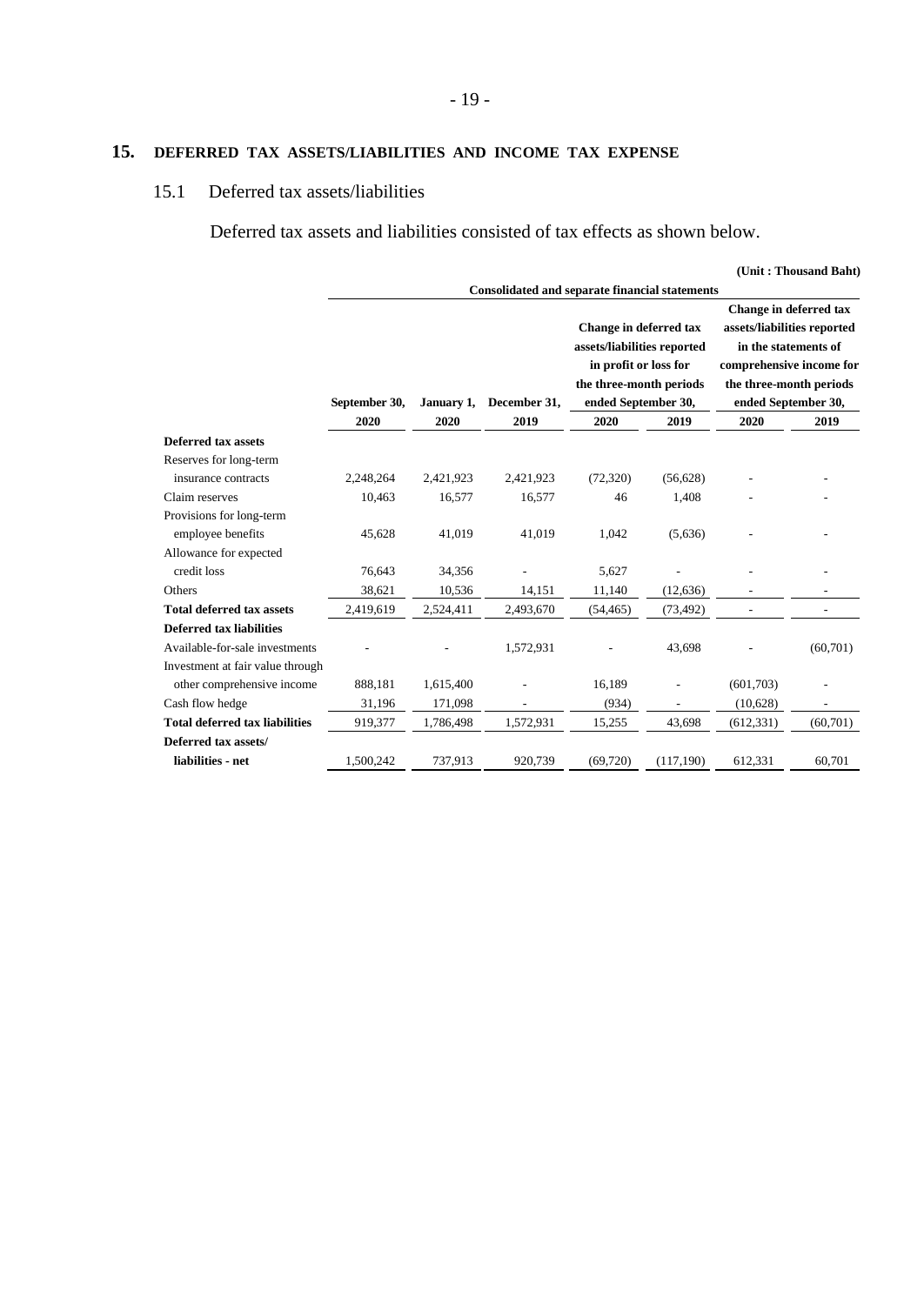## 15. DEFERRED TAX ASSETS/LIABILITIES AND INCOME TAX EXPENSE

### 15.1 Deferred tax assets/liabilities

Deferred tax assets and liabilities consisted of tax effects as shown below.

(Unit : Thousand Baht)

| | Consolidated and separate financial statements | | | | | | |
|---|---|---|---|---|---|---|---|
| | September 30, 2020 | January 1, 2020 | December 31, 2019 | Change in deferred tax assets/liabilities reported in profit or loss for the three-month periods ended September 30, | | Change in deferred tax assets/liabilities reported in the statements of comprehensive income for the three-month periods ended September 30, | |
| | | | | 2020 | 2019 | 2020 | 2019 |
| **Deferred tax assets** | | | | | | | |
| Reserves for long-term insurance contracts | 2,248,264 | 2,421,923 | 2,421,923 | (72,320) | (56,628) | - | - |
| Claim reserves | 10,463 | 16,577 | 16,577 | 46 | 1,408 | - | - |
| Provisions for long-term employee benefits | 45,628 | 41,019 | 41,019 | 1,042 | (5,636) | - | - |
| Allowance for expected credit loss | 76,643 | 34,356 | - | 5,627 | - | - | - |
| Others | 38,621 | 10,536 | 14,151 | 11,140 | (12,636) | - | - |
| **Total deferred tax assets** | 2,419,619 | 2,524,411 | 2,493,670 | (54,465) | (73,492) | - | - |
| **Deferred tax liabilities** | | | | | | | |
| Available-for-sale investments | - | - | 1,572,931 | - | 43,698 | - | (60,701) |
| Investment at fair value through other comprehensive income | 888,181 | 1,615,400 | - | 16,189 | - | (601,703) | - |
| Cash flow hedge | 31,196 | 171,098 | - | (934) | - | (10,628) | - |
| **Total deferred tax liabilities** | 919,377 | 1,786,498 | 1,572,931 | 15,255 | 43,698 | (612,331) | (60,701) |
| **Deferred tax assets/ liabilities - net** | 1,500,242 | 737,913 | 920,739 | (69,720) | (117,190) | 612,331 | 60,701 |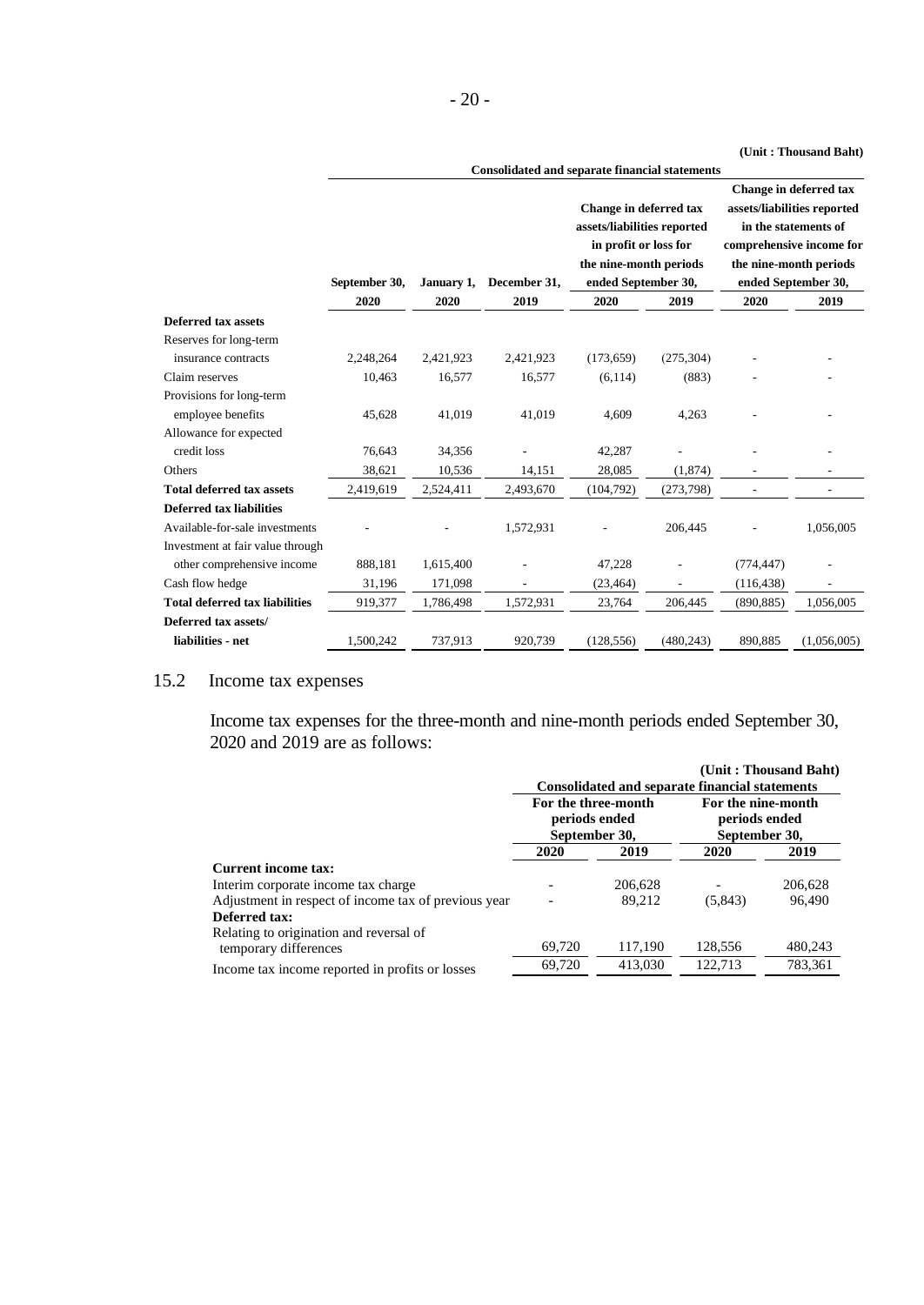(Unit : Thousand Baht)

| | Consolidated and separate financial statements | | | | | | |
|---|---|---|---|---|---|---|---|
| | September 30, 2020 | January 1, 2020 | December 31, 2019 | Change in deferred tax assets/liabilities reported in profit or loss for the nine-month periods ended September 30, 2020 | 2019 | Change in deferred tax assets/liabilities reported in the statements of comprehensive income for the nine-month periods ended September 30, 2020 | 2019 |
| **Deferred tax assets** | | | | | | | |
| Reserves for long-term insurance contracts | 2,248,264 | 2,421,923 | 2,421,923 | (173,659) | (275,304) | - | - |
| Claim reserves | 10,463 | 16,577 | 16,577 | (6,114) | (883) | - | - |
| Provisions for long-term employee benefits | 45,628 | 41,019 | 41,019 | 4,609 | 4,263 | - | - |
| Allowance for expected credit loss | 76,643 | 34,356 | - | 42,287 | - | - | - |
| Others | 38,621 | 10,536 | 14,151 | 28,085 | (1,874) | - | - |
| **Total deferred tax assets** | 2,419,619 | 2,524,411 | 2,493,670 | (104,792) | (273,798) | - | - |
| **Deferred tax liabilities** | | | | | | | |
| Available-for-sale investments | - | - | 1,572,931 | - | 206,445 | - | 1,056,005 |
| Investment at fair value through other comprehensive income | 888,181 | 1,615,400 | - | 47,228 | - | (774,447) | - |
| Cash flow hedge | 31,196 | 171,098 | - | (23,464) | - | (116,438) | - |
| **Total deferred tax liabilities** | 919,377 | 1,786,498 | 1,572,931 | 23,764 | 206,445 | (890,885) | 1,056,005 |
| **Deferred tax assets/ liabilities - net** | 1,500,242 | 737,913 | 920,739 | (128,556) | (480,243) | 890,885 | (1,056,005) |

## 15.2 Income tax expenses

Income tax expenses for the three-month and nine-month periods ended September 30, 2020 and 2019 are as follows:

(Unit : Thousand Baht)

| | Consolidated and separate financial statements | | | |
|---|---|---|---|---|
| | For the three-month periods ended September 30, 2020 | 2019 | For the nine-month periods ended September 30, 2020 | 2019 |
| **Current income tax:** | | | | |
| Interim corporate income tax charge | - | 206,628 | - | 206,628 |
| Adjustment in respect of income tax of previous year | - | 89,212 | (5,843) | 96,490 |
| **Deferred tax:** | | | | |
| Relating to origination and reversal of temporary differences | 69,720 | 117,190 | 128,556 | 480,243 |
| Income tax income reported in profits or losses | 69,720 | 413,030 | 122,713 | 783,361 |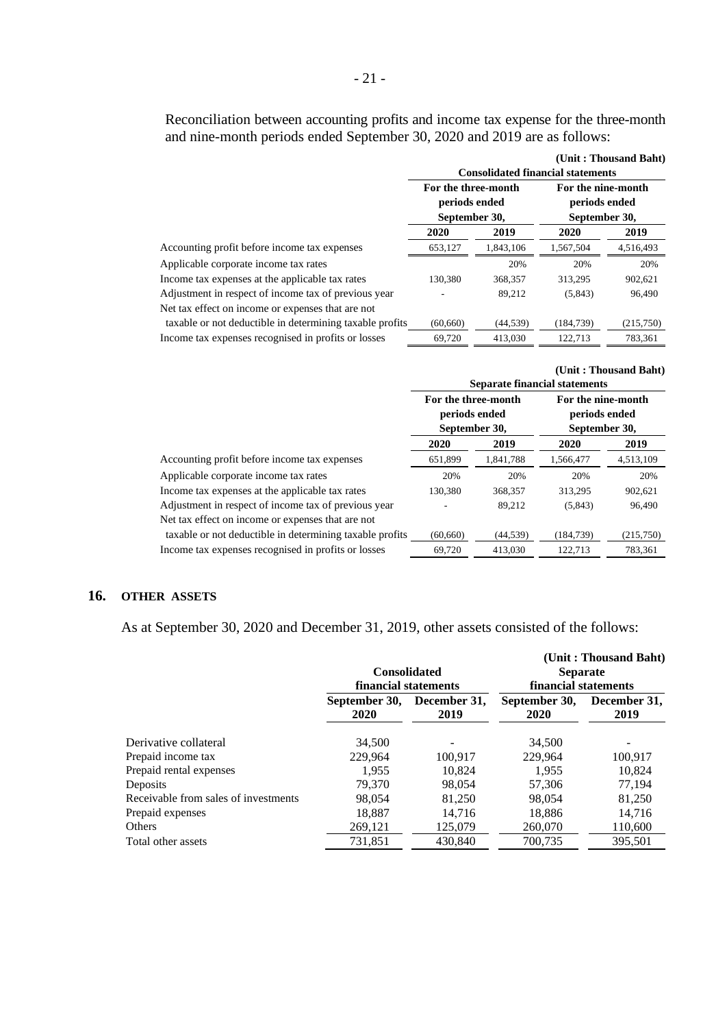Reconciliation between accounting profits and income tax expense for the three-month and nine-month periods ended September 30, 2020 and 2019 are as follows:

(Unit : Thousand Baht)

| | Consolidated financial statements | | | |
|---|---|---|---|---|
| | For the three-month periods ended September 30, | | For the nine-month periods ended September 30, | |
| | 2020 | 2019 | 2020 | 2019 |
| Accounting profit before income tax expenses | 653,127 | 1,843,106 | 1,567,504 | 4,516,493 |
| Applicable corporate income tax rates | | 20% | 20% | 20% |
| Income tax expenses at the applicable tax rates | 130,380 | 368,357 | 313,295 | 902,621 |
| Adjustment in respect of income tax of previous year | - | 89,212 | (5,843) | 96,490 |
| Net tax effect on income or expenses that are not taxable or not deductible in determining taxable profits | (60,660) | (44,539) | (184,739) | (215,750) |
| Income tax expenses recognised in profits or losses | 69,720 | 413,030 | 122,713 | 783,361 |

(Unit : Thousand Baht)

| | Separate financial statements | | | |
|---|---|---|---|---|
| | For the three-month periods ended September 30, | | For the nine-month periods ended September 30, | |
| | 2020 | 2019 | 2020 | 2019 |
| Accounting profit before income tax expenses | 651,899 | 1,841,788 | 1,566,477 | 4,513,109 |
| Applicable corporate income tax rates | 20% | 20% | 20% | 20% |
| Income tax expenses at the applicable tax rates | 130,380 | 368,357 | 313,295 | 902,621 |
| Adjustment in respect of income tax of previous year | - | 89,212 | (5,843) | 96,490 |
| Net tax effect on income or expenses that are not taxable or not deductible in determining taxable profits | (60,660) | (44,539) | (184,739) | (215,750) |
| Income tax expenses recognised in profits or losses | 69,720 | 413,030 | 122,713 | 783,361 |

## 16. OTHER ASSETS

As at September 30, 2020 and December 31, 2019, other assets consisted of the follows:

(Unit : Thousand Baht)

| | Consolidated financial statements | | Separate financial statements | |
|---|---|---|---|---|
| | September 30, 2020 | December 31, 2019 | September 30, 2020 | December 31, 2019 |
| Derivative collateral | 34,500 | - | 34,500 | - |
| Prepaid income tax | 229,964 | 100,917 | 229,964 | 100,917 |
| Prepaid rental expenses | 1,955 | 10,824 | 1,955 | 10,824 |
| Deposits | 79,370 | 98,054 | 57,306 | 77,194 |
| Receivable from sales of investments | 98,054 | 81,250 | 98,054 | 81,250 |
| Prepaid expenses | 18,887 | 14,716 | 18,886 | 14,716 |
| Others | 269,121 | 125,079 | 260,070 | 110,600 |
| Total other assets | 731,851 | 430,840 | 700,735 | 395,501 |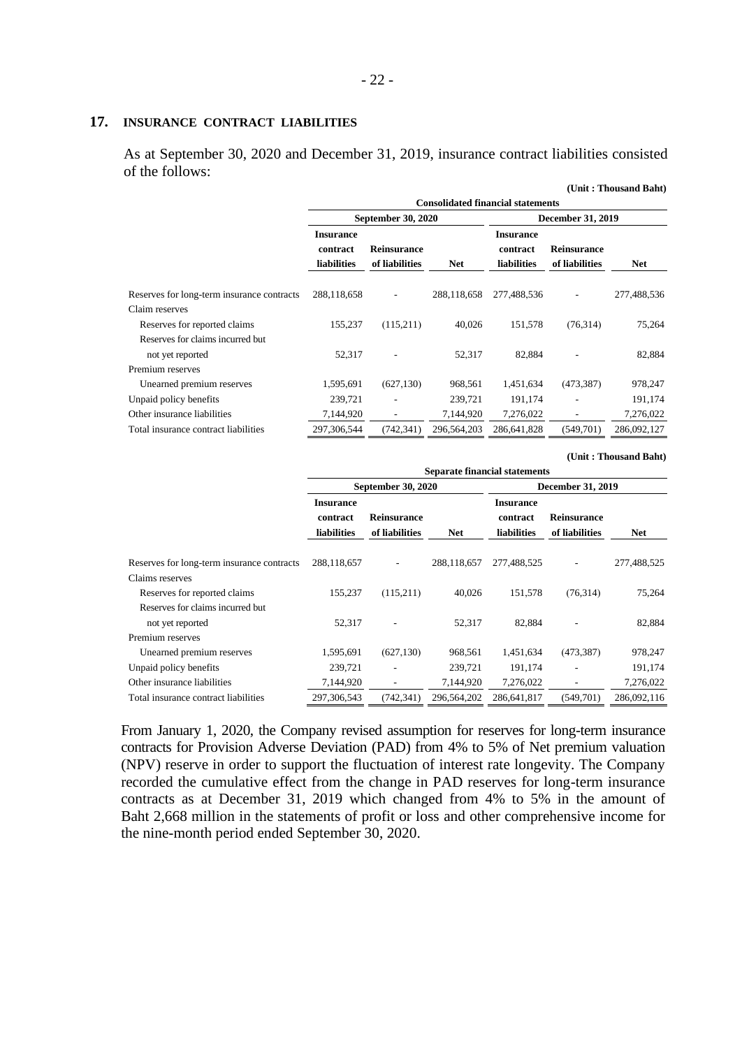## 17. INSURANCE CONTRACT LIABILITIES

As at September 30, 2020 and December 31, 2019, insurance contract liabilities consisted of the follows:

(Unit : Thousand Baht)

| | Consolidated financial statements | | | | | |
|---|---|---|---|---|---|---|
| | September 30, 2020 | | | December 31, 2019 | | |
| | Insurance contract liabilities | Reinsurance of liabilities | Net | Insurance contract liabilities | Reinsurance of liabilities | Net |
| Reserves for long-term insurance contracts | 288,118,658 | - | 288,118,658 | 277,488,536 | - | 277,488,536 |
| Claim reserves | | | | | | |
| Reserves for reported claims | 155,237 | (115,211) | 40,026 | 151,578 | (76,314) | 75,264 |
| Reserves for claims incurred but not yet reported | 52,317 | - | 52,317 | 82,884 | - | 82,884 |
| Premium reserves | | | | | | |
| Unearned premium reserves | 1,595,691 | (627,130) | 968,561 | 1,451,634 | (473,387) | 978,247 |
| Unpaid policy benefits | 239,721 | - | 239,721 | 191,174 | - | 191,174 |
| Other insurance liabilities | 7,144,920 | - | 7,144,920 | 7,276,022 | - | 7,276,022 |
| Total insurance contract liabilities | 297,306,544 | (742,341) | 296,564,203 | 286,641,828 | (549,701) | 286,092,127 |

(Unit : Thousand Baht)

| | Separate financial statements | | | | | |
|---|---|---|---|---|---|---|
| | September 30, 2020 | | | December 31, 2019 | | |
| | Insurance contract liabilities | Reinsurance of liabilities | Net | Insurance contract liabilities | Reinsurance of liabilities | Net |
| Reserves for long-term insurance contracts | 288,118,657 | - | 288,118,657 | 277,488,525 | - | 277,488,525 |
| Claims reserves | | | | | | |
| Reserves for reported claims | 155,237 | (115,211) | 40,026 | 151,578 | (76,314) | 75,264 |
| Reserves for claims incurred but not yet reported | 52,317 | - | 52,317 | 82,884 | - | 82,884 |
| Premium reserves | | | | | | |
| Unearned premium reserves | 1,595,691 | (627,130) | 968,561 | 1,451,634 | (473,387) | 978,247 |
| Unpaid policy benefits | 239,721 | - | 239,721 | 191,174 | - | 191,174 |
| Other insurance liabilities | 7,144,920 | - | 7,144,920 | 7,276,022 | - | 7,276,022 |
| Total insurance contract liabilities | 297,306,543 | (742,341) | 296,564,202 | 286,641,817 | (549,701) | 286,092,116 |

From January 1, 2020, the Company revised assumption for reserves for long-term insurance contracts for Provision Adverse Deviation (PAD) from 4% to 5% of Net premium valuation (NPV) reserve in order to support the fluctuation of interest rate longevity. The Company recorded the cumulative effect from the change in PAD reserves for long-term insurance contracts as at December 31, 2019 which changed from 4% to 5% in the amount of Baht 2,668 million in the statements of profit or loss and other comprehensive income for the nine-month period ended September 30, 2020.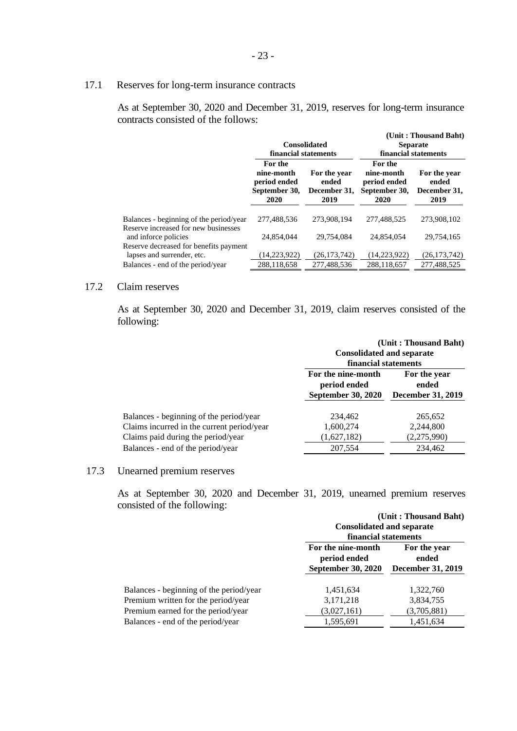## 17.1 Reserves for long-term insurance contracts

As at September 30, 2020 and December 31, 2019, reserves for long-term insurance contracts consisted of the follows:

(Unit : Thousand Baht)

| | Consolidated financial statements | | Separate financial statements | |
|---|---|---|---|---|
| | For the nine-month period ended September 30, 2020 | For the year ended December 31, 2019 | For the nine-month period ended September 30, 2020 | For the year ended December 31, 2019 |
| Balances - beginning of the period/year | 277,488,536 | 273,908,194 | 277,488,525 | 273,908,102 |
| Reserve increased for new businesses and inforce policies | 24,854,044 | 29,754,084 | 24,854,054 | 29,754,165 |
| Reserve decreased for benefits payment lapses and surrender, etc. | (14,223,922) | (26,173,742) | (14,223,922) | (26,173,742) |
| Balances - end of the period/year | 288,118,658 | 277,488,536 | 288,118,657 | 277,488,525 |

## 17.2 Claim reserves

As at September 30, 2020 and December 31, 2019, claim reserves consisted of the following:

(Unit : Thousand Baht)

| | Consolidated and separate financial statements | |
|---|---|---|
| | For the nine-month period ended September 30, 2020 | For the year ended December 31, 2019 |
| Balances - beginning of the period/year | 234,462 | 265,652 |
| Claims incurred in the current period/year | 1,600,274 | 2,244,800 |
| Claims paid during the period/year | (1,627,182) | (2,275,990) |
| Balances - end of the period/year | 207,554 | 234,462 |

## 17.3 Unearned premium reserves

As at September 30, 2020 and December 31, 2019, unearned premium reserves consisted of the following:

(Unit : Thousand Baht)

| | Consolidated and separate financial statements | |
|---|---|---|
| | For the nine-month period ended September 30, 2020 | For the year ended December 31, 2019 |
| Balances - beginning of the period/year | 1,451,634 | 1,322,760 |
| Premium written for the period/year | 3,171,218 | 3,834,755 |
| Premium earned for the period/year | (3,027,161) | (3,705,881) |
| Balances - end of the period/year | 1,595,691 | 1,451,634 |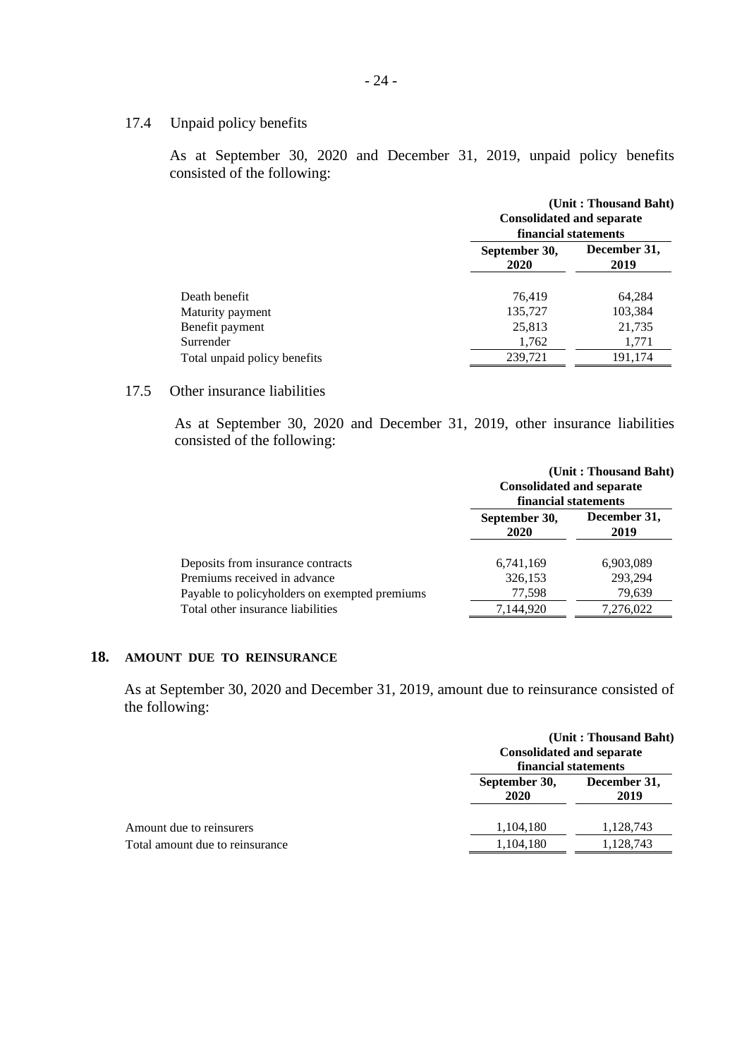### 17.4 Unpaid policy benefits

As at September 30, 2020 and December 31, 2019, unpaid policy benefits consisted of the following:

(Unit : Thousand Baht)

| | Consolidated and separate financial statements | |
|---|---|---|
| | September 30, 2020 | December 31, 2019 |
| Death benefit | 76,419 | 64,284 |
| Maturity payment | 135,727 | 103,384 |
| Benefit payment | 25,813 | 21,735 |
| Surrender | 1,762 | 1,771 |
| Total unpaid policy benefits | 239,721 | 191,174 |

### 17.5 Other insurance liabilities

As at September 30, 2020 and December 31, 2019, other insurance liabilities consisted of the following:

(Unit : Thousand Baht)

| | Consolidated and separate financial statements | |
|---|---|---|
| | September 30, 2020 | December 31, 2019 |
| Deposits from insurance contracts | 6,741,169 | 6,903,089 |
| Premiums received in advance | 326,153 | 293,294 |
| Payable to policyholders on exempted premiums | 77,598 | 79,639 |
| Total other insurance liabilities | 7,144,920 | 7,276,022 |

## 18. AMOUNT DUE TO REINSURANCE

As at September 30, 2020 and December 31, 2019, amount due to reinsurance consisted of the following:

(Unit : Thousand Baht)

| | Consolidated and separate financial statements | |
|---|---|---|
| | September 30, 2020 | December 31, 2019 |
| Amount due to reinsurers | 1,104,180 | 1,128,743 |
| Total amount due to reinsurance | 1,104,180 | 1,128,743 |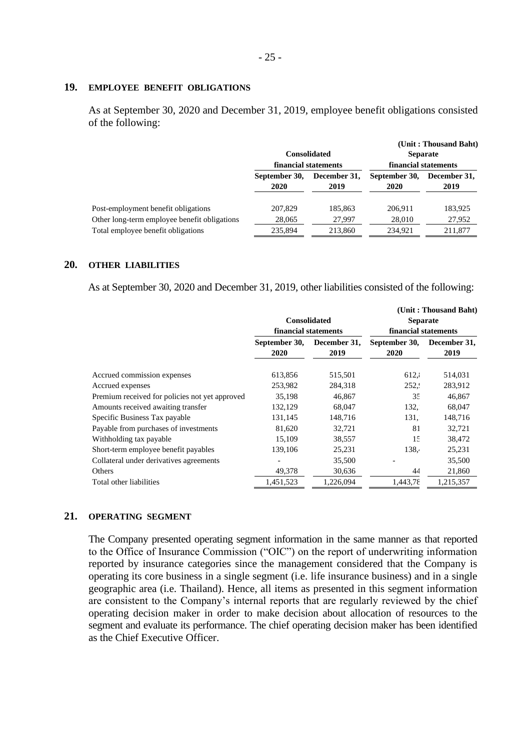## 19. EMPLOYEE BENEFIT OBLIGATIONS

As at September 30, 2020 and December 31, 2019, employee benefit obligations consisted of the following:

(Unit : Thousand Baht)

| | Consolidated financial statements | | Separate financial statements | |
|---|---|---|---|---|
| | September 30, 2020 | December 31, 2019 | September 30, 2020 | December 31, 2019 |
| Post-employment benefit obligations | 207,829 | 185,863 | 206,911 | 183,925 |
| Other long-term employee benefit obligations | 28,065 | 27,997 | 28,010 | 27,952 |
| Total employee benefit obligations | 235,894 | 213,860 | 234,921 | 211,877 |

## 20. OTHER LIABILITIES

As at September 30, 2020 and December 31, 2019, other liabilities consisted of the following:

(Unit : Thousand Baht)

| | Consolidated financial statements | | Separate financial statements | |
|---|---|---|---|---|
| | September 30, 2020 | December 31, 2019 | September 30, 2020 | December 31, 2019 |
| Accrued commission expenses | 613,856 | 515,501 | 612,8 | 514,031 |
| Accrued expenses | 253,982 | 284,318 | 252,9 | 283,912 |
| Premium received for policies not yet approved | 35,198 | 46,867 | 35 | 46,867 |
| Amounts received awaiting transfer | 132,129 | 68,047 | 132, | 68,047 |
| Specific Business Tax payable | 131,145 | 148,716 | 131, | 148,716 |
| Payable from purchases of investments | 81,620 | 32,721 | 81 | 32,721 |
| Withholding tax payable | 15,109 | 38,557 | 15 | 38,472 |
| Short-term employee benefit payables | 139,106 | 25,231 | 138,4 | 25,231 |
| Collateral under derivatives agreements | - | 35,500 | - | 35,500 |
| Others | 49,378 | 30,636 | 44 | 21,860 |
| Total other liabilities | 1,451,523 | 1,226,094 | 1,443,78 | 1,215,357 |

## 21. OPERATING SEGMENT

The Company presented operating segment information in the same manner as that reported to the Office of Insurance Commission ("OIC") on the report of underwriting information reported by insurance categories since the management considered that the Company is operating its core business in a single segment (i.e. life insurance business) and in a single geographic area (i.e. Thailand). Hence, all items as presented in this segment information are consistent to the Company's internal reports that are regularly reviewed by the chief operating decision maker in order to make decision about allocation of resources to the segment and evaluate its performance. The chief operating decision maker has been identified as the Chief Executive Officer.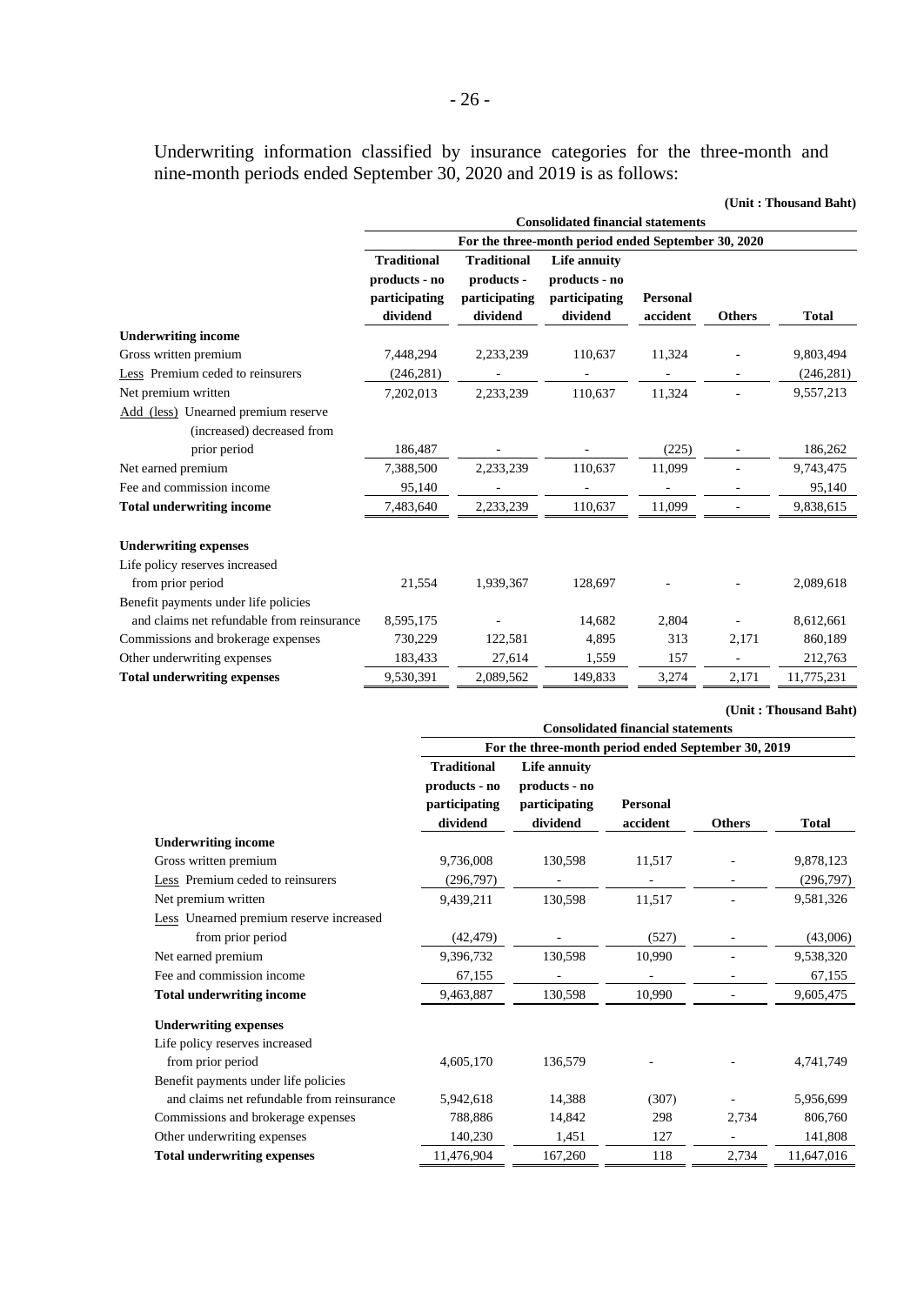Underwriting information classified by insurance categories for the three-month and nine-month periods ended September 30, 2020 and 2019 is as follows:

(Unit : Thousand Baht)

| | Consolidated financial statements | | | | | |
|---|---|---|---|---|---|---|
| | For the three-month period ended September 30, 2020 | | | | | |
| | Traditional products - no participating dividend | Traditional products - participating dividend | Life annuity products - no participating dividend | Personal accident | Others | Total |
| **Underwriting income** | | | | | | |
| Gross written premium | 7,448,294 | 2,233,239 | 110,637 | 11,324 | - | 9,803,494 |
| Less Premium ceded to reinsurers | (246,281) | - | - | - | - | (246,281) |
| Net premium written | 7,202,013 | 2,233,239 | 110,637 | 11,324 | - | 9,557,213 |
| Add (less) Unearned premium reserve (increased) decreased from prior period | 186,487 | - | - | (225) | - | 186,262 |
| Net earned premium | 7,388,500 | 2,233,239 | 110,637 | 11,099 | - | 9,743,475 |
| Fee and commission income | 95,140 | - | - | - | - | 95,140 |
| **Total underwriting income** | 7,483,640 | 2,233,239 | 110,637 | 11,099 | - | 9,838,615 |
| **Underwriting expenses** | | | | | | |
| Life policy reserves increased from prior period | 21,554 | 1,939,367 | 128,697 | - | - | 2,089,618 |
| Benefit payments under life policies and claims net refundable from reinsurance | 8,595,175 | - | 14,682 | 2,804 | - | 8,612,661 |
| Commissions and brokerage expenses | 730,229 | 122,581 | 4,895 | 313 | 2,171 | 860,189 |
| Other underwriting expenses | 183,433 | 27,614 | 1,559 | 157 | - | 212,763 |
| **Total underwriting expenses** | 9,530,391 | 2,089,562 | 149,833 | 3,274 | 2,171 | 11,775,231 |

(Unit : Thousand Baht)

| | Consolidated financial statements | | | | |
|---|---|---|---|---|---|
| | For the three-month period ended September 30, 2019 | | | | |
| | Traditional products - no participating dividend | Life annuity products - no participating dividend | Personal accident | Others | Total |
| **Underwriting income** | | | | | |
| Gross written premium | 9,736,008 | 130,598 | 11,517 | - | 9,878,123 |
| Less Premium ceded to reinsurers | (296,797) | - | - | - | (296,797) |
| Net premium written | 9,439,211 | 130,598 | 11,517 | - | 9,581,326 |
| Less Unearned premium reserve increased from prior period | (42,479) | - | (527) | - | (43,006) |
| Net earned premium | 9,396,732 | 130,598 | 10,990 | - | 9,538,320 |
| Fee and commission income | 67,155 | - | - | - | 67,155 |
| **Total underwriting income** | 9,463,887 | 130,598 | 10,990 | - | 9,605,475 |
| **Underwriting expenses** | | | | | |
| Life policy reserves increased from prior period | 4,605,170 | 136,579 | - | - | 4,741,749 |
| Benefit payments under life policies and claims net refundable from reinsurance | 5,942,618 | 14,388 | (307) | - | 5,956,699 |
| Commissions and brokerage expenses | 788,886 | 14,842 | 298 | 2,734 | 806,760 |
| Other underwriting expenses | 140,230 | 1,451 | 127 | - | 141,808 |
| **Total underwriting expenses** | 11,476,904 | 167,260 | 118 | 2,734 | 11,647,016 |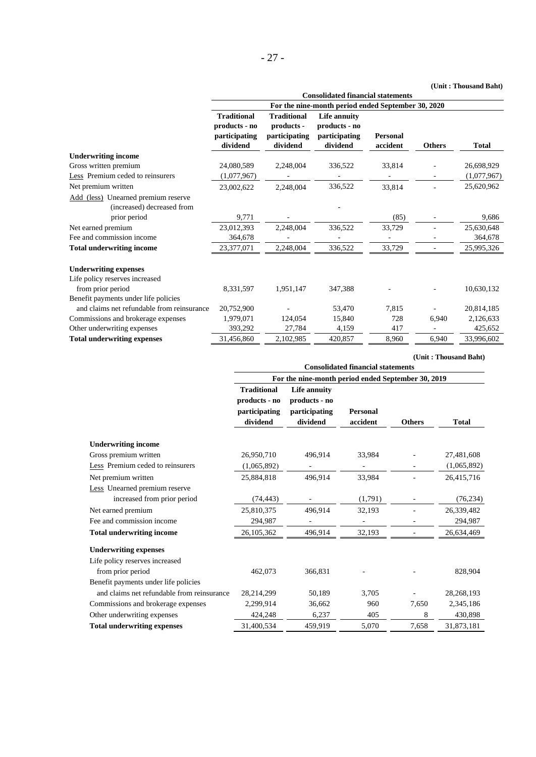(Unit : Thousand Baht)

| | Consolidated financial statements | | | | | |
|---|---|---|---|---|---|---|
| | For the nine-month period ended September 30, 2020 | | | | | |
| | Traditional products - no participating dividend | Traditional products - participating dividend | Life annuity products - no participating dividend | Personal accident | Others | Total |
| **Underwriting income** | | | | | | |
| Gross written premium | 24,080,589 | 2,248,004 | 336,522 | 33,814 | - | 26,698,929 |
| Less Premium ceded to reinsurers | (1,077,967) | - | - | - | - | (1,077,967) |
| Net premium written | 23,002,622 | 2,248,004 | 336,522 | 33,814 | - | 25,620,962 |
| Add (less) Unearned premium reserve (increased) decreased from prior period | 9,771 | - | - | (85) | - | 9,686 |
| Net earned premium | 23,012,393 | 2,248,004 | 336,522 | 33,729 | - | 25,630,648 |
| Fee and commission income | 364,678 | - | - | - | - | 364,678 |
| **Total underwriting income** | 23,377,071 | 2,248,004 | 336,522 | 33,729 | - | 25,995,326 |
| **Underwriting expenses** | | | | | | |
| Life policy reserves increased from prior period | 8,331,597 | 1,951,147 | 347,388 | - | - | 10,630,132 |
| Benefit payments under life policies and claims net refundable from reinsurance | 20,752,900 | - | 53,470 | 7,815 | - | 20,814,185 |
| Commissions and brokerage expenses | 1,979,071 | 124,054 | 15,840 | 728 | 6,940 | 2,126,633 |
| Other underwriting expenses | 393,292 | 27,784 | 4,159 | 417 | - | 425,652 |
| **Total underwriting expenses** | 31,456,860 | 2,102,985 | 420,857 | 8,960 | 6,940 | 33,996,602 |

(Unit : Thousand Baht)

| | Consolidated financial statements | | | | |
|---|---|---|---|---|---|
| | For the nine-month period ended September 30, 2019 | | | | |
| | Traditional products - no participating dividend | Life annuity products - no participating dividend | Personal accident | Others | Total |
| **Underwriting income** | | | | | |
| Gross premium written | 26,950,710 | 496,914 | 33,984 | - | 27,481,608 |
| Less Premium ceded to reinsurers | (1,065,892) | - | - | - | (1,065,892) |
| Net premium written | 25,884,818 | 496,914 | 33,984 | - | 26,415,716 |
| Less Unearned premium reserve increased from prior period | (74,443) | - | (1,791) | - | (76,234) |
| Net earned premium | 25,810,375 | 496,914 | 32,193 | - | 26,339,482 |
| Fee and commission income | 294,987 | - | - | - | 294,987 |
| **Total underwriting income** | 26,105,362 | 496,914 | 32,193 | - | 26,634,469 |
| **Underwriting expenses** | | | | | |
| Life policy reserves increased from prior period | 462,073 | 366,831 | - | - | 828,904 |
| Benefit payments under life policies and claims net refundable from reinsurance | 28,214,299 | 50,189 | 3,705 | - | 28,268,193 |
| Commissions and brokerage expenses | 2,299,914 | 36,662 | 960 | 7,650 | 2,345,186 |
| Other underwriting expenses | 424,248 | 6,237 | 405 | 8 | 430,898 |
| **Total underwriting expenses** | 31,400,534 | 459,919 | 5,070 | 7,658 | 31,873,181 |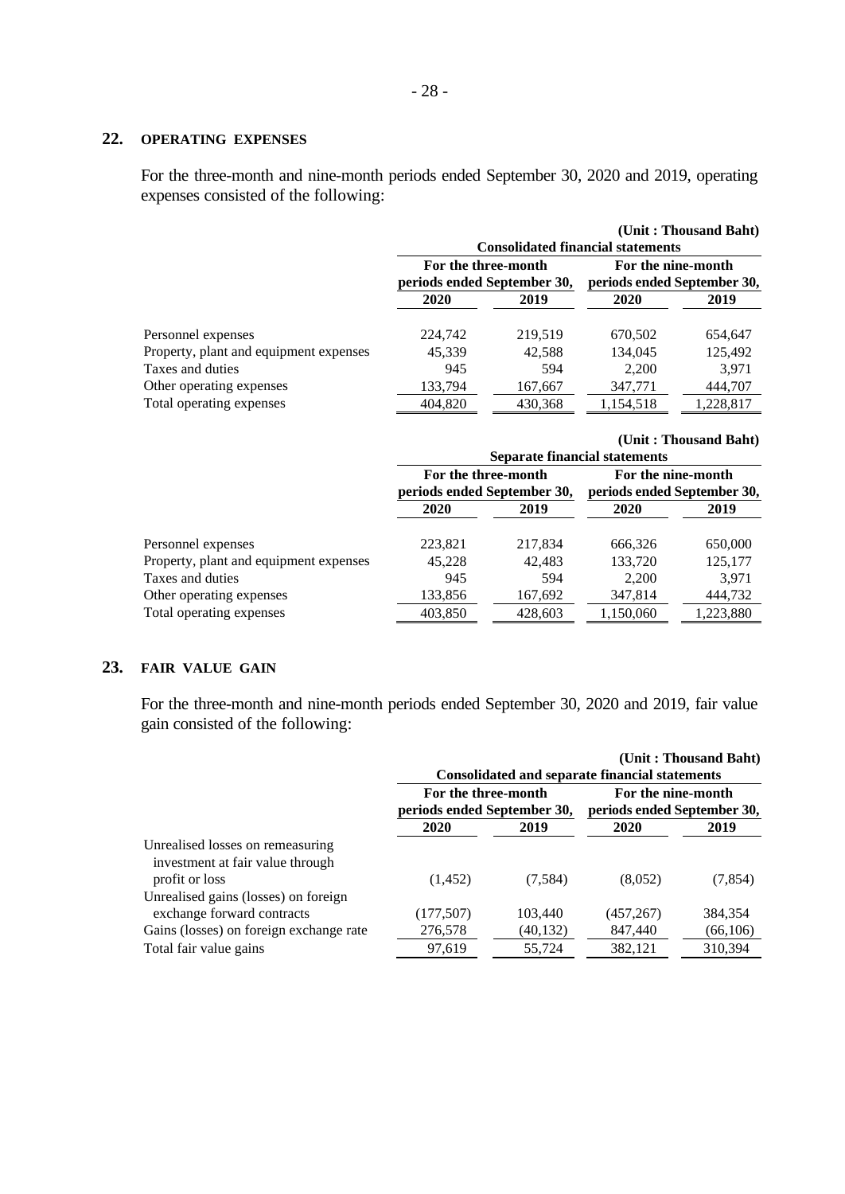## 22. OPERATING EXPENSES

For the three-month and nine-month periods ended September 30, 2020 and 2019, operating expenses consisted of the following:

(Unit : Thousand Baht)

| | Consolidated financial statements | | | |
|---|---|---|---|---|
| | For the three-month periods ended September 30, | | For the nine-month periods ended September 30, | |
| | 2020 | 2019 | 2020 | 2019 |
| Personnel expenses | 224,742 | 219,519 | 670,502 | 654,647 |
| Property, plant and equipment expenses | 45,339 | 42,588 | 134,045 | 125,492 |
| Taxes and duties | 945 | 594 | 2,200 | 3,971 |
| Other operating expenses | 133,794 | 167,667 | 347,771 | 444,707 |
| Total operating expenses | 404,820 | 430,368 | 1,154,518 | 1,228,817 |

(Unit : Thousand Baht)

| | Separate financial statements | | | |
|---|---|---|---|---|
| | For the three-month periods ended September 30, | | For the nine-month periods ended September 30, | |
| | 2020 | 2019 | 2020 | 2019 |
| Personnel expenses | 223,821 | 217,834 | 666,326 | 650,000 |
| Property, plant and equipment expenses | 45,228 | 42,483 | 133,720 | 125,177 |
| Taxes and duties | 945 | 594 | 2,200 | 3,971 |
| Other operating expenses | 133,856 | 167,692 | 347,814 | 444,732 |
| Total operating expenses | 403,850 | 428,603 | 1,150,060 | 1,223,880 |

## 23. FAIR VALUE GAIN

For the three-month and nine-month periods ended September 30, 2020 and 2019, fair value gain consisted of the following:

(Unit : Thousand Baht)

| | Consolidated and separate financial statements | | | |
|---|---|---|---|---|
| | For the three-month periods ended September 30, | | For the nine-month periods ended September 30, | |
| | 2020 | 2019 | 2020 | 2019 |
| Unrealised losses on remeasuring investment at fair value through profit or loss | (1,452) | (7,584) | (8,052) | (7,854) |
| Unrealised gains (losses) on foreign exchange forward contracts | (177,507) | 103,440 | (457,267) | 384,354 |
| Gains (losses) on foreign exchange rate | 276,578 | (40,132) | 847,440 | (66,106) |
| Total fair value gains | 97,619 | 55,724 | 382,121 | 310,394 |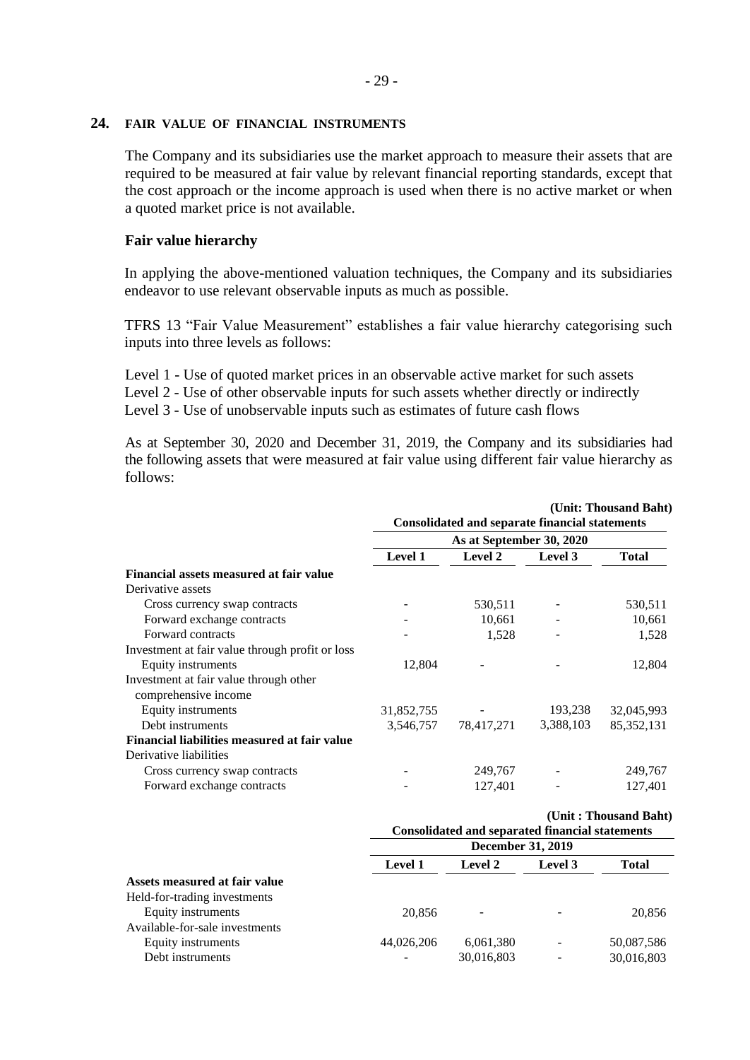## 24. FAIR VALUE OF FINANCIAL INSTRUMENTS

The Company and its subsidiaries use the market approach to measure their assets that are required to be measured at fair value by relevant financial reporting standards, except that the cost approach or the income approach is used when there is no active market or when a quoted market price is not available.

### Fair value hierarchy

In applying the above-mentioned valuation techniques, the Company and its subsidiaries endeavor to use relevant observable inputs as much as possible.

TFRS 13 "Fair Value Measurement" establishes a fair value hierarchy categorising such inputs into three levels as follows:

Level 1 - Use of quoted market prices in an observable active market for such assets
Level 2 - Use of other observable inputs for such assets whether directly or indirectly
Level 3 - Use of unobservable inputs such as estimates of future cash flows

As at September 30, 2020 and December 31, 2019, the Company and its subsidiaries had the following assets that were measured at fair value using different fair value hierarchy as follows:

**(Unit: Thousand Baht)**

| | Consolidated and separate financial statements | | | |
|---|---|---|---|---|
| | As at September 30, 2020 | | | |
| | **Level 1** | **Level 2** | **Level 3** | **Total** |
| **Financial assets measured at fair value** | | | | |
| Derivative assets | | | | |
| Cross currency swap contracts | - | 530,511 | - | 530,511 |
| Forward exchange contracts | - | 10,661 | - | 10,661 |
| Forward contracts | - | 1,528 | - | 1,528 |
| Investment at fair value through profit or loss | | | | |
| Equity instruments | 12,804 | - | - | 12,804 |
| Investment at fair value through other comprehensive income | | | | |
| Equity instruments | 31,852,755 | - | 193,238 | 32,045,993 |
| Debt instruments | 3,546,757 | 78,417,271 | 3,388,103 | 85,352,131 |
| **Financial liabilities measured at fair value** | | | | |
| Derivative liabilities | | | | |
| Cross currency swap contracts | - | 249,767 | - | 249,767 |
| Forward exchange contracts | - | 127,401 | - | 127,401 |

**(Unit : Thousand Baht)**

| | Consolidated and separated financial statements | | | |
|---|---|---|---|---|
| | December 31, 2019 | | | |
| | **Level 1** | **Level 2** | **Level 3** | **Total** |
| **Assets measured at fair value** | | | | |
| Held-for-trading investments | | | | |
| Equity instruments | 20,856 | - | - | 20,856 |
| Available-for-sale investments | | | | |
| Equity instruments | 44,026,206 | 6,061,380 | - | 50,087,586 |
| Debt instruments | - | 30,016,803 | - | 30,016,803 |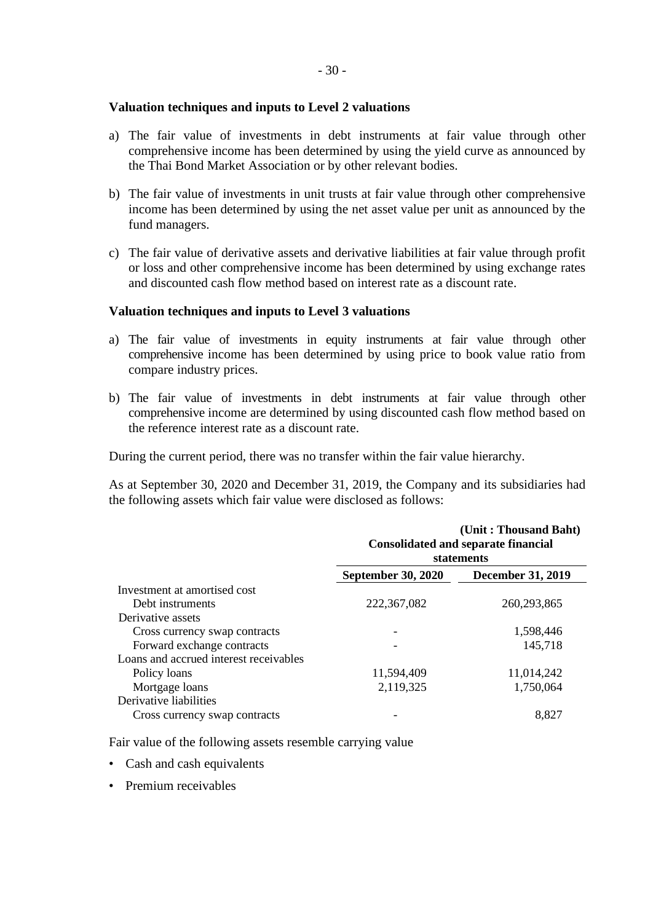**Valuation techniques and inputs to Level 2 valuations**

a) The fair value of investments in debt instruments at fair value through other comprehensive income has been determined by using the yield curve as announced by the Thai Bond Market Association or by other relevant bodies.

b) The fair value of investments in unit trusts at fair value through other comprehensive income has been determined by using the net asset value per unit as announced by the fund managers.

c) The fair value of derivative assets and derivative liabilities at fair value through profit or loss and other comprehensive income has been determined by using exchange rates and discounted cash flow method based on interest rate as a discount rate.

**Valuation techniques and inputs to Level 3 valuations**

a) The fair value of investments in equity instruments at fair value through other comprehensive income has been determined by using price to book value ratio from compare industry prices.

b) The fair value of investments in debt instruments at fair value through other comprehensive income are determined by using discounted cash flow method based on the reference interest rate as a discount rate.

During the current period, there was no transfer within the fair value hierarchy.

As at September 30, 2020 and December 31, 2019, the Company and its subsidiaries had the following assets which fair value were disclosed as follows:

**(Unit : Thousand Baht)**

| | Consolidated and separate financial statements | |
|---|---|---|
| | **September 30, 2020** | **December 31, 2019** |
| Investment at amortised cost | | |
| Debt instruments | 222,367,082 | 260,293,865 |
| Derivative assets | | |
| Cross currency swap contracts | - | 1,598,446 |
| Forward exchange contracts | - | 145,718 |
| Loans and accrued interest receivables | | |
| Policy loans | 11,594,409 | 11,014,242 |
| Mortgage loans | 2,119,325 | 1,750,064 |
| Derivative liabilities | | |
| Cross currency swap contracts | - | 8,827 |

Fair value of the following assets resemble carrying value

- Cash and cash equivalents
- Premium receivables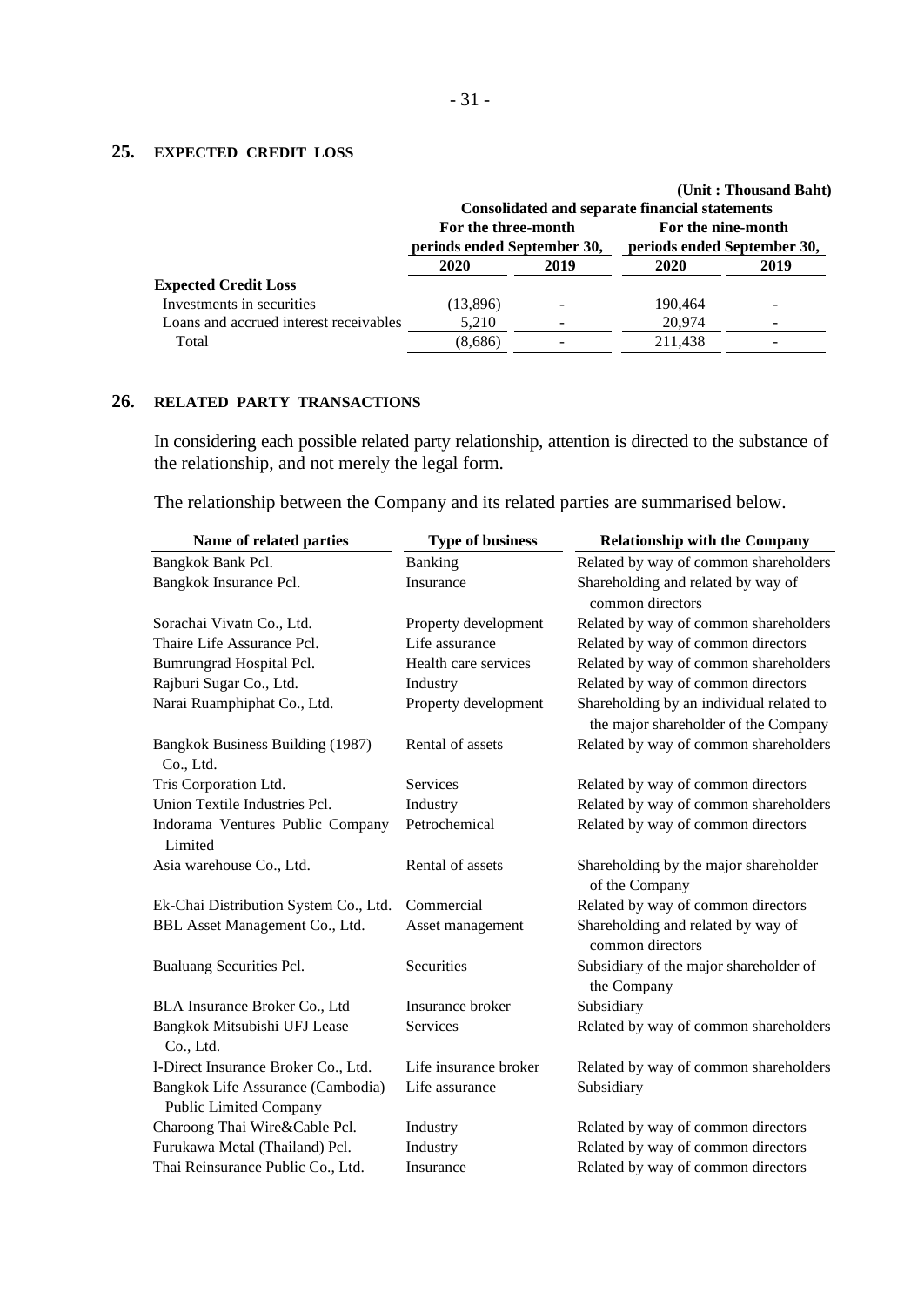## 25. EXPECTED CREDIT LOSS

(Unit : Thousand Baht)

| | Consolidated and separate financial statements | | | |
|---|---|---|---|---|
| | For the three-month periods ended September 30, | | For the nine-month periods ended September 30, | |
| | 2020 | 2019 | 2020 | 2019 |
| **Expected Credit Loss** | | | | |
| Investments in securities | (13,896) | - | 190,464 | - |
| Loans and accrued interest receivables | 5,210 | - | 20,974 | - |
| Total | (8,686) | - | 211,438 | - |

## 26. RELATED PARTY TRANSACTIONS

In considering each possible related party relationship, attention is directed to the substance of the relationship, and not merely the legal form.

The relationship between the Company and its related parties are summarised below.

| Name of related parties | Type of business | Relationship with the Company |
|---|---|---|
| Bangkok Bank Pcl. | Banking | Related by way of common shareholders |
| Bangkok Insurance Pcl. | Insurance | Shareholding and related by way of common directors |
| Sorachai Vivatn Co., Ltd. | Property development | Related by way of common shareholders |
| Thaire Life Assurance Pcl. | Life assurance | Related by way of common directors |
| Bumrungrad Hospital Pcl. | Health care services | Related by way of common shareholders |
| Rajburi Sugar Co., Ltd. | Industry | Related by way of common directors |
| Narai Ruamphiphat Co., Ltd. | Property development | Shareholding by an individual related to the major shareholder of the Company |
| Bangkok Business Building (1987) Co., Ltd. | Rental of assets | Related by way of common shareholders |
| Tris Corporation Ltd. | Services | Related by way of common directors |
| Union Textile Industries Pcl. | Industry | Related by way of common shareholders |
| Indorama Ventures Public Company Limited | Petrochemical | Related by way of common directors |
| Asia warehouse Co., Ltd. | Rental of assets | Shareholding by the major shareholder of the Company |
| Ek-Chai Distribution System Co., Ltd. | Commercial | Related by way of common directors |
| BBL Asset Management Co., Ltd. | Asset management | Shareholding and related by way of common directors |
| Bualuang Securities Pcl. | Securities | Subsidiary of the major shareholder of the Company |
| BLA Insurance Broker Co., Ltd | Insurance broker | Subsidiary |
| Bangkok Mitsubishi UFJ Lease Co., Ltd. | Services | Related by way of common shareholders |
| I-Direct Insurance Broker Co., Ltd. | Life insurance broker | Related by way of common shareholders |
| Bangkok Life Assurance (Cambodia) Public Limited Company | Life assurance | Subsidiary |
| Charoong Thai Wire&Cable Pcl. | Industry | Related by way of common directors |
| Furukawa Metal (Thailand) Pcl. | Industry | Related by way of common directors |
| Thai Reinsurance Public Co., Ltd. | Insurance | Related by way of common directors |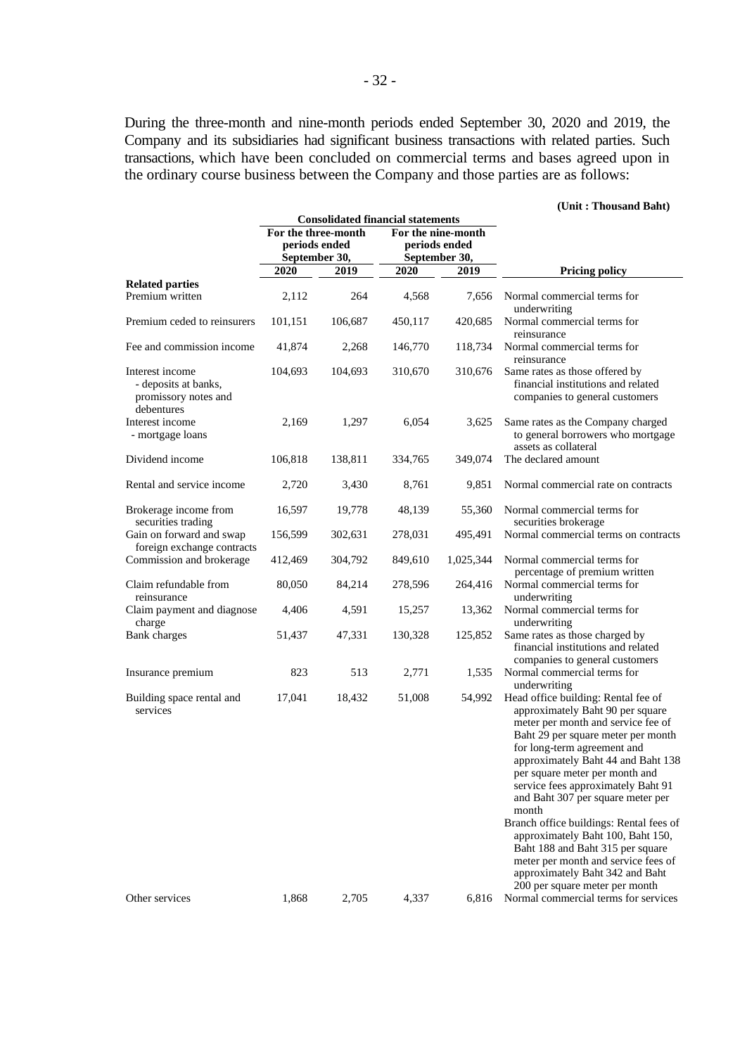During the three-month and nine-month periods ended September 30, 2020 and 2019, the Company and its subsidiaries had significant business transactions with related parties. Such transactions, which have been concluded on commercial terms and bases agreed upon in the ordinary course business between the Company and those parties are as follows:

**(Unit : Thousand Baht)**

| | Consolidated financial statements | | | | |
|---|---|---|---|---|---|
| | For the three-month periods ended September 30, | | For the nine-month periods ended September 30, | | |
| | **2020** | **2019** | **2020** | **2019** | **Pricing policy** |
| **Related parties** | | | | | |
| Premium written | 2,112 | 264 | 4,568 | 7,656 | Normal commercial terms for underwriting |
| Premium ceded to reinsurers | 101,151 | 106,687 | 450,117 | 420,685 | Normal commercial terms for reinsurance |
| Fee and commission income | 41,874 | 2,268 | 146,770 | 118,734 | Normal commercial terms for reinsurance |
| Interest income - deposits at banks, promissory notes and debentures | 104,693 | 104,693 | 310,670 | 310,676 | Same rates as those offered by financial institutions and related companies to general customers |
| Interest income - mortgage loans | 2,169 | 1,297 | 6,054 | 3,625 | Same rates as the Company charged to general borrowers who mortgage assets as collateral |
| Dividend income | 106,818 | 138,811 | 334,765 | 349,074 | The declared amount |
| Rental and service income | 2,720 | 3,430 | 8,761 | 9,851 | Normal commercial rate on contracts |
| Brokerage income from securities trading | 16,597 | 19,778 | 48,139 | 55,360 | Normal commercial terms for securities brokerage |
| Gain on forward and swap foreign exchange contracts | 156,599 | 302,631 | 278,031 | 495,491 | Normal commercial terms on contracts |
| Commission and brokerage | 412,469 | 304,792 | 849,610 | 1,025,344 | Normal commercial terms for percentage of premium written |
| Claim refundable from reinsurance | 80,050 | 84,214 | 278,596 | 264,416 | Normal commercial terms for underwriting |
| Claim payment and diagnose charge | 4,406 | 4,591 | 15,257 | 13,362 | Normal commercial terms for underwriting |
| Bank charges | 51,437 | 47,331 | 130,328 | 125,852 | Same rates as those charged by financial institutions and related companies to general customers |
| Insurance premium | 823 | 513 | 2,771 | 1,535 | Normal commercial terms for underwriting |
| Building space rental and services | 17,041 | 18,432 | 51,008 | 54,992 | Head office building: Rental fee of approximately Baht 90 per square meter per month and service fee of Baht 29 per square meter per month for long-term agreement and approximately Baht 44 and Baht 138 per square meter per month and service fees approximately Baht 91 and Baht 307 per square meter per month<br>Branch office buildings: Rental fees of approximately Baht 100, Baht 150, Baht 188 and Baht 315 per square meter per month and service fees of approximately Baht 342 and Baht 200 per square meter per month |
| Other services | 1,868 | 2,705 | 4,337 | 6,816 | Normal commercial terms for services |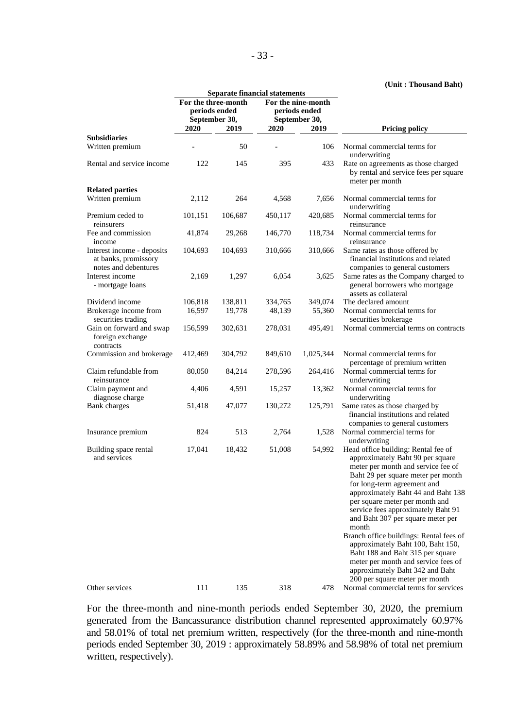(Unit : Thousand Baht)

| | Separate financial statements | | | | |
|---|---|---|---|---|---|
| | For the three-month periods ended September 30, | | For the nine-month periods ended September 30, | | |
| | 2020 | 2019 | 2020 | 2019 | Pricing policy |
| **Subsidiaries** | | | | | |
| Written premium | - | 50 | - | 106 | Normal commercial terms for underwriting |
| Rental and service income | 122 | 145 | 395 | 433 | Rate on agreements as those charged by rental and service fees per square meter per month |
| **Related parties** | | | | | |
| Written premium | 2,112 | 264 | 4,568 | 7,656 | Normal commercial terms for underwriting |
| Premium ceded to reinsurers | 101,151 | 106,687 | 450,117 | 420,685 | Normal commercial terms for reinsurance |
| Fee and commission income | 41,874 | 29,268 | 146,770 | 118,734 | Normal commercial terms for reinsurance |
| Interest income - deposits at banks, promissory notes and debentures | 104,693 | 104,693 | 310,666 | 310,666 | Same rates as those offered by financial institutions and related companies to general customers |
| Interest income - mortgage loans | 2,169 | 1,297 | 6,054 | 3,625 | Same rates as the Company charged to general borrowers who mortgage assets as collateral |
| Dividend income | 106,818 | 138,811 | 334,765 | 349,074 | The declared amount |
| Brokerage income from securities trading | 16,597 | 19,778 | 48,139 | 55,360 | Normal commercial terms for securities brokerage |
| Gain on forward and swap foreign exchange contracts | 156,599 | 302,631 | 278,031 | 495,491 | Normal commercial terms on contracts |
| Commission and brokerage | 412,469 | 304,792 | 849,610 | 1,025,344 | Normal commercial terms for percentage of premium written |
| Claim refundable from reinsurance | 80,050 | 84,214 | 278,596 | 264,416 | Normal commercial terms for underwriting |
| Claim payment and diagnose charge | 4,406 | 4,591 | 15,257 | 13,362 | Normal commercial terms for underwriting |
| Bank charges | 51,418 | 47,077 | 130,272 | 125,791 | Same rates as those charged by financial institutions and related companies to general customers |
| Insurance premium | 824 | 513 | 2,764 | 1,528 | Normal commercial terms for underwriting |
| Building space rental and services | 17,041 | 18,432 | 51,008 | 54,992 | Head office building: Rental fee of approximately Baht 90 per square meter per month and service fee of Baht 29 per square meter per month for long-term agreement and approximately Baht 44 and Baht 138 per square meter per month and service fees approximately Baht 91 and Baht 307 per square meter per month<br>Branch office buildings: Rental fees of approximately Baht 100, Baht 150, Baht 188 and Baht 315 per square meter per month and service fees of approximately Baht 342 and Baht 200 per square meter per month |
| Other services | 111 | 135 | 318 | 478 | Normal commercial terms for services |

For the three-month and nine-month periods ended September 30, 2020, the premium generated from the Bancassurance distribution channel represented approximately 60.97% and 58.01% of total net premium written, respectively (for the three-month and nine-month periods ended September 30, 2019 : approximately 58.89% and 58.98% of total net premium written, respectively).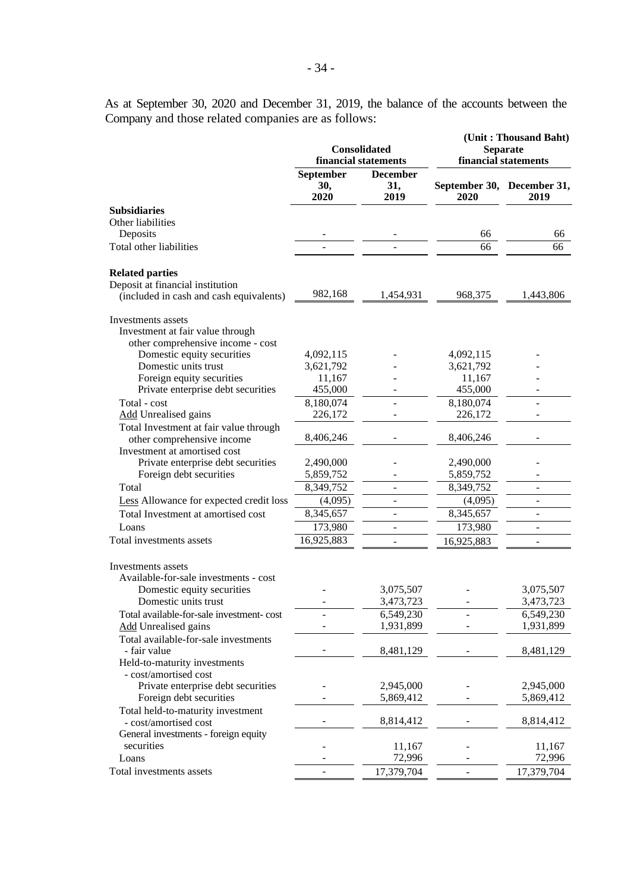As at September 30, 2020 and December 31, 2019, the balance of the accounts between the Company and those related companies are as follows:

(Unit : Thousand Baht)

| | Consolidated financial statements | | Separate financial statements | |
|---|---|---|---|---|
| | September 30, 2020 | December 31, 2019 | September 30, 2020 | December 31, 2019 |
| **Subsidiaries** | | | | |
| Other liabilities | | | | |
| Deposits | - | - | 66 | 66 |
| Total other liabilities | - | - | 66 | 66 |
| **Related parties** | | | | |
| Deposit at financial institution (included in cash and cash equivalents) | 982,168 | 1,454,931 | 968,375 | 1,443,806 |
| Investments assets | | | | |
| Investment at fair value through other comprehensive income - cost | | | | |
| Domestic equity securities | 4,092,115 | - | 4,092,115 | - |
| Domestic units trust | 3,621,792 | - | 3,621,792 | - |
| Foreign equity securities | 11,167 | - | 11,167 | - |
| Private enterprise debt securities | 455,000 | - | 455,000 | - |
| Total - cost | 8,180,074 | - | 8,180,074 | - |
| Add Unrealised gains | 226,172 | - | 226,172 | - |
| Total Investment at fair value through other comprehensive income | 8,406,246 | - | 8,406,246 | - |
| Investment at amortised cost | | | | |
| Private enterprise debt securities | 2,490,000 | - | 2,490,000 | - |
| Foreign debt securities | 5,859,752 | - | 5,859,752 | - |
| Total | 8,349,752 | - | 8,349,752 | - |
| Less Allowance for expected credit loss | (4,095) | - | (4,095) | - |
| Total Investment at amortised cost | 8,345,657 | - | 8,345,657 | - |
| Loans | 173,980 | - | 173,980 | - |
| Total investments assets | 16,925,883 | - | 16,925,883 | - |
| Investments assets | | | | |
| Available-for-sale investments - cost | | | | |
| Domestic equity securities | - | 3,075,507 | - | 3,075,507 |
| Domestic units trust | - | 3,473,723 | - | 3,473,723 |
| Total available-for-sale investment- cost | - | 6,549,230 | - | 6,549,230 |
| Add Unrealised gains | - | 1,931,899 | - | 1,931,899 |
| Total available-for-sale investments - fair value | - | 8,481,129 | - | 8,481,129 |
| Held-to-maturity investments - cost/amortised cost | | | | |
| Private enterprise debt securities | - | 2,945,000 | - | 2,945,000 |
| Foreign debt securities | - | 5,869,412 | - | 5,869,412 |
| Total held-to-maturity investment - cost/amortised cost | - | 8,814,412 | - | 8,814,412 |
| General investments - foreign equity securities | - | 11,167 | - | 11,167 |
| Loans | - | 72,996 | - | 72,996 |
| Total investments assets | - | 17,379,704 | - | 17,379,704 |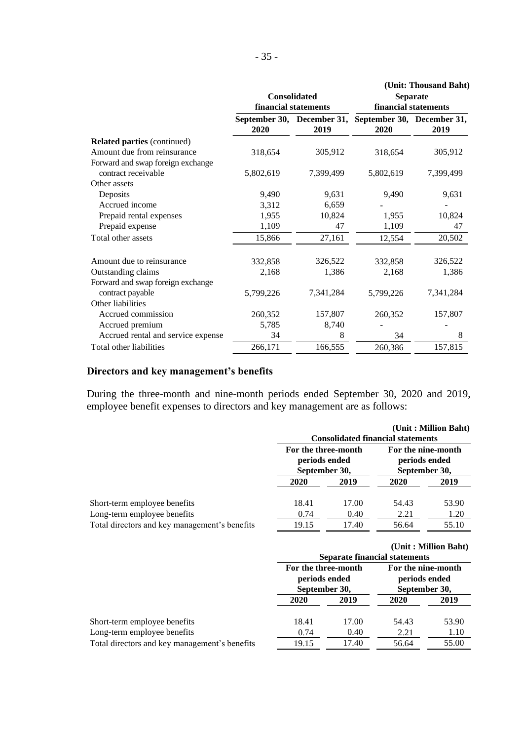(Unit: Thousand Baht)

| | Consolidated financial statements | | Separate financial statements | |
|---|---|---|---|---|
| | September 30, 2020 | December 31, 2019 | September 30, 2020 | December 31, 2019 |
| **Related parties** (continued) | | | | |
| Amount due from reinsurance | 318,654 | 305,912 | 318,654 | 305,912 |
| Forward and swap foreign exchange contract receivable | 5,802,619 | 7,399,499 | 5,802,619 | 7,399,499 |
| Other assets | | | | |
| Deposits | 9,490 | 9,631 | 9,490 | 9,631 |
| Accrued income | 3,312 | 6,659 | - | - |
| Prepaid rental expenses | 1,955 | 10,824 | 1,955 | 10,824 |
| Prepaid expense | 1,109 | 47 | 1,109 | 47 |
| Total other assets | 15,866 | 27,161 | 12,554 | 20,502 |
| Amount due to reinsurance | 332,858 | 326,522 | 332,858 | 326,522 |
| Outstanding claims | 2,168 | 1,386 | 2,168 | 1,386 |
| Forward and swap foreign exchange contract payable | 5,799,226 | 7,341,284 | 5,799,226 | 7,341,284 |
| Other liabilities | | | | |
| Accrued commission | 260,352 | 157,807 | 260,352 | 157,807 |
| Accrued premium | 5,785 | 8,740 | - | - |
| Accrued rental and service expense | 34 | 8 | 34 | 8 |
| Total other liabilities | 266,171 | 166,555 | 260,386 | 157,815 |

## Directors and key management's benefits

During the three-month and nine-month periods ended September 30, 2020 and 2019, employee benefit expenses to directors and key management are as follows:

(Unit : Million Baht)

| | Consolidated financial statements | | | |
|---|---|---|---|---|
| | For the three-month periods ended September 30, | | For the nine-month periods ended September 30, | |
| | 2020 | 2019 | 2020 | 2019 |
| Short-term employee benefits | 18.41 | 17.00 | 54.43 | 53.90 |
| Long-term employee benefits | 0.74 | 0.40 | 2.21 | 1.20 |
| Total directors and key management's benefits | 19.15 | 17.40 | 56.64 | 55.10 |

(Unit : Million Baht)

| | Separate financial statements | | | |
|---|---|---|---|---|
| | For the three-month periods ended September 30, | | For the nine-month periods ended September 30, | |
| | 2020 | 2019 | 2020 | 2019 |
| Short-term employee benefits | 18.41 | 17.00 | 54.43 | 53.90 |
| Long-term employee benefits | 0.74 | 0.40 | 2.21 | 1.10 |
| Total directors and key management's benefits | 19.15 | 17.40 | 56.64 | 55.00 |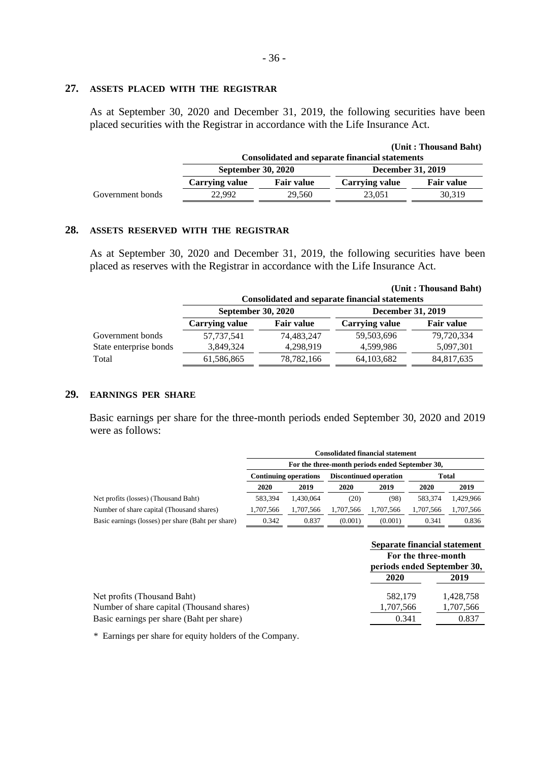## 27. ASSETS PLACED WITH THE REGISTRAR

As at September 30, 2020 and December 31, 2019, the following securities have been placed securities with the Registrar in accordance with the Life Insurance Act.

(Unit : Thousand Baht)

| | Consolidated and separate financial statements | | | |
|---|---|---|---|---|
| | September 30, 2020 | | December 31, 2019 | |
| | Carrying value | Fair value | Carrying value | Fair value |
| Government bonds | 22,992 | 29,560 | 23,051 | 30,319 |

## 28. ASSETS RESERVED WITH THE REGISTRAR

As at September 30, 2020 and December 31, 2019, the following securities have been placed as reserves with the Registrar in accordance with the Life Insurance Act.

(Unit : Thousand Baht)

| | Consolidated and separate financial statements | | | |
|---|---|---|---|---|
| | September 30, 2020 | | December 31, 2019 | |
| | Carrying value | Fair value | Carrying value | Fair value |
| Government bonds | 57,737,541 | 74,483,247 | 59,503,696 | 79,720,334 |
| State enterprise bonds | 3,849,324 | 4,298,919 | 4,599,986 | 5,097,301 |
| Total | 61,586,865 | 78,782,166 | 64,103,682 | 84,817,635 |

## 29. EARNINGS PER SHARE

Basic earnings per share for the three-month periods ended September 30, 2020 and 2019 were as follows:

| | Consolidated financial statement | | | | | |
|---|---|---|---|---|---|---|
| | For the three-month periods ended September 30, | | | | | |
| | Continuing operations | | Discontinued operation | | Total | |
| | 2020 | 2019 | 2020 | 2019 | 2020 | 2019 |
| Net profits (losses) (Thousand Baht) | 583,394 | 1,430,064 | (20) | (98) | 583,374 | 1,429,966 |
| Number of share capital (Thousand shares) | 1,707,566 | 1,707,566 | 1,707,566 | 1,707,566 | 1,707,566 | 1,707,566 |
| Basic earnings (losses) per share (Baht per share) | 0.342 | 0.837 | (0.001) | (0.001) | 0.341 | 0.836 |

| | Separate financial statement | |
|---|---|---|
| | For the three-month periods ended September 30, | |
| | 2020 | 2019 |
| Net profits (Thousand Baht) | 582,179 | 1,428,758 |
| Number of share capital (Thousand shares) | 1,707,566 | 1,707,566 |
| Basic earnings per share (Baht per share) | 0.341 | 0.837 |

\* Earnings per share for equity holders of the Company.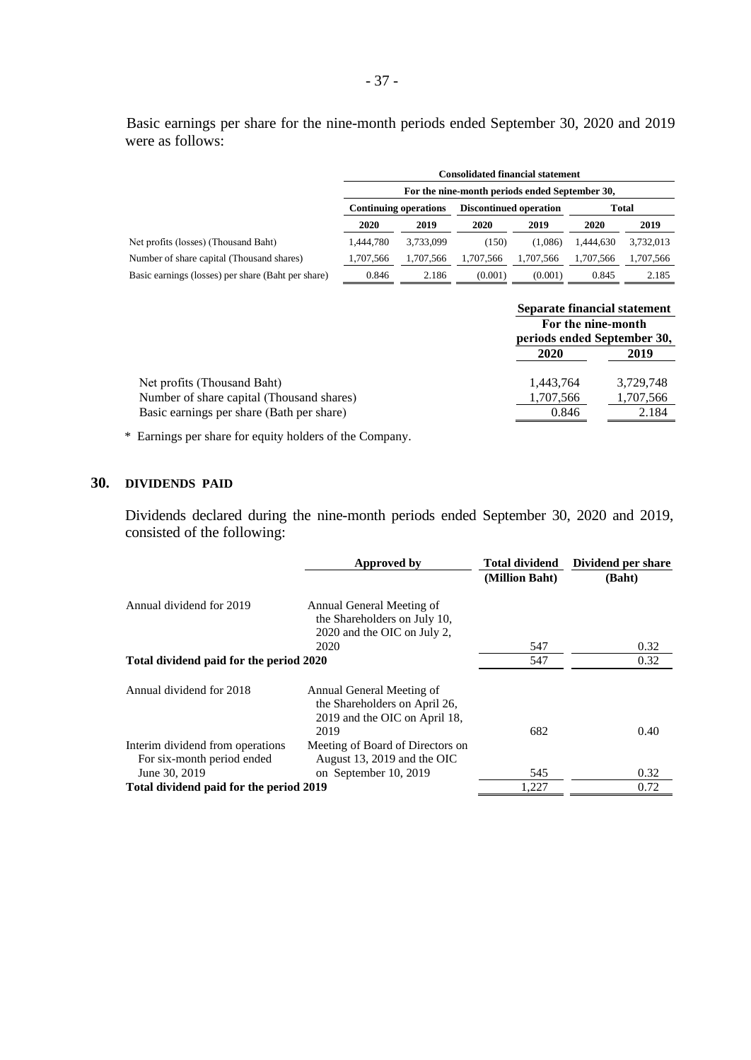Basic earnings per share for the nine-month periods ended September 30, 2020 and 2019 were as follows:

| | Consolidated financial statement | | | | | |
|---|---|---|---|---|---|---|
| | For the nine-month periods ended September 30, | | | | | |
| | Continuing operations | | Discontinued operation | | Total | |
| | 2020 | 2019 | 2020 | 2019 | 2020 | 2019 |
| Net profits (losses) (Thousand Baht) | 1,444,780 | 3,733,099 | (150) | (1,086) | 1,444,630 | 3,732,013 |
| Number of share capital (Thousand shares) | 1,707,566 | 1,707,566 | 1,707,566 | 1,707,566 | 1,707,566 | 1,707,566 |
| Basic earnings (losses) per share (Baht per share) | 0.846 | 2.186 | (0.001) | (0.001) | 0.845 | 2.185 |

| | Separate financial statement | |
|---|---|---|
| | For the nine-month periods ended September 30, | |
| | 2020 | 2019 |
| Net profits (Thousand Baht) | 1,443,764 | 3,729,748 |
| Number of share capital (Thousand shares) | 1,707,566 | 1,707,566 |
| Basic earnings per share (Bath per share) | 0.846 | 2.184 |

\* Earnings per share for equity holders of the Company.

## 30. DIVIDENDS PAID

Dividends declared during the nine-month periods ended September 30, 2020 and 2019, consisted of the following:

| | Approved by | Total dividend (Million Baht) | Dividend per share (Baht) |
|---|---|---|---|
| Annual dividend for 2019 | Annual General Meeting of the Shareholders on July 10, 2020 and the OIC on July 2, 2020 | 547 | 0.32 |
| **Total dividend paid for the period 2020** | | 547 | 0.32 |
| Annual dividend for 2018 | Annual General Meeting of the Shareholders on April 26, 2019 and the OIC on April 18, 2019 | 682 | 0.40 |
| Interim dividend from operations For six-month period ended June 30, 2019 | Meeting of Board of Directors on August 13, 2019 and the OIC on September 10, 2019 | 545 | 0.32 |
| **Total dividend paid for the period 2019** | | 1,227 | 0.72 |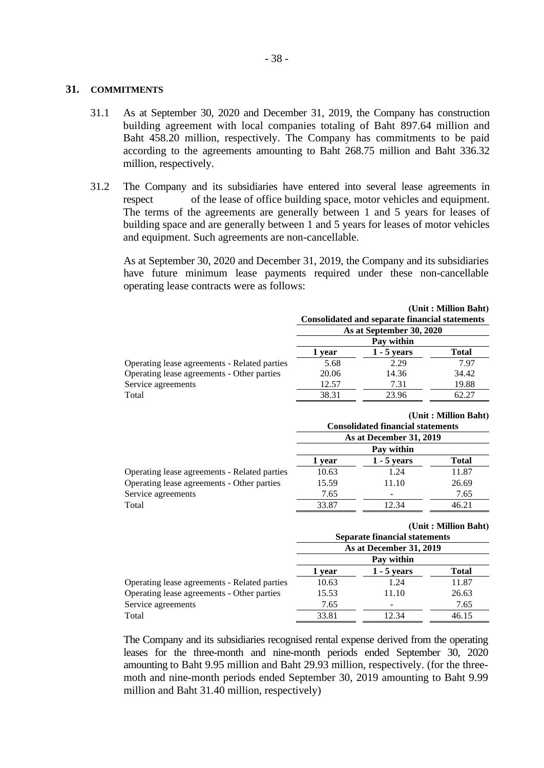## 31. COMMITMENTS

31.1 As at September 30, 2020 and December 31, 2019, the Company has construction building agreement with local companies totaling of Baht 897.64 million and Baht 458.20 million, respectively. The Company has commitments to be paid according to the agreements amounting to Baht 268.75 million and Baht 336.32 million, respectively.

31.2 The Company and its subsidiaries have entered into several lease agreements in respect of the lease of office building space, motor vehicles and equipment. The terms of the agreements are generally between 1 and 5 years for leases of building space and are generally between 1 and 5 years for leases of motor vehicles and equipment. Such agreements are non-cancellable.

As at September 30, 2020 and December 31, 2019, the Company and its subsidiaries have future minimum lease payments required under these non-cancellable operating lease contracts were as follows:

(Unit : Million Baht)

| | Consolidated and separate financial statements | | |
|---|---|---|---|
| | As at September 30, 2020 | | |
| | Pay within | | |
| | 1 year | 1 - 5 years | Total |
| Operating lease agreements - Related parties | 5.68 | 2.29 | 7.97 |
| Operating lease agreements - Other parties | 20.06 | 14.36 | 34.42 |
| Service agreements | 12.57 | 7.31 | 19.88 |
| Total | 38.31 | 23.96 | 62.27 |

(Unit : Million Baht)

| | Consolidated financial statements | | |
|---|---|---|---|
| | As at December 31, 2019 | | |
| | Pay within | | |
| | 1 year | 1 - 5 years | Total |
| Operating lease agreements - Related parties | 10.63 | 1.24 | 11.87 |
| Operating lease agreements - Other parties | 15.59 | 11.10 | 26.69 |
| Service agreements | 7.65 | - | 7.65 |
| Total | 33.87 | 12.34 | 46.21 |

(Unit : Million Baht)

| | Separate financial statements | | |
|---|---|---|---|
| | As at December 31, 2019 | | |
| | Pay within | | |
| | 1 year | 1 - 5 years | Total |
| Operating lease agreements - Related parties | 10.63 | 1.24 | 11.87 |
| Operating lease agreements - Other parties | 15.53 | 11.10 | 26.63 |
| Service agreements | 7.65 | - | 7.65 |
| Total | 33.81 | 12.34 | 46.15 |

The Company and its subsidiaries recognised rental expense derived from the operating leases for the three-month and nine-month periods ended September 30, 2020 amounting to Baht 9.95 million and Baht 29.93 million, respectively. (for the three-moth and nine-month periods ended September 30, 2019 amounting to Baht 9.99 million and Baht 31.40 million, respectively)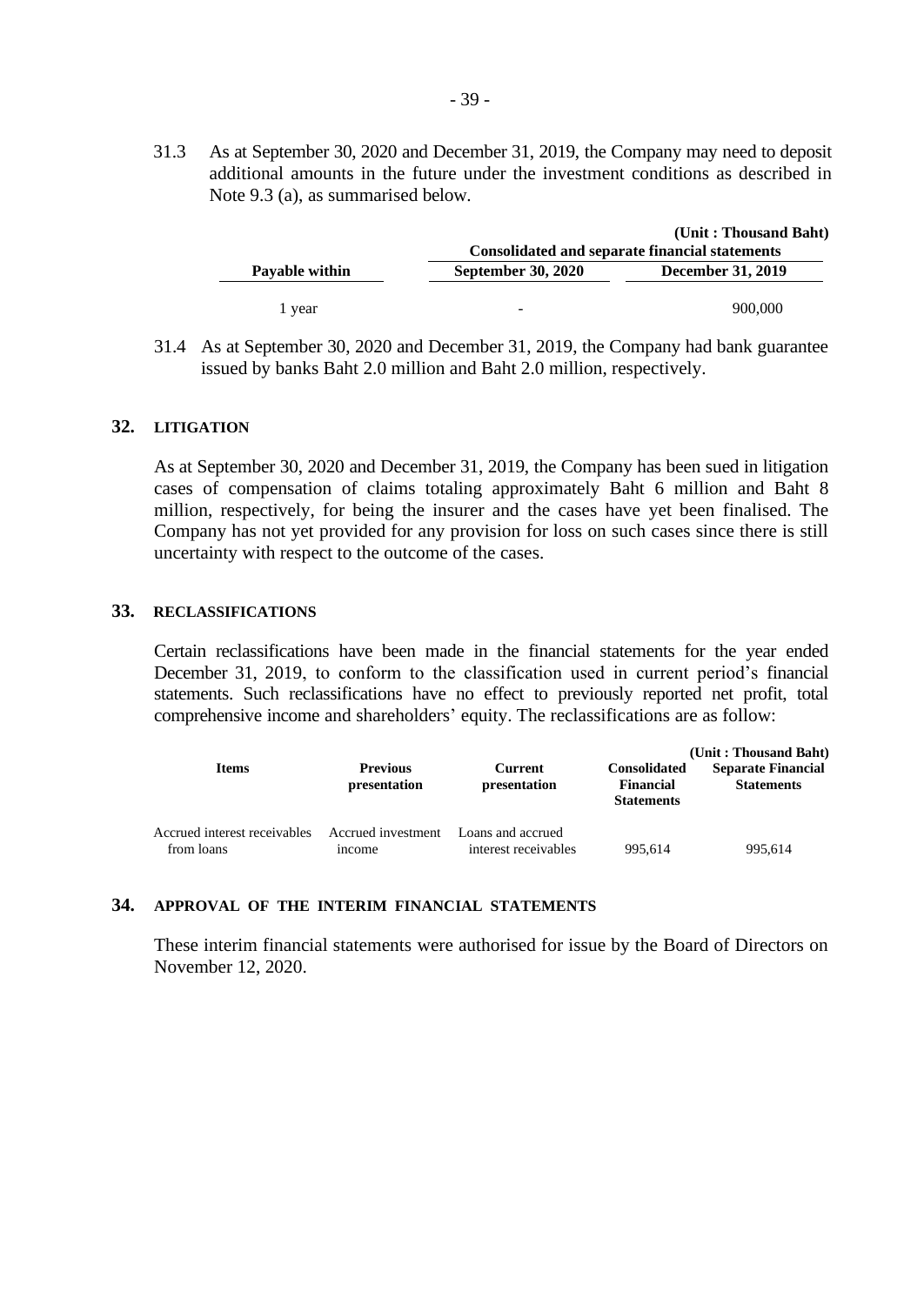31.3 As at September 30, 2020 and December 31, 2019, the Company may need to deposit additional amounts in the future under the investment conditions as described in Note 9.3 (a), as summarised below.

**(Unit : Thousand Baht)**

| Payable within | Consolidated and separate financial statements | |
|---|---|---|
| | **September 30, 2020** | **December 31, 2019** |
| 1 year | - | 900,000 |

31.4 As at September 30, 2020 and December 31, 2019, the Company had bank guarantee issued by banks Baht 2.0 million and Baht 2.0 million, respectively.

## 32. LITIGATION

As at September 30, 2020 and December 31, 2019, the Company has been sued in litigation cases of compensation of claims totaling approximately Baht 6 million and Baht 8 million, respectively, for being the insurer and the cases have yet been finalised. The Company has not yet provided for any provision for loss on such cases since there is still uncertainty with respect to the outcome of the cases.

## 33. RECLASSIFICATIONS

Certain reclassifications have been made in the financial statements for the year ended December 31, 2019, to conform to the classification used in current period's financial statements. Such reclassifications have no effect to previously reported net profit, total comprehensive income and shareholders' equity. The reclassifications are as follow:

**(Unit : Thousand Baht)**

| Items | Previous presentation | Current presentation | Consolidated Financial Statements | Separate Financial Statements |
|---|---|---|---|---|
| Accrued interest receivables from loans | Accrued investment income | Loans and accrued interest receivables | 995,614 | 995,614 |

## 34. APPROVAL OF THE INTERIM FINANCIAL STATEMENTS

These interim financial statements were authorised for issue by the Board of Directors on November 12, 2020.